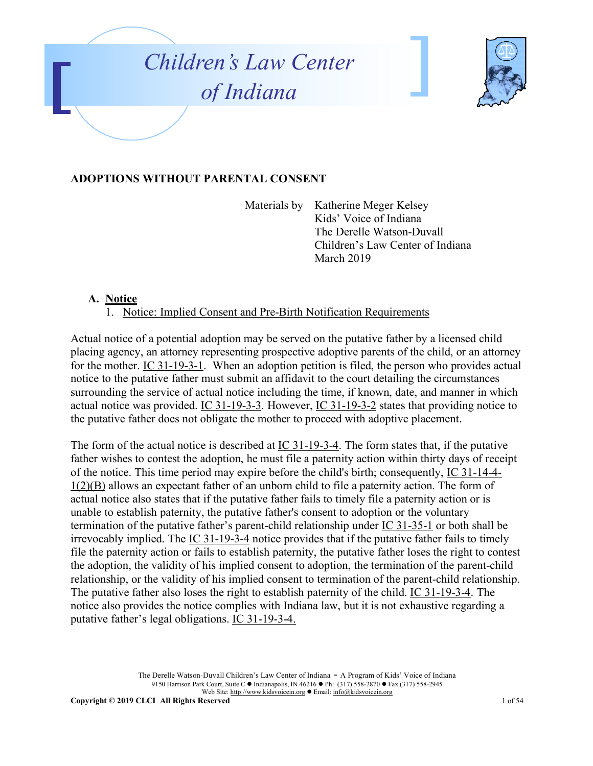# Children's Law Center of Indiana

**ADOPTIONS WITHOUT PARENTAL CONSENT**

Materials by Katherine Meger Kelsey
Kids' Voice of Indiana
The Derelle Watson-Duvall
Children's Law Center of Indiana
March 2019

## A. Notice

### 1. Notice: Implied Consent and Pre-Birth Notification Requirements

Actual notice of a potential adoption may be served on the putative father by a licensed child placing agency, an attorney representing prospective adoptive parents of the child, or an attorney for the mother. IC 31-19-3-1. When an adoption petition is filed, the person who provides actual notice to the putative father must submit an affidavit to the court detailing the circumstances surrounding the service of actual notice including the time, if known, date, and manner in which actual notice was provided. IC 31-19-3-3. However, IC 31-19-3-2 states that providing notice to the putative father does not obligate the mother to proceed with adoptive placement.

The form of the actual notice is described at IC 31-19-3-4. The form states that, if the putative father wishes to contest the adoption, he must file a paternity action within thirty days of receipt of the notice. This time period may expire before the child's birth; consequently, IC 31-14-4-1(2)(B) allows an expectant father of an unborn child to file a paternity action. The form of actual notice also states that if the putative father fails to timely file a paternity action or is unable to establish paternity, the putative father's consent to adoption or the voluntary termination of the putative father's parent-child relationship under IC 31-35-1 or both shall be irrevocably implied. The IC 31-19-3-4 notice provides that if the putative father fails to timely file the paternity action or fails to establish paternity, the putative father loses the right to contest the adoption, the validity of his implied consent to adoption, the termination of the parent-child relationship, or the validity of his implied consent to termination of the parent-child relationship. The putative father also loses the right to establish paternity of the child. IC 31-19-3-4. The notice also provides the notice complies with Indiana law, but it is not exhaustive regarding a putative father's legal obligations. IC 31-19-3-4.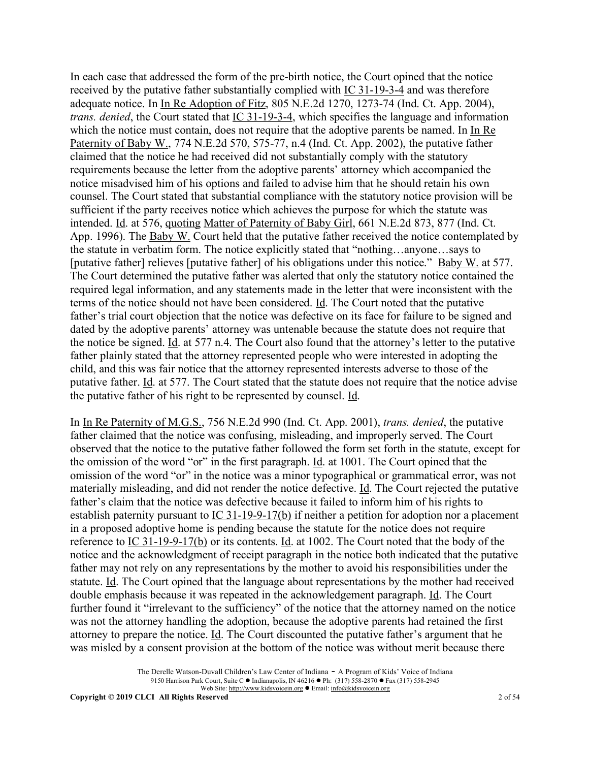In each case that addressed the form of the pre-birth notice, the Court opined that the notice received by the putative father substantially complied with IC 31-19-3-4 and was therefore adequate notice. In In Re Adoption of Fitz, 805 N.E.2d 1270, 1273-74 (Ind. Ct. App. 2004), *trans. denied*, the Court stated that IC 31-19-3-4, which specifies the language and information which the notice must contain, does not require that the adoptive parents be named. In In Re Paternity of Baby W., 774 N.E.2d 570, 575-77, n.4 (Ind. Ct. App. 2002), the putative father claimed that the notice he had received did not substantially comply with the statutory requirements because the letter from the adoptive parents' attorney which accompanied the notice misadvised him of his options and failed to advise him that he should retain his own counsel. The Court stated that substantial compliance with the statutory notice provision will be sufficient if the party receives notice which achieves the purpose for which the statute was intended. Id. at 576, quoting Matter of Paternity of Baby Girl, 661 N.E.2d 873, 877 (Ind. Ct. App. 1996). The Baby W. Court held that the putative father received the notice contemplated by the statute in verbatim form. The notice explicitly stated that "nothing…anyone…says to [putative father] relieves [putative father] of his obligations under this notice." Baby W. at 577. The Court determined the putative father was alerted that only the statutory notice contained the required legal information, and any statements made in the letter that were inconsistent with the terms of the notice should not have been considered. Id. The Court noted that the putative father's trial court objection that the notice was defective on its face for failure to be signed and dated by the adoptive parents' attorney was untenable because the statute does not require that the notice be signed. Id. at 577 n.4. The Court also found that the attorney's letter to the putative father plainly stated that the attorney represented people who were interested in adopting the child, and this was fair notice that the attorney represented interests adverse to those of the putative father. Id. at 577. The Court stated that the statute does not require that the notice advise the putative father of his right to be represented by counsel. Id.

In In Re Paternity of M.G.S., 756 N.E.2d 990 (Ind. Ct. App. 2001), *trans. denied*, the putative father claimed that the notice was confusing, misleading, and improperly served. The Court observed that the notice to the putative father followed the form set forth in the statute, except for the omission of the word "or" in the first paragraph. Id. at 1001. The Court opined that the omission of the word "or" in the notice was a minor typographical or grammatical error, was not materially misleading, and did not render the notice defective. Id. The Court rejected the putative father's claim that the notice was defective because it failed to inform him of his rights to establish paternity pursuant to IC 31-19-9-17(b) if neither a petition for adoption nor a placement in a proposed adoptive home is pending because the statute for the notice does not require reference to IC 31-19-9-17(b) or its contents. Id. at 1002. The Court noted that the body of the notice and the acknowledgment of receipt paragraph in the notice both indicated that the putative father may not rely on any representations by the mother to avoid his responsibilities under the statute. Id. The Court opined that the language about representations by the mother had received double emphasis because it was repeated in the acknowledgement paragraph. Id. The Court further found it "irrelevant to the sufficiency" of the notice that the attorney named on the notice was not the attorney handling the adoption, because the adoptive parents had retained the first attorney to prepare the notice. Id. The Court discounted the putative father's argument that he was misled by a consent provision at the bottom of the notice was without merit because there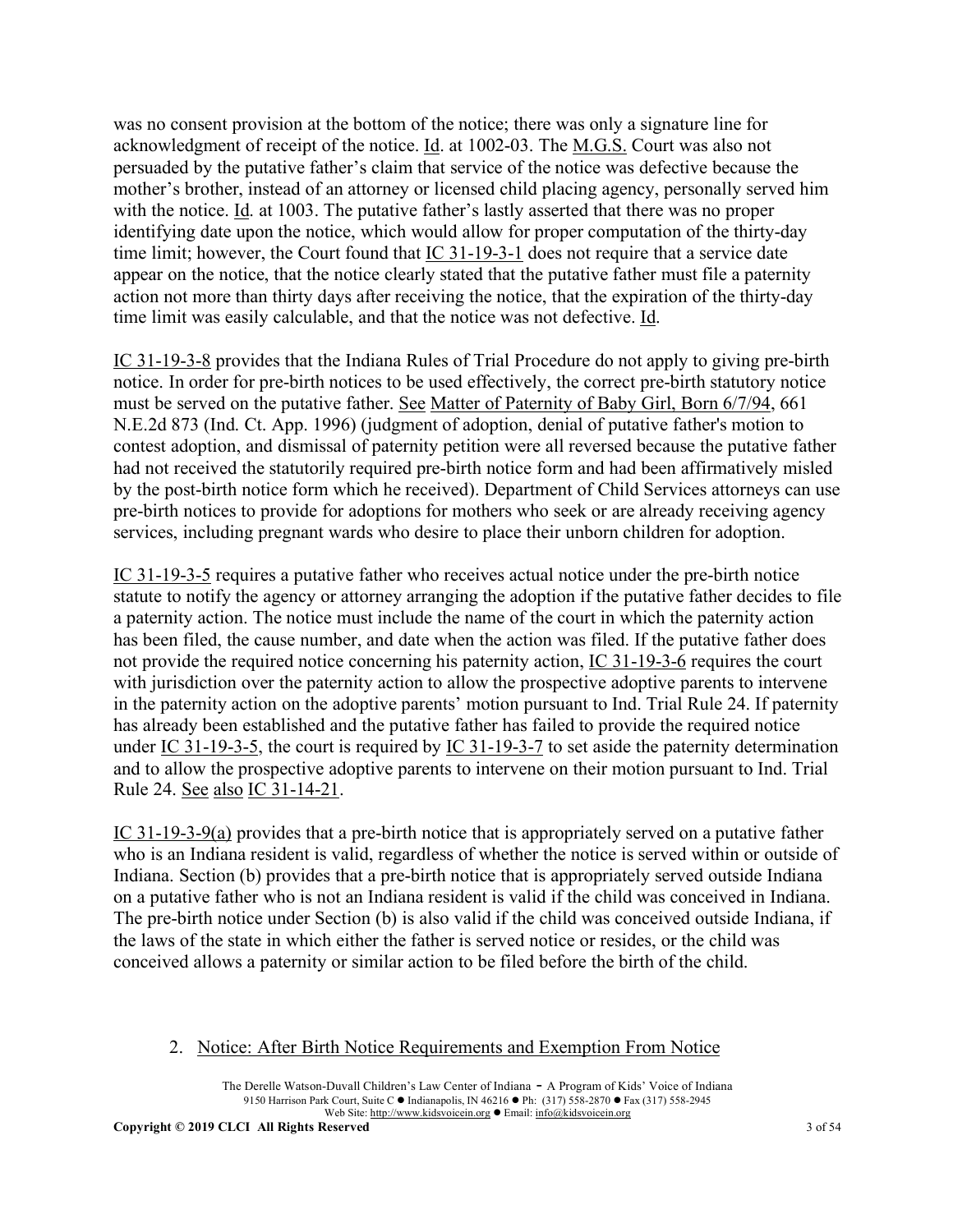was no consent provision at the bottom of the notice; there was only a signature line for acknowledgment of receipt of the notice. Id. at 1002-03. The M.G.S. Court was also not persuaded by the putative father's claim that service of the notice was defective because the mother's brother, instead of an attorney or licensed child placing agency, personally served him with the notice. Id. at 1003. The putative father's lastly asserted that there was no proper identifying date upon the notice, which would allow for proper computation of the thirty-day time limit; however, the Court found that IC 31-19-3-1 does not require that a service date appear on the notice, that the notice clearly stated that the putative father must file a paternity action not more than thirty days after receiving the notice, that the expiration of the thirty-day time limit was easily calculable, and that the notice was not defective. Id.

IC 31-19-3-8 provides that the Indiana Rules of Trial Procedure do not apply to giving pre-birth notice. In order for pre-birth notices to be used effectively, the correct pre-birth statutory notice must be served on the putative father. See Matter of Paternity of Baby Girl, Born 6/7/94, 661 N.E.2d 873 (Ind. Ct. App. 1996) (judgment of adoption, denial of putative father's motion to contest adoption, and dismissal of paternity petition were all reversed because the putative father had not received the statutorily required pre-birth notice form and had been affirmatively misled by the post-birth notice form which he received). Department of Child Services attorneys can use pre-birth notices to provide for adoptions for mothers who seek or are already receiving agency services, including pregnant wards who desire to place their unborn children for adoption.

IC 31-19-3-5 requires a putative father who receives actual notice under the pre-birth notice statute to notify the agency or attorney arranging the adoption if the putative father decides to file a paternity action. The notice must include the name of the court in which the paternity action has been filed, the cause number, and date when the action was filed. If the putative father does not provide the required notice concerning his paternity action, IC 31-19-3-6 requires the court with jurisdiction over the paternity action to allow the prospective adoptive parents to intervene in the paternity action on the adoptive parents' motion pursuant to Ind. Trial Rule 24. If paternity has already been established and the putative father has failed to provide the required notice under IC 31-19-3-5, the court is required by IC 31-19-3-7 to set aside the paternity determination and to allow the prospective adoptive parents to intervene on their motion pursuant to Ind. Trial Rule 24. See also IC 31-14-21.

IC 31-19-3-9(a) provides that a pre-birth notice that is appropriately served on a putative father who is an Indiana resident is valid, regardless of whether the notice is served within or outside of Indiana. Section (b) provides that a pre-birth notice that is appropriately served outside Indiana on a putative father who is not an Indiana resident is valid if the child was conceived in Indiana. The pre-birth notice under Section (b) is also valid if the child was conceived outside Indiana, if the laws of the state in which either the father is served notice or resides, or the child was conceived allows a paternity or similar action to be filed before the birth of the child.

2. Notice: After Birth Notice Requirements and Exemption From Notice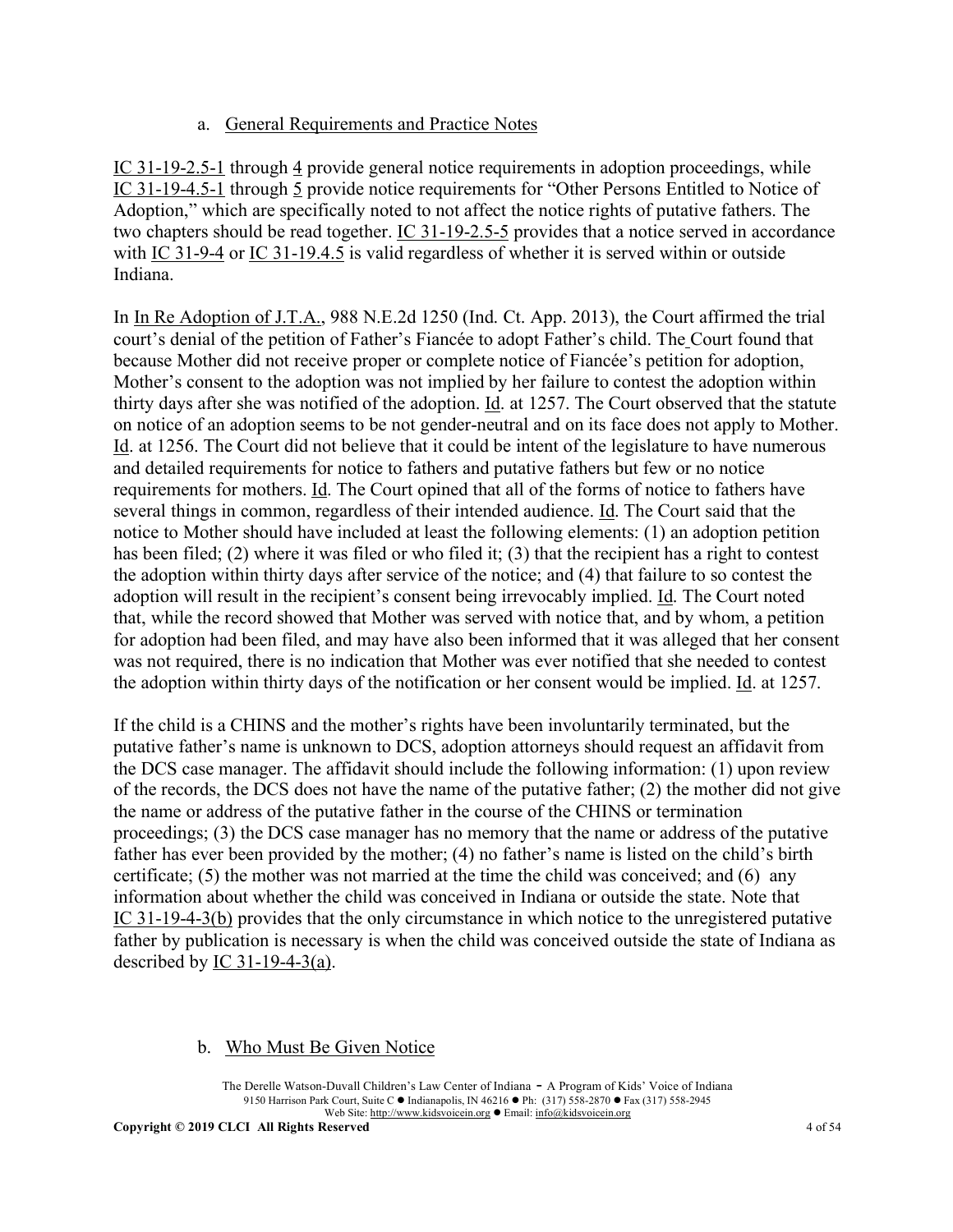a. <u>General Requirements and Practice Notes</u>

IC 31-19-2.5-1 through 4 provide general notice requirements in adoption proceedings, while IC 31-19-4.5-1 through 5 provide notice requirements for "Other Persons Entitled to Notice of Adoption," which are specifically noted to not affect the notice rights of putative fathers. The two chapters should be read together. IC 31-19-2.5-5 provides that a notice served in accordance with IC 31-9-4 or IC 31-19.4.5 is valid regardless of whether it is served within or outside Indiana.

In In Re Adoption of J.T.A., 988 N.E.2d 1250 (Ind. Ct. App. 2013), the Court affirmed the trial court's denial of the petition of Father's Fiancée to adopt Father's child. The Court found that because Mother did not receive proper or complete notice of Fiancée's petition for adoption, Mother's consent to the adoption was not implied by her failure to contest the adoption within thirty days after she was notified of the adoption. Id. at 1257. The Court observed that the statute on notice of an adoption seems to be not gender-neutral and on its face does not apply to Mother. Id. at 1256. The Court did not believe that it could be intent of the legislature to have numerous and detailed requirements for notice to fathers and putative fathers but few or no notice requirements for mothers. Id. The Court opined that all of the forms of notice to fathers have several things in common, regardless of their intended audience. Id. The Court said that the notice to Mother should have included at least the following elements: (1) an adoption petition has been filed; (2) where it was filed or who filed it; (3) that the recipient has a right to contest the adoption within thirty days after service of the notice; and (4) that failure to so contest the adoption will result in the recipient's consent being irrevocably implied. Id. The Court noted that, while the record showed that Mother was served with notice that, and by whom, a petition for adoption had been filed, and may have also been informed that it was alleged that her consent was not required, there is no indication that Mother was ever notified that she needed to contest the adoption within thirty days of the notification or her consent would be implied. Id. at 1257.

If the child is a CHINS and the mother's rights have been involuntarily terminated, but the putative father's name is unknown to DCS, adoption attorneys should request an affidavit from the DCS case manager. The affidavit should include the following information: (1) upon review of the records, the DCS does not have the name of the putative father; (2) the mother did not give the name or address of the putative father in the course of the CHINS or termination proceedings; (3) the DCS case manager has no memory that the name or address of the putative father has ever been provided by the mother; (4) no father's name is listed on the child's birth certificate; (5) the mother was not married at the time the child was conceived; and (6) any information about whether the child was conceived in Indiana or outside the state. Note that IC 31-19-4-3(b) provides that the only circumstance in which notice to the unregistered putative father by publication is necessary is when the child was conceived outside the state of Indiana as described by IC 31-19-4-3(a).

b. <u>Who Must Be Given Notice</u>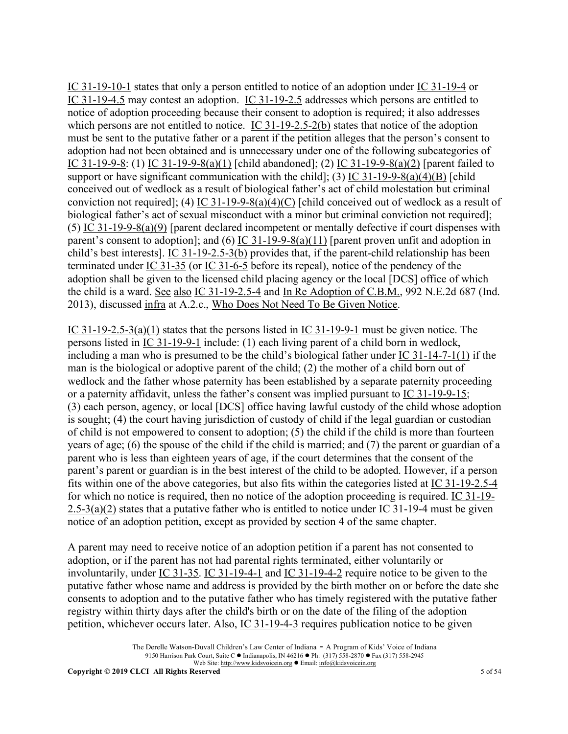IC 31-19-10-1 states that only a person entitled to notice of an adoption under IC 31-19-4 or IC 31-19-4.5 may contest an adoption. IC 31-19-2.5 addresses which persons are entitled to notice of adoption proceeding because their consent to adoption is required; it also addresses which persons are not entitled to notice. IC 31-19-2.5-2(b) states that notice of the adoption must be sent to the putative father or a parent if the petition alleges that the person's consent to adoption had not been obtained and is unnecessary under one of the following subcategories of IC 31-19-9-8: (1) IC 31-19-9-8(a)(1) [child abandoned]; (2) IC 31-19-9-8(a)(2) [parent failed to support or have significant communication with the child]; (3) IC 31-19-9-8(a)(4)(B) [child conceived out of wedlock as a result of biological father's act of child molestation but criminal conviction not required]; (4) IC 31-19-9-8(a)(4)(C) [child conceived out of wedlock as a result of biological father's act of sexual misconduct with a minor but criminal conviction not required]; (5) IC 31-19-9-8(a)(9) [parent declared incompetent or mentally defective if court dispenses with parent's consent to adoption]; and (6) IC 31-19-9-8(a)(11) [parent proven unfit and adoption in child's best interests]. IC 31-19-2.5-3(b) provides that, if the parent-child relationship has been terminated under IC 31-35 (or IC 31-6-5 before its repeal), notice of the pendency of the adoption shall be given to the licensed child placing agency or the local [DCS] office of which the child is a ward. See also IC 31-19-2.5-4 and In Re Adoption of C.B.M., 992 N.E.2d 687 (Ind. 2013), discussed infra at A.2.c., Who Does Not Need To Be Given Notice.

IC 31-19-2.5-3(a)(1) states that the persons listed in IC 31-19-9-1 must be given notice. The persons listed in IC 31-19-9-1 include: (1) each living parent of a child born in wedlock, including a man who is presumed to be the child's biological father under IC 31-14-7-1(1) if the man is the biological or adoptive parent of the child; (2) the mother of a child born out of wedlock and the father whose paternity has been established by a separate paternity proceeding or a paternity affidavit, unless the father's consent was implied pursuant to IC 31-19-9-15; (3) each person, agency, or local [DCS] office having lawful custody of the child whose adoption is sought; (4) the court having jurisdiction of custody of child if the legal guardian or custodian of child is not empowered to consent to adoption; (5) the child if the child is more than fourteen years of age; (6) the spouse of the child if the child is married; and (7) the parent or guardian of a parent who is less than eighteen years of age, if the court determines that the consent of the parent's parent or guardian is in the best interest of the child to be adopted. However, if a person fits within one of the above categories, but also fits within the categories listed at IC 31-19-2.5-4 for which no notice is required, then no notice of the adoption proceeding is required. IC 31-19-2.5-3(a)(2) states that a putative father who is entitled to notice under IC 31-19-4 must be given notice of an adoption petition, except as provided by section 4 of the same chapter.

A parent may need to receive notice of an adoption petition if a parent has not consented to adoption, or if the parent has not had parental rights terminated, either voluntarily or involuntarily, under IC 31-35. IC 31-19-4-1 and IC 31-19-4-2 require notice to be given to the putative father whose name and address is provided by the birth mother on or before the date she consents to adoption and to the putative father who has timely registered with the putative father registry within thirty days after the child's birth or on the date of the filing of the adoption petition, whichever occurs later. Also, IC 31-19-4-3 requires publication notice to be given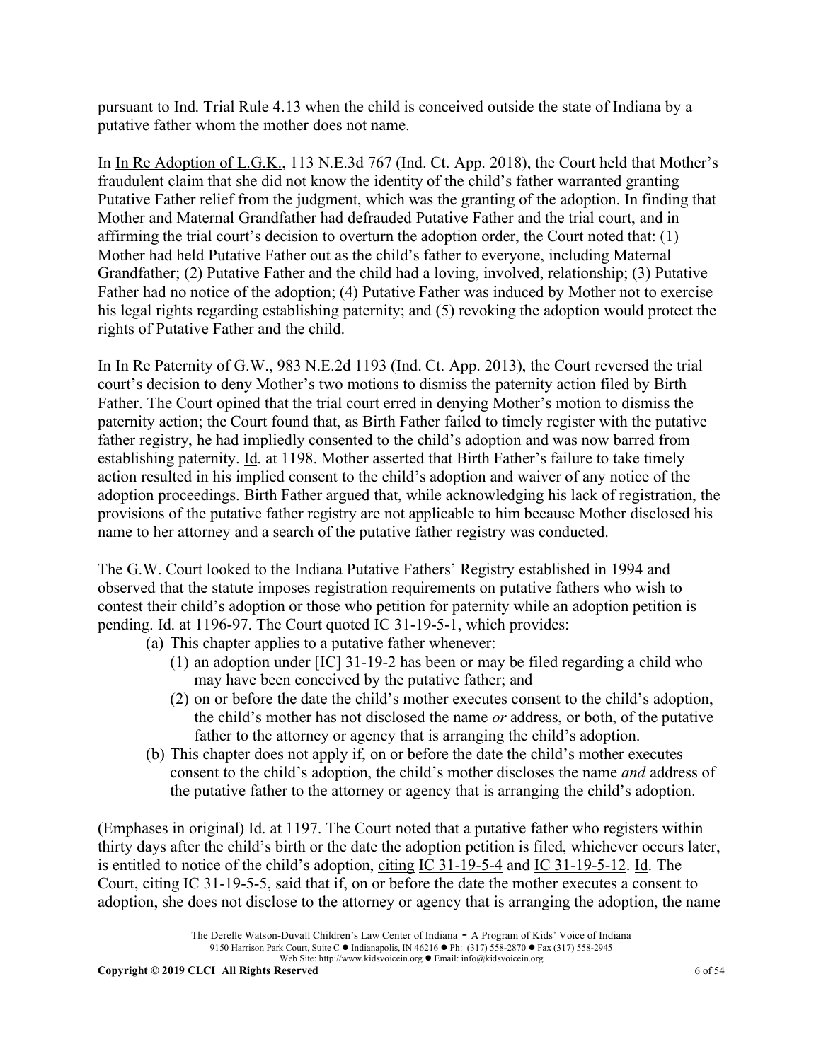pursuant to Ind. Trial Rule 4.13 when the child is conceived outside the state of Indiana by a putative father whom the mother does not name.

In In Re Adoption of L.G.K., 113 N.E.3d 767 (Ind. Ct. App. 2018), the Court held that Mother's fraudulent claim that she did not know the identity of the child's father warranted granting Putative Father relief from the judgment, which was the granting of the adoption. In finding that Mother and Maternal Grandfather had defrauded Putative Father and the trial court, and in affirming the trial court's decision to overturn the adoption order, the Court noted that: (1) Mother had held Putative Father out as the child's father to everyone, including Maternal Grandfather; (2) Putative Father and the child had a loving, involved, relationship; (3) Putative Father had no notice of the adoption; (4) Putative Father was induced by Mother not to exercise his legal rights regarding establishing paternity; and (5) revoking the adoption would protect the rights of Putative Father and the child.

In In Re Paternity of G.W., 983 N.E.2d 1193 (Ind. Ct. App. 2013), the Court reversed the trial court's decision to deny Mother's two motions to dismiss the paternity action filed by Birth Father. The Court opined that the trial court erred in denying Mother's motion to dismiss the paternity action; the Court found that, as Birth Father failed to timely register with the putative father registry, he had impliedly consented to the child's adoption and was now barred from establishing paternity. Id. at 1198. Mother asserted that Birth Father's failure to take timely action resulted in his implied consent to the child's adoption and waiver of any notice of the adoption proceedings. Birth Father argued that, while acknowledging his lack of registration, the provisions of the putative father registry are not applicable to him because Mother disclosed his name to her attorney and a search of the putative father registry was conducted.

The G.W. Court looked to the Indiana Putative Fathers' Registry established in 1994 and observed that the statute imposes registration requirements on putative fathers who wish to contest their child's adoption or those who petition for paternity while an adoption petition is pending. Id. at 1196-97. The Court quoted IC 31-19-5-1, which provides:

> (a) This chapter applies to a putative father whenever:
>     (1) an adoption under [IC] 31-19-2 has been or may be filed regarding a child who may have been conceived by the putative father; and
>     (2) on or before the date the child's mother executes consent to the child's adoption, the child's mother has not disclosed the name *or* address, or both, of the putative father to the attorney or agency that is arranging the child's adoption.
>
> (b) This chapter does not apply if, on or before the date the child's mother executes consent to the child's adoption, the child's mother discloses the name *and* address of the putative father to the attorney or agency that is arranging the child's adoption.

(Emphases in original) Id. at 1197. The Court noted that a putative father who registers within thirty days after the child's birth or the date the adoption petition is filed, whichever occurs later, is entitled to notice of the child's adoption, citing IC 31-19-5-4 and IC 31-19-5-12. Id. The Court, citing IC 31-19-5-5, said that if, on or before the date the mother executes a consent to adoption, she does not disclose to the attorney or agency that is arranging the adoption, the name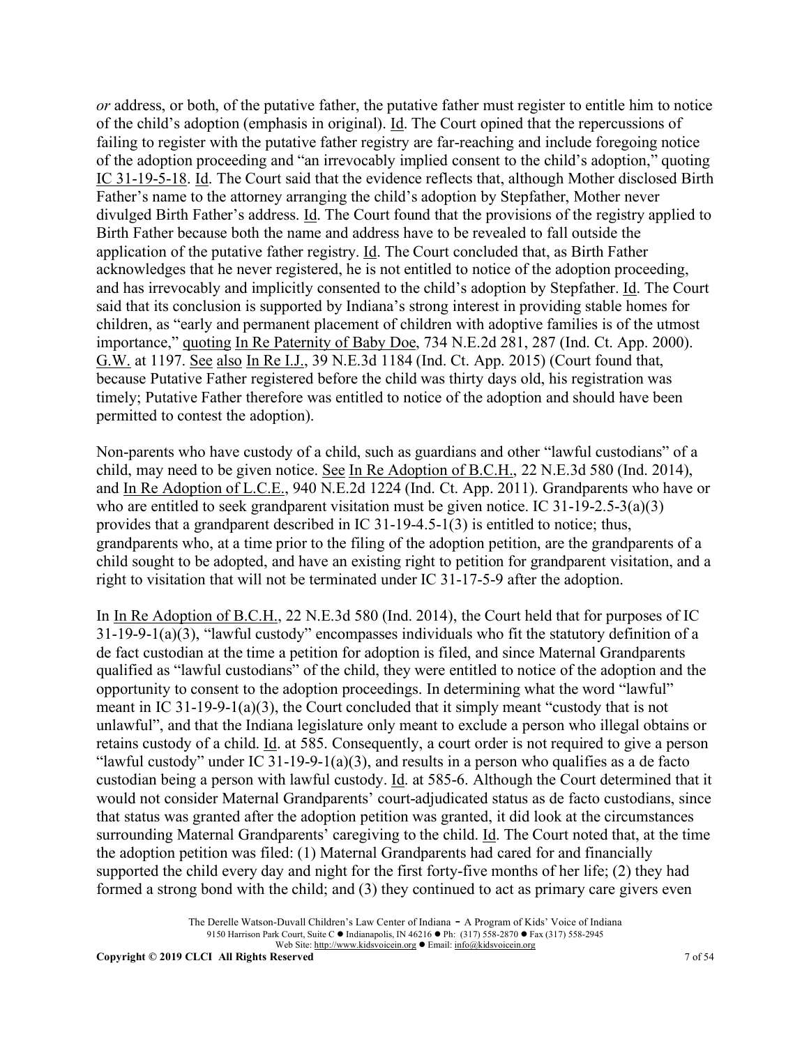*or* address, or both, of the putative father, the putative father must register to entitle him to notice of the child's adoption (emphasis in original). Id. The Court opined that the repercussions of failing to register with the putative father registry are far-reaching and include foregoing notice of the adoption proceeding and "an irrevocably implied consent to the child's adoption," quoting IC 31-19-5-18. Id. The Court said that the evidence reflects that, although Mother disclosed Birth Father's name to the attorney arranging the child's adoption by Stepfather, Mother never divulged Birth Father's address. Id. The Court found that the provisions of the registry applied to Birth Father because both the name and address have to be revealed to fall outside the application of the putative father registry. Id. The Court concluded that, as Birth Father acknowledges that he never registered, he is not entitled to notice of the adoption proceeding, and has irrevocably and implicitly consented to the child's adoption by Stepfather. Id. The Court said that its conclusion is supported by Indiana's strong interest in providing stable homes for children, as "early and permanent placement of children with adoptive families is of the utmost importance," quoting In Re Paternity of Baby Doe, 734 N.E.2d 281, 287 (Ind. Ct. App. 2000). G.W. at 1197. See also In Re I.J., 39 N.E.3d 1184 (Ind. Ct. App. 2015) (Court found that, because Putative Father registered before the child was thirty days old, his registration was timely; Putative Father therefore was entitled to notice of the adoption and should have been permitted to contest the adoption).

Non-parents who have custody of a child, such as guardians and other "lawful custodians" of a child, may need to be given notice. See In Re Adoption of B.C.H., 22 N.E.3d 580 (Ind. 2014), and In Re Adoption of L.C.E., 940 N.E.2d 1224 (Ind. Ct. App. 2011). Grandparents who have or who are entitled to seek grandparent visitation must be given notice. IC 31-19-2.5-3(a)(3) provides that a grandparent described in IC 31-19-4.5-1(3) is entitled to notice; thus, grandparents who, at a time prior to the filing of the adoption petition, are the grandparents of a child sought to be adopted, and have an existing right to petition for grandparent visitation, and a right to visitation that will not be terminated under IC 31-17-5-9 after the adoption.

In In Re Adoption of B.C.H., 22 N.E.3d 580 (Ind. 2014), the Court held that for purposes of IC 31-19-9-1(a)(3), "lawful custody" encompasses individuals who fit the statutory definition of a de fact custodian at the time a petition for adoption is filed, and since Maternal Grandparents qualified as "lawful custodians" of the child, they were entitled to notice of the adoption and the opportunity to consent to the adoption proceedings. In determining what the word "lawful" meant in IC 31-19-9-1(a)(3), the Court concluded that it simply meant "custody that is not unlawful", and that the Indiana legislature only meant to exclude a person who illegal obtains or retains custody of a child. Id. at 585. Consequently, a court order is not required to give a person "lawful custody" under IC 31-19-9-1(a)(3), and results in a person who qualifies as a de facto custodian being a person with lawful custody. Id. at 585-6. Although the Court determined that it would not consider Maternal Grandparents' court-adjudicated status as de facto custodians, since that status was granted after the adoption petition was granted, it did look at the circumstances surrounding Maternal Grandparents' caregiving to the child. Id. The Court noted that, at the time the adoption petition was filed: (1) Maternal Grandparents had cared for and financially supported the child every day and night for the first forty-five months of her life; (2) they had formed a strong bond with the child; and (3) they continued to act as primary care givers even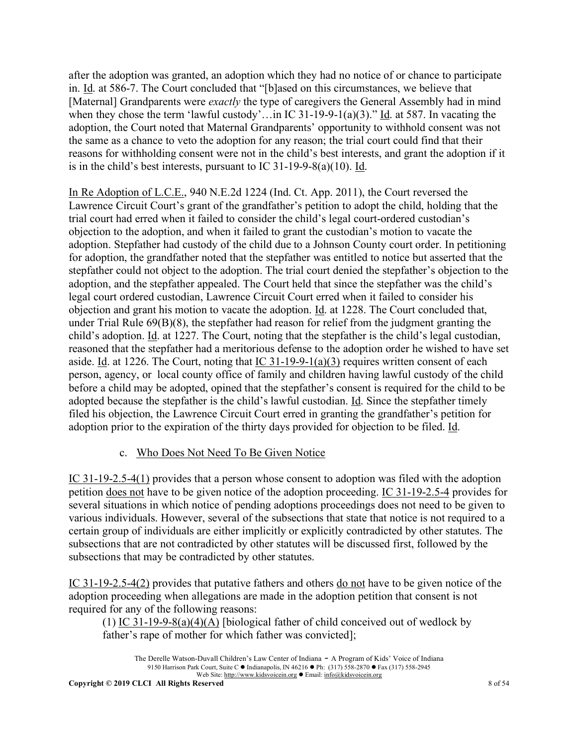after the adoption was granted, an adoption which they had no notice of or chance to participate in. Id. at 586-7. The Court concluded that "[b]ased on this circumstances, we believe that [Maternal] Grandparents were *exactly* the type of caregivers the General Assembly had in mind when they chose the term 'lawful custody'…in IC 31-19-9-1(a)(3)." Id. at 587. In vacating the adoption, the Court noted that Maternal Grandparents' opportunity to withhold consent was not the same as a chance to veto the adoption for any reason; the trial court could find that their reasons for withholding consent were not in the child's best interests, and grant the adoption if it is in the child's best interests, pursuant to IC 31-19-9-8(a)(10). Id.

In Re Adoption of L.C.E., 940 N.E.2d 1224 (Ind. Ct. App. 2011), the Court reversed the Lawrence Circuit Court's grant of the grandfather's petition to adopt the child, holding that the trial court had erred when it failed to consider the child's legal court-ordered custodian's objection to the adoption, and when it failed to grant the custodian's motion to vacate the adoption. Stepfather had custody of the child due to a Johnson County court order. In petitioning for adoption, the grandfather noted that the stepfather was entitled to notice but asserted that the stepfather could not object to the adoption. The trial court denied the stepfather's objection to the adoption, and the stepfather appealed. The Court held that since the stepfather was the child's legal court ordered custodian, Lawrence Circuit Court erred when it failed to consider his objection and grant his motion to vacate the adoption. Id. at 1228. The Court concluded that, under Trial Rule 69(B)(8), the stepfather had reason for relief from the judgment granting the child's adoption. Id. at 1227. The Court, noting that the stepfather is the child's legal custodian, reasoned that the stepfather had a meritorious defense to the adoption order he wished to have set aside. Id. at 1226. The Court, noting that IC 31-19-9-1(a)(3) requires written consent of each person, agency, or local county office of family and children having lawful custody of the child before a child may be adopted, opined that the stepfather's consent is required for the child to be adopted because the stepfather is the child's lawful custodian. Id. Since the stepfather timely filed his objection, the Lawrence Circuit Court erred in granting the grandfather's petition for adoption prior to the expiration of the thirty days provided for objection to be filed. Id.

c. Who Does Not Need To Be Given Notice

IC 31-19-2.5-4(1) provides that a person whose consent to adoption was filed with the adoption petition does not have to be given notice of the adoption proceeding. IC 31-19-2.5-4 provides for several situations in which notice of pending adoptions proceedings does not need to be given to various individuals. However, several of the subsections that state that notice is not required to a certain group of individuals are either implicitly or explicitly contradicted by other statutes. The subsections that are not contradicted by other statutes will be discussed first, followed by the subsections that may be contradicted by other statutes.

IC 31-19-2.5-4(2) provides that putative fathers and others do not have to be given notice of the adoption proceeding when allegations are made in the adoption petition that consent is not required for any of the following reasons:

(1) IC 31-19-9-8(a)(4)(A) [biological father of child conceived out of wedlock by father's rape of mother for which father was convicted];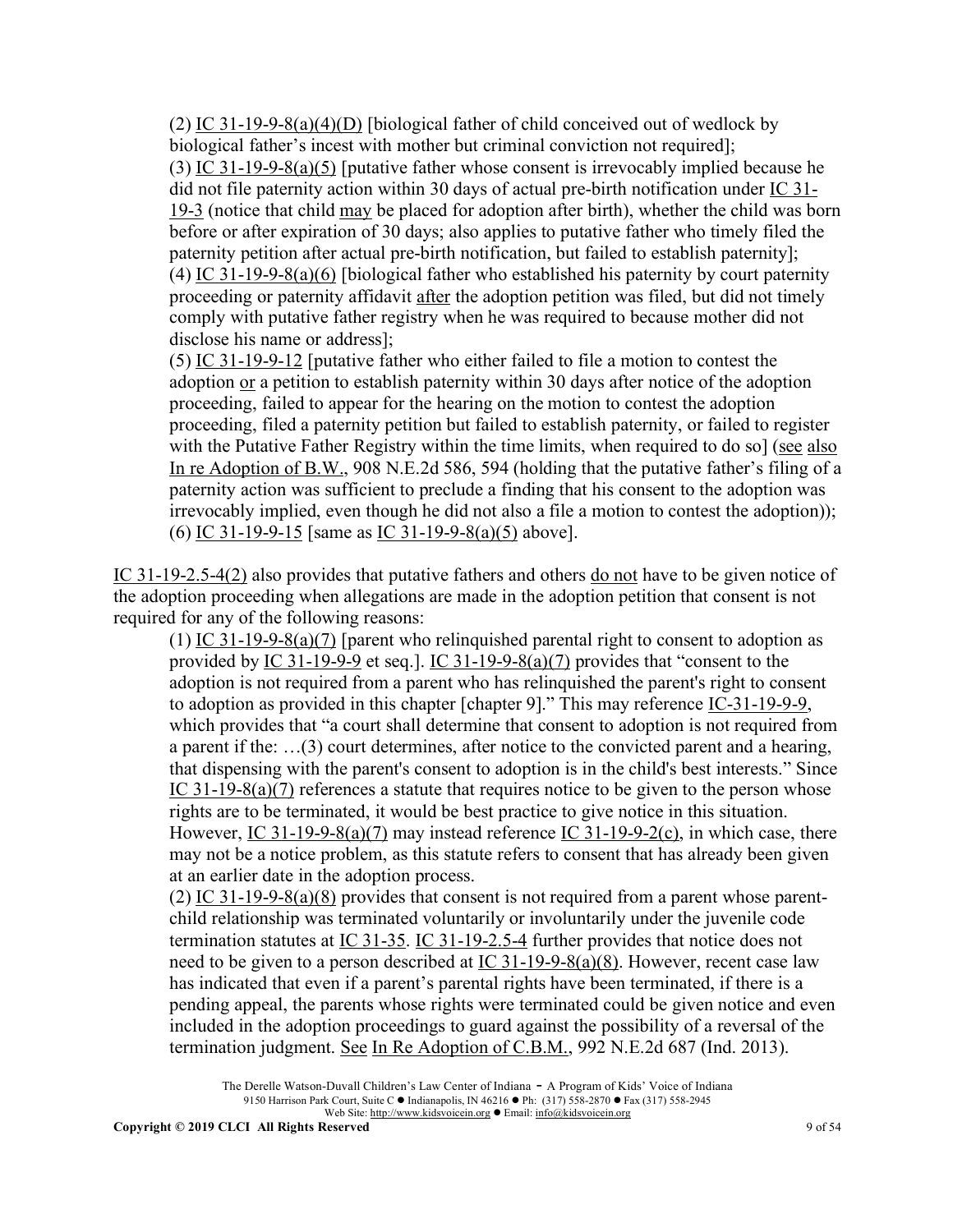(2) IC 31-19-9-8(a)(4)(D) [biological father of child conceived out of wedlock by biological father's incest with mother but criminal conviction not required];

(3) IC 31-19-9-8(a)(5) [putative father whose consent is irrevocably implied because he did not file paternity action within 30 days of actual pre-birth notification under IC 31-19-3 (notice that child may be placed for adoption after birth), whether the child was born before or after expiration of 30 days; also applies to putative father who timely filed the paternity petition after actual pre-birth notification, but failed to establish paternity];

(4) IC 31-19-9-8(a)(6) [biological father who established his paternity by court paternity proceeding or paternity affidavit after the adoption petition was filed, but did not timely comply with putative father registry when he was required to because mother did not disclose his name or address];

(5) IC 31-19-9-12 [putative father who either failed to file a motion to contest the adoption or a petition to establish paternity within 30 days after notice of the adoption proceeding, failed to appear for the hearing on the motion to contest the adoption proceeding, filed a paternity petition but failed to establish paternity, or failed to register with the Putative Father Registry within the time limits, when required to do so] (see also In re Adoption of B.W., 908 N.E.2d 586, 594 (holding that the putative father's filing of a paternity action was sufficient to preclude a finding that his consent to the adoption was irrevocably implied, even though he did not also a file a motion to contest the adoption));

(6) IC 31-19-9-15 [same as IC 31-19-9-8(a)(5) above].

IC 31-19-2.5-4(2) also provides that putative fathers and others do not have to be given notice of the adoption proceeding when allegations are made in the adoption petition that consent is not required for any of the following reasons:

(1) IC 31-19-9-8(a)(7) [parent who relinquished parental right to consent to adoption as provided by IC 31-19-9-9 et seq.]. IC 31-19-9-8(a)(7) provides that "consent to the adoption is not required from a parent who has relinquished the parent's right to consent to adoption as provided in this chapter [chapter 9]." This may reference IC-31-19-9-9, which provides that "a court shall determine that consent to adoption is not required from a parent if the: …(3) court determines, after notice to the convicted parent and a hearing, that dispensing with the parent's consent to adoption is in the child's best interests." Since IC 31-19-8(a)(7) references a statute that requires notice to be given to the person whose rights are to be terminated, it would be best practice to give notice in this situation. However, IC 31-19-9-8(a)(7) may instead reference IC 31-19-9-2(c), in which case, there may not be a notice problem, as this statute refers to consent that has already been given at an earlier date in the adoption process.

(2) IC 31-19-9-8(a)(8) provides that consent is not required from a parent whose parent-child relationship was terminated voluntarily or involuntarily under the juvenile code termination statutes at IC 31-35. IC 31-19-2.5-4 further provides that notice does not need to be given to a person described at IC 31-19-9-8(a)(8). However, recent case law has indicated that even if a parent's parental rights have been terminated, if there is a pending appeal, the parents whose rights were terminated could be given notice and even included in the adoption proceedings to guard against the possibility of a reversal of the termination judgment. See In Re Adoption of C.B.M., 992 N.E.2d 687 (Ind. 2013).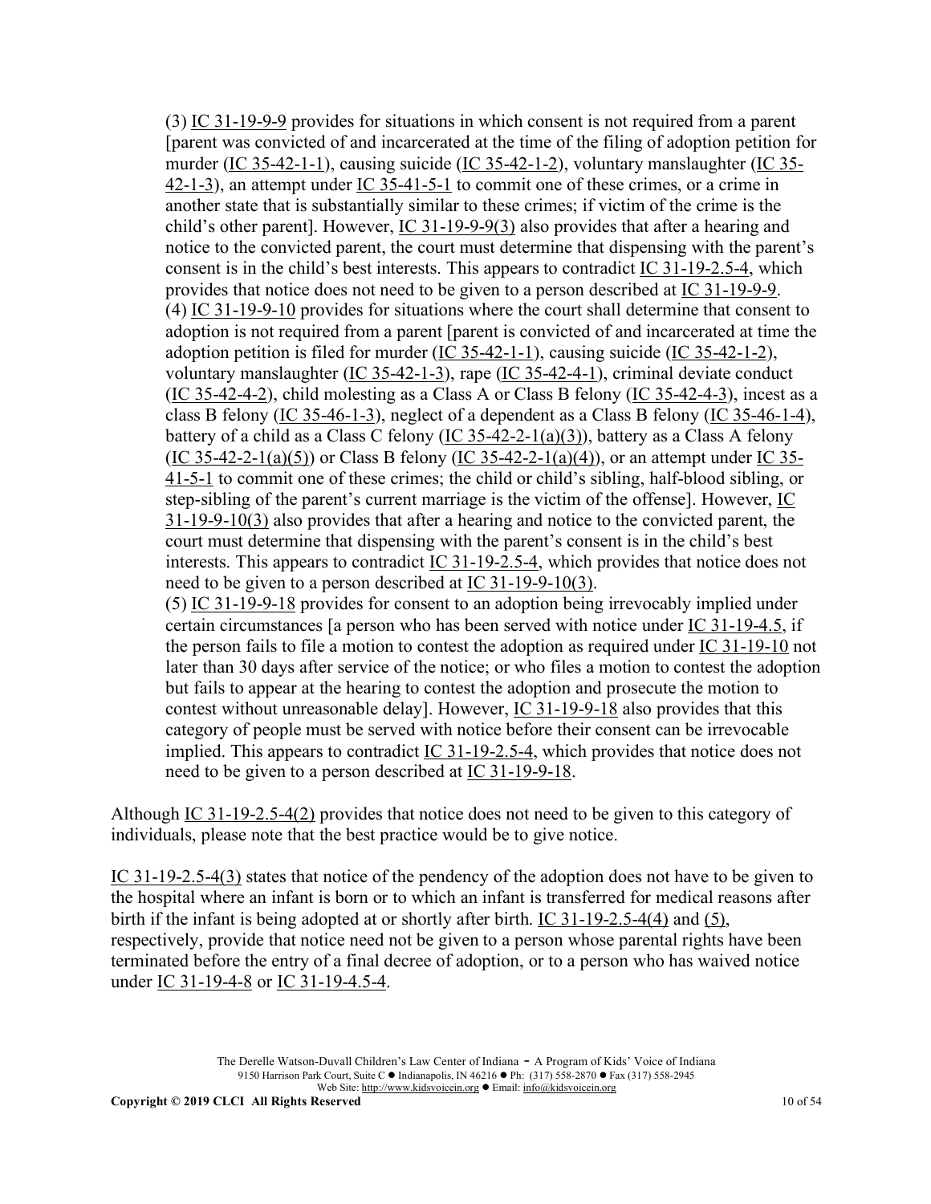(3) IC 31-19-9-9 provides for situations in which consent is not required from a parent [parent was convicted of and incarcerated at the time of the filing of adoption petition for murder (IC 35-42-1-1), causing suicide (IC 35-42-1-2), voluntary manslaughter (IC 35-42-1-3), an attempt under IC 35-41-5-1 to commit one of these crimes, or a crime in another state that is substantially similar to these crimes; if victim of the crime is the child's other parent]. However, IC 31-19-9-9(3) also provides that after a hearing and notice to the convicted parent, the court must determine that dispensing with the parent's consent is in the child's best interests. This appears to contradict IC 31-19-2.5-4, which provides that notice does not need to be given to a person described at IC 31-19-9-9.

(4) IC 31-19-9-10 provides for situations where the court shall determine that consent to adoption is not required from a parent [parent is convicted of and incarcerated at time the adoption petition is filed for murder (IC 35-42-1-1), causing suicide (IC 35-42-1-2), voluntary manslaughter (IC 35-42-1-3), rape (IC 35-42-4-1), criminal deviate conduct (IC 35-42-4-2), child molesting as a Class A or Class B felony (IC 35-42-4-3), incest as a class B felony (IC 35-46-1-3), neglect of a dependent as a Class B felony (IC 35-46-1-4), battery of a child as a Class C felony (IC 35-42-2-1(a)(3)), battery as a Class A felony (IC 35-42-2-1(a)(5)) or Class B felony (IC 35-42-2-1(a)(4)), or an attempt under IC 35-41-5-1 to commit one of these crimes; the child or child's sibling, half-blood sibling, or step-sibling of the parent's current marriage is the victim of the offense]. However, IC 31-19-9-10(3) also provides that after a hearing and notice to the convicted parent, the court must determine that dispensing with the parent's consent is in the child's best interests. This appears to contradict IC 31-19-2.5-4, which provides that notice does not need to be given to a person described at IC 31-19-9-10(3).

(5) IC 31-19-9-18 provides for consent to an adoption being irrevocably implied under certain circumstances [a person who has been served with notice under IC 31-19-4.5, if the person fails to file a motion to contest the adoption as required under IC 31-19-10 not later than 30 days after service of the notice; or who files a motion to contest the adoption but fails to appear at the hearing to contest the adoption and prosecute the motion to contest without unreasonable delay]. However, IC 31-19-9-18 also provides that this category of people must be served with notice before their consent can be irrevocable implied. This appears to contradict IC 31-19-2.5-4, which provides that notice does not need to be given to a person described at IC 31-19-9-18.

Although IC 31-19-2.5-4(2) provides that notice does not need to be given to this category of individuals, please note that the best practice would be to give notice.

IC 31-19-2.5-4(3) states that notice of the pendency of the adoption does not have to be given to the hospital where an infant is born or to which an infant is transferred for medical reasons after birth if the infant is being adopted at or shortly after birth. IC 31-19-2.5-4(4) and (5), respectively, provide that notice need not be given to a person whose parental rights have been terminated before the entry of a final decree of adoption, or to a person who has waived notice under IC 31-19-4-8 or IC 31-19-4.5-4.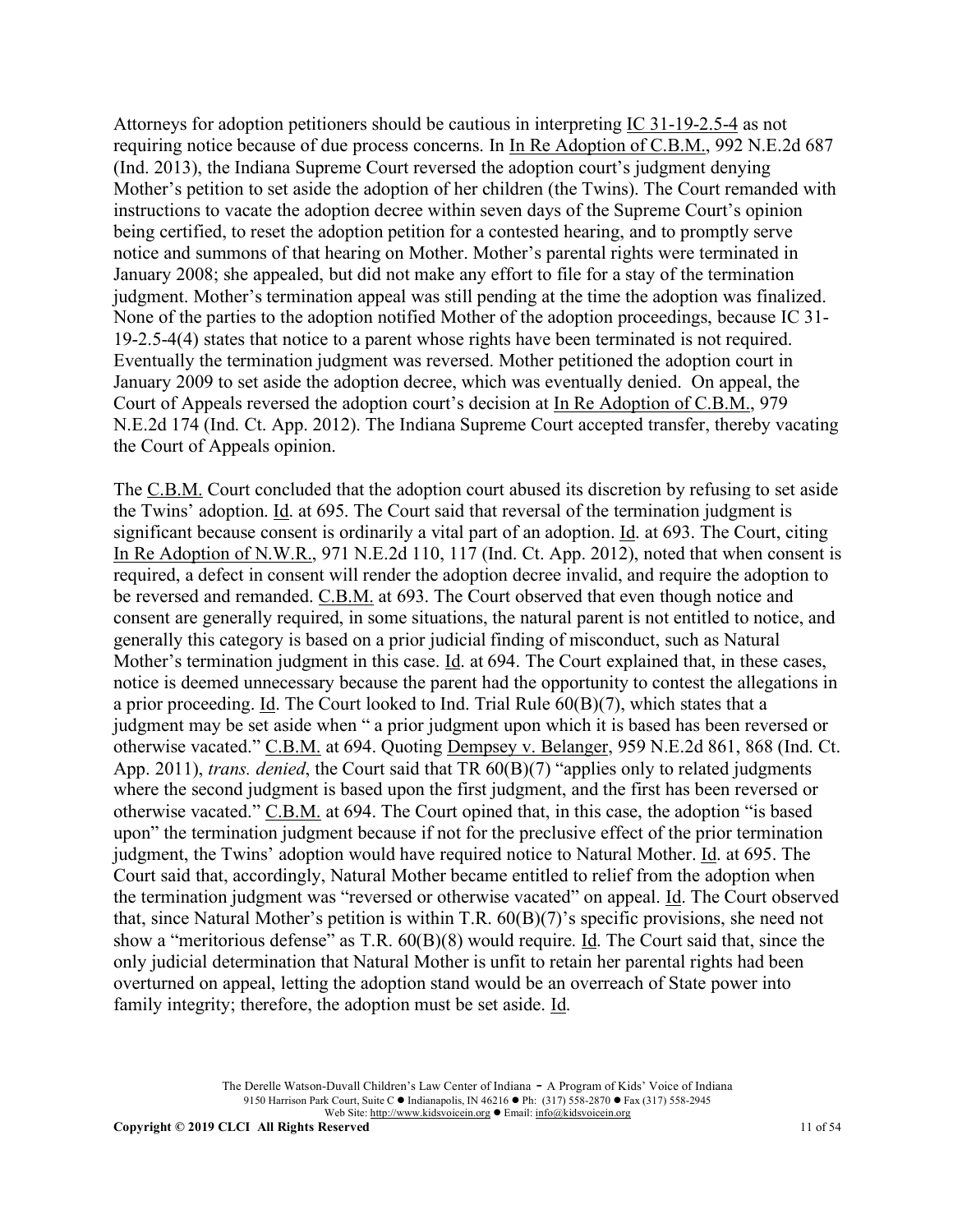Attorneys for adoption petitioners should be cautious in interpreting IC 31-19-2.5-4 as not requiring notice because of due process concerns. In In Re Adoption of C.B.M., 992 N.E.2d 687 (Ind. 2013), the Indiana Supreme Court reversed the adoption court's judgment denying Mother's petition to set aside the adoption of her children (the Twins). The Court remanded with instructions to vacate the adoption decree within seven days of the Supreme Court's opinion being certified, to reset the adoption petition for a contested hearing, and to promptly serve notice and summons of that hearing on Mother. Mother's parental rights were terminated in January 2008; she appealed, but did not make any effort to file for a stay of the termination judgment. Mother's termination appeal was still pending at the time the adoption was finalized. None of the parties to the adoption notified Mother of the adoption proceedings, because IC 31-19-2.5-4(4) states that notice to a parent whose rights have been terminated is not required. Eventually the termination judgment was reversed. Mother petitioned the adoption court in January 2009 to set aside the adoption decree, which was eventually denied. On appeal, the Court of Appeals reversed the adoption court's decision at In Re Adoption of C.B.M., 979 N.E.2d 174 (Ind. Ct. App. 2012). The Indiana Supreme Court accepted transfer, thereby vacating the Court of Appeals opinion.

The C.B.M. Court concluded that the adoption court abused its discretion by refusing to set aside the Twins' adoption. Id. at 695. The Court said that reversal of the termination judgment is significant because consent is ordinarily a vital part of an adoption. Id. at 693. The Court, citing In Re Adoption of N.W.R., 971 N.E.2d 110, 117 (Ind. Ct. App. 2012), noted that when consent is required, a defect in consent will render the adoption decree invalid, and require the adoption to be reversed and remanded. C.B.M. at 693. The Court observed that even though notice and consent are generally required, in some situations, the natural parent is not entitled to notice, and generally this category is based on a prior judicial finding of misconduct, such as Natural Mother's termination judgment in this case. Id. at 694. The Court explained that, in these cases, notice is deemed unnecessary because the parent had the opportunity to contest the allegations in a prior proceeding. Id. The Court looked to Ind. Trial Rule 60(B)(7), which states that a judgment may be set aside when " a prior judgment upon which it is based has been reversed or otherwise vacated." C.B.M. at 694. Quoting Dempsey v. Belanger, 959 N.E.2d 861, 868 (Ind. Ct. App. 2011), *trans. denied*, the Court said that TR 60(B)(7) "applies only to related judgments where the second judgment is based upon the first judgment, and the first has been reversed or otherwise vacated." C.B.M. at 694. The Court opined that, in this case, the adoption "is based upon" the termination judgment because if not for the preclusive effect of the prior termination judgment, the Twins' adoption would have required notice to Natural Mother. Id. at 695. The Court said that, accordingly, Natural Mother became entitled to relief from the adoption when the termination judgment was "reversed or otherwise vacated" on appeal. Id. The Court observed that, since Natural Mother's petition is within T.R. 60(B)(7)'s specific provisions, she need not show a "meritorious defense" as T.R. 60(B)(8) would require. Id. The Court said that, since the only judicial determination that Natural Mother is unfit to retain her parental rights had been overturned on appeal, letting the adoption stand would be an overreach of State power into family integrity; therefore, the adoption must be set aside. Id.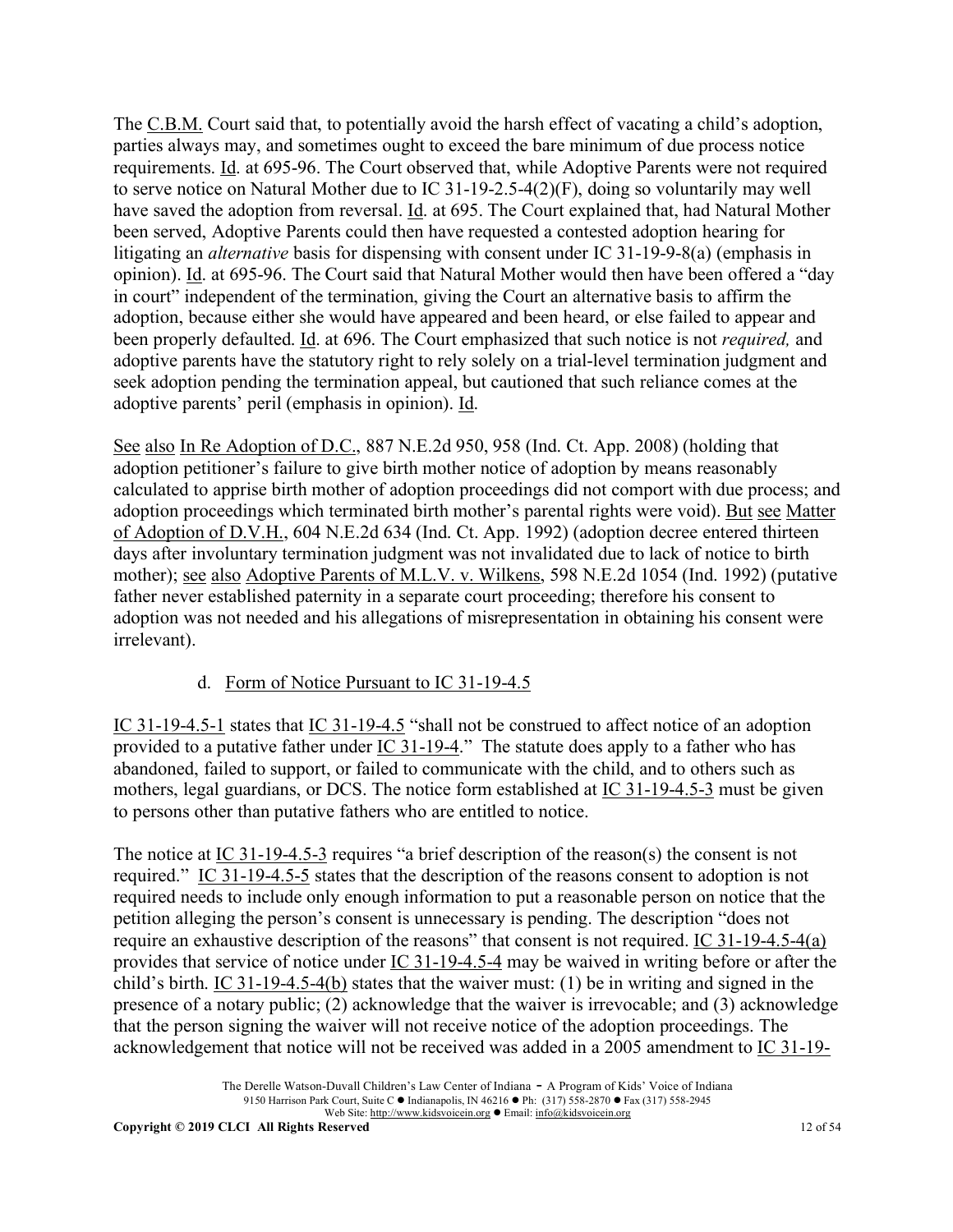The C.B.M. Court said that, to potentially avoid the harsh effect of vacating a child's adoption, parties always may, and sometimes ought to exceed the bare minimum of due process notice requirements. Id. at 695-96. The Court observed that, while Adoptive Parents were not required to serve notice on Natural Mother due to IC 31-19-2.5-4(2)(F), doing so voluntarily may well have saved the adoption from reversal. Id. at 695. The Court explained that, had Natural Mother been served, Adoptive Parents could then have requested a contested adoption hearing for litigating an *alternative* basis for dispensing with consent under IC 31-19-9-8(a) (emphasis in opinion). Id. at 695-96. The Court said that Natural Mother would then have been offered a "day in court" independent of the termination, giving the Court an alternative basis to affirm the adoption, because either she would have appeared and been heard, or else failed to appear and been properly defaulted. Id. at 696. The Court emphasized that such notice is not *required,* and adoptive parents have the statutory right to rely solely on a trial-level termination judgment and seek adoption pending the termination appeal, but cautioned that such reliance comes at the adoptive parents' peril (emphasis in opinion). Id.

See also In Re Adoption of D.C., 887 N.E.2d 950, 958 (Ind. Ct. App. 2008) (holding that adoption petitioner's failure to give birth mother notice of adoption by means reasonably calculated to apprise birth mother of adoption proceedings did not comport with due process; and adoption proceedings which terminated birth mother's parental rights were void). But see Matter of Adoption of D.V.H., 604 N.E.2d 634 (Ind. Ct. App. 1992) (adoption decree entered thirteen days after involuntary termination judgment was not invalidated due to lack of notice to birth mother); see also Adoptive Parents of M.L.V. v. Wilkens, 598 N.E.2d 1054 (Ind. 1992) (putative father never established paternity in a separate court proceeding; therefore his consent to adoption was not needed and his allegations of misrepresentation in obtaining his consent were irrelevant).

d. Form of Notice Pursuant to IC 31-19-4.5

IC 31-19-4.5-1 states that IC 31-19-4.5 "shall not be construed to affect notice of an adoption provided to a putative father under IC 31-19-4." The statute does apply to a father who has abandoned, failed to support, or failed to communicate with the child, and to others such as mothers, legal guardians, or DCS. The notice form established at IC 31-19-4.5-3 must be given to persons other than putative fathers who are entitled to notice.

The notice at IC 31-19-4.5-3 requires "a brief description of the reason(s) the consent is not required." IC 31-19-4.5-5 states that the description of the reasons consent to adoption is not required needs to include only enough information to put a reasonable person on notice that the petition alleging the person's consent is unnecessary is pending. The description "does not require an exhaustive description of the reasons" that consent is not required. IC 31-19-4.5-4(a) provides that service of notice under IC 31-19-4.5-4 may be waived in writing before or after the child's birth. IC 31-19-4.5-4(b) states that the waiver must: (1) be in writing and signed in the presence of a notary public; (2) acknowledge that the waiver is irrevocable; and (3) acknowledge that the person signing the waiver will not receive notice of the adoption proceedings. The acknowledgement that notice will not be received was added in a 2005 amendment to IC 31-19-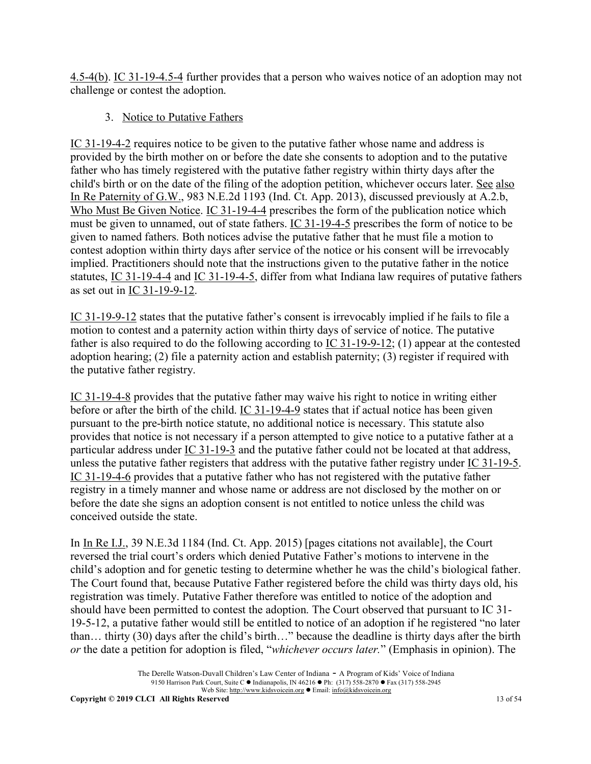4.5-4(b). IC 31-19-4.5-4 further provides that a person who waives notice of an adoption may not challenge or contest the adoption.

### 3. Notice to Putative Fathers

IC 31-19-4-2 requires notice to be given to the putative father whose name and address is provided by the birth mother on or before the date she consents to adoption and to the putative father who has timely registered with the putative father registry within thirty days after the child's birth or on the date of the filing of the adoption petition, whichever occurs later. See also In Re Paternity of G.W., 983 N.E.2d 1193 (Ind. Ct. App. 2013), discussed previously at A.2.b, Who Must Be Given Notice. IC 31-19-4-4 prescribes the form of the publication notice which must be given to unnamed, out of state fathers. IC 31-19-4-5 prescribes the form of notice to be given to named fathers. Both notices advise the putative father that he must file a motion to contest adoption within thirty days after service of the notice or his consent will be irrevocably implied. Practitioners should note that the instructions given to the putative father in the notice statutes, IC 31-19-4-4 and IC 31-19-4-5, differ from what Indiana law requires of putative fathers as set out in IC 31-19-9-12.

IC 31-19-9-12 states that the putative father's consent is irrevocably implied if he fails to file a motion to contest and a paternity action within thirty days of service of notice. The putative father is also required to do the following according to IC 31-19-9-12; (1) appear at the contested adoption hearing; (2) file a paternity action and establish paternity; (3) register if required with the putative father registry.

IC 31-19-4-8 provides that the putative father may waive his right to notice in writing either before or after the birth of the child. IC 31-19-4-9 states that if actual notice has been given pursuant to the pre-birth notice statute, no additional notice is necessary. This statute also provides that notice is not necessary if a person attempted to give notice to a putative father at a particular address under IC 31-19-3 and the putative father could not be located at that address, unless the putative father registers that address with the putative father registry under IC 31-19-5. IC 31-19-4-6 provides that a putative father who has not registered with the putative father registry in a timely manner and whose name or address are not disclosed by the mother on or before the date she signs an adoption consent is not entitled to notice unless the child was conceived outside the state.

In In Re I.J., 39 N.E.3d 1184 (Ind. Ct. App. 2015) [pages citations not available], the Court reversed the trial court's orders which denied Putative Father's motions to intervene in the child's adoption and for genetic testing to determine whether he was the child's biological father. The Court found that, because Putative Father registered before the child was thirty days old, his registration was timely. Putative Father therefore was entitled to notice of the adoption and should have been permitted to contest the adoption. The Court observed that pursuant to IC 31-19-5-12, a putative father would still be entitled to notice of an adoption if he registered "no later than… thirty (30) days after the child's birth…" because the deadline is thirty days after the birth *or* the date a petition for adoption is filed, "*whichever occurs later.*" (Emphasis in opinion). The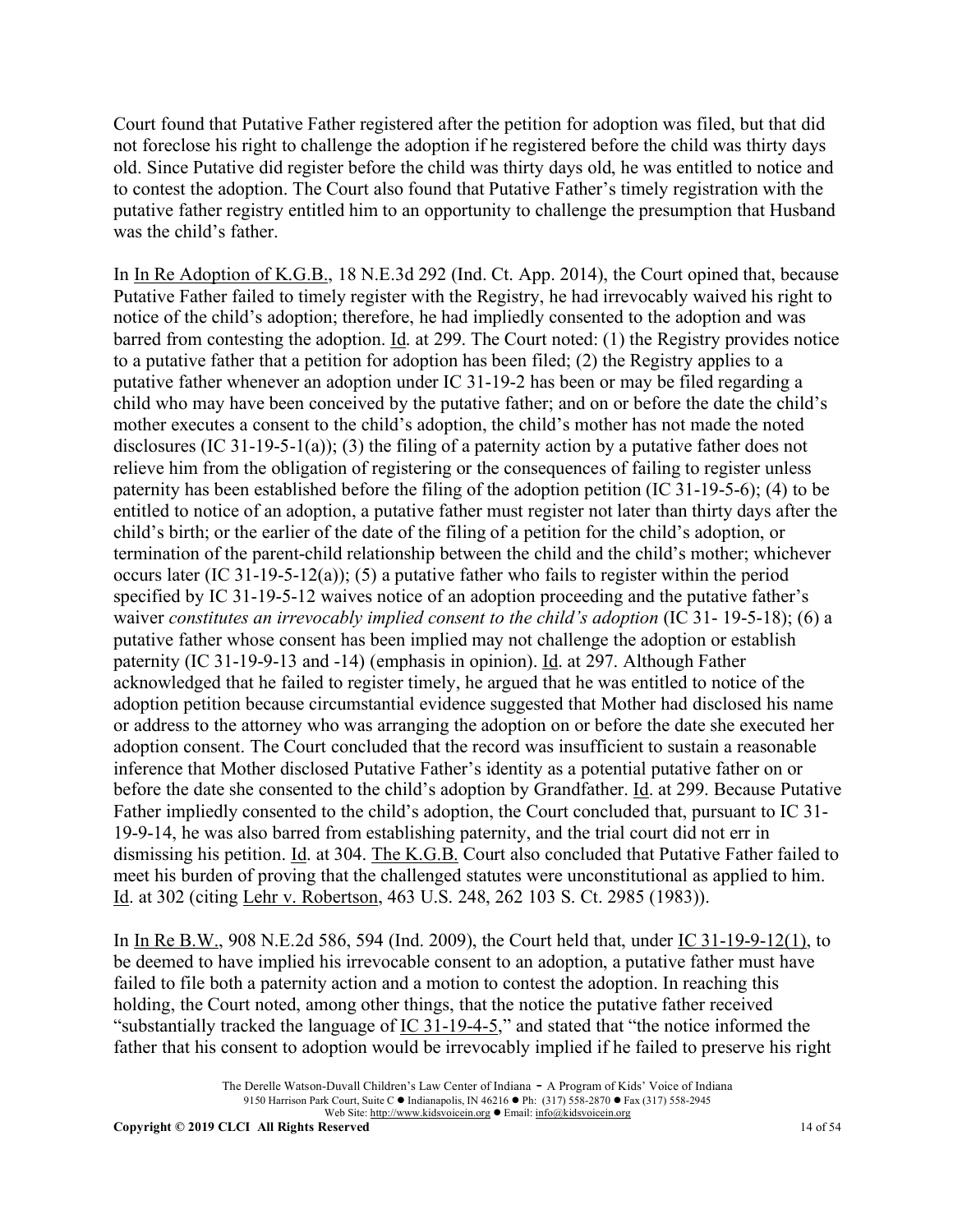Court found that Putative Father registered after the petition for adoption was filed, but that did not foreclose his right to challenge the adoption if he registered before the child was thirty days old. Since Putative did register before the child was thirty days old, he was entitled to notice and to contest the adoption. The Court also found that Putative Father's timely registration with the putative father registry entitled him to an opportunity to challenge the presumption that Husband was the child's father.

In In Re Adoption of K.G.B., 18 N.E.3d 292 (Ind. Ct. App. 2014), the Court opined that, because Putative Father failed to timely register with the Registry, he had irrevocably waived his right to notice of the child's adoption; therefore, he had impliedly consented to the adoption and was barred from contesting the adoption. Id. at 299. The Court noted: (1) the Registry provides notice to a putative father that a petition for adoption has been filed; (2) the Registry applies to a putative father whenever an adoption under IC 31-19-2 has been or may be filed regarding a child who may have been conceived by the putative father; and on or before the date the child's mother executes a consent to the child's adoption, the child's mother has not made the noted disclosures (IC 31-19-5-1(a)); (3) the filing of a paternity action by a putative father does not relieve him from the obligation of registering or the consequences of failing to register unless paternity has been established before the filing of the adoption petition (IC 31-19-5-6); (4) to be entitled to notice of an adoption, a putative father must register not later than thirty days after the child's birth; or the earlier of the date of the filing of a petition for the child's adoption, or termination of the parent-child relationship between the child and the child's mother; whichever occurs later (IC 31-19-5-12(a)); (5) a putative father who fails to register within the period specified by IC 31-19-5-12 waives notice of an adoption proceeding and the putative father's waiver *constitutes an irrevocably implied consent to the child's adoption* (IC 31- 19-5-18); (6) a putative father whose consent has been implied may not challenge the adoption or establish paternity (IC 31-19-9-13 and -14) (emphasis in opinion). Id. at 297. Although Father acknowledged that he failed to register timely, he argued that he was entitled to notice of the adoption petition because circumstantial evidence suggested that Mother had disclosed his name or address to the attorney who was arranging the adoption on or before the date she executed her adoption consent. The Court concluded that the record was insufficient to sustain a reasonable inference that Mother disclosed Putative Father's identity as a potential putative father on or before the date she consented to the child's adoption by Grandfather. Id. at 299. Because Putative Father impliedly consented to the child's adoption, the Court concluded that, pursuant to IC 31-19-9-14, he was also barred from establishing paternity, and the trial court did not err in dismissing his petition. Id. at 304. The K.G.B. Court also concluded that Putative Father failed to meet his burden of proving that the challenged statutes were unconstitutional as applied to him. Id. at 302 (citing Lehr v. Robertson, 463 U.S. 248, 262 103 S. Ct. 2985 (1983)).

In In Re B.W., 908 N.E.2d 586, 594 (Ind. 2009), the Court held that, under IC 31-19-9-12(1), to be deemed to have implied his irrevocable consent to an adoption, a putative father must have failed to file both a paternity action and a motion to contest the adoption. In reaching this holding, the Court noted, among other things, that the notice the putative father received "substantially tracked the language of IC 31-19-4-5," and stated that "the notice informed the father that his consent to adoption would be irrevocably implied if he failed to preserve his right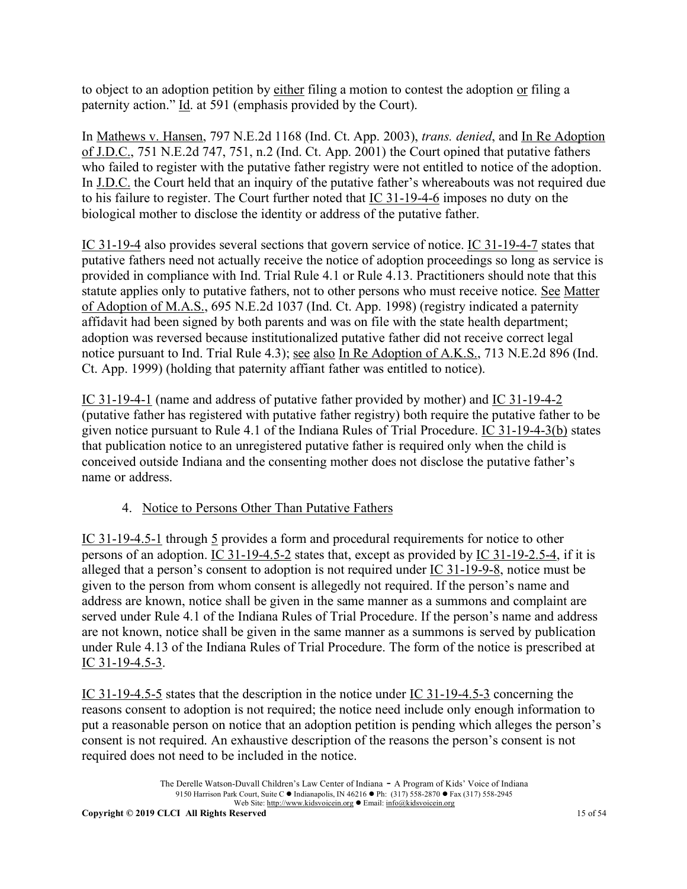to object to an adoption petition by either filing a motion to contest the adoption or filing a paternity action." Id. at 591 (emphasis provided by the Court).

In Mathews v. Hansen, 797 N.E.2d 1168 (Ind. Ct. App. 2003), *trans. denied*, and In Re Adoption of J.D.C., 751 N.E.2d 747, 751, n.2 (Ind. Ct. App. 2001) the Court opined that putative fathers who failed to register with the putative father registry were not entitled to notice of the adoption. In J.D.C. the Court held that an inquiry of the putative father's whereabouts was not required due to his failure to register. The Court further noted that IC 31-19-4-6 imposes no duty on the biological mother to disclose the identity or address of the putative father.

IC 31-19-4 also provides several sections that govern service of notice. IC 31-19-4-7 states that putative fathers need not actually receive the notice of adoption proceedings so long as service is provided in compliance with Ind. Trial Rule 4.1 or Rule 4.13. Practitioners should note that this statute applies only to putative fathers, not to other persons who must receive notice. See Matter of Adoption of M.A.S., 695 N.E.2d 1037 (Ind. Ct. App. 1998) (registry indicated a paternity affidavit had been signed by both parents and was on file with the state health department; adoption was reversed because institutionalized putative father did not receive correct legal notice pursuant to Ind. Trial Rule 4.3); see also In Re Adoption of A.K.S., 713 N.E.2d 896 (Ind. Ct. App. 1999) (holding that paternity affiant father was entitled to notice).

IC 31-19-4-1 (name and address of putative father provided by mother) and IC 31-19-4-2 (putative father has registered with putative father registry) both require the putative father to be given notice pursuant to Rule 4.1 of the Indiana Rules of Trial Procedure. IC 31-19-4-3(b) states that publication notice to an unregistered putative father is required only when the child is conceived outside Indiana and the consenting mother does not disclose the putative father's name or address.

4. Notice to Persons Other Than Putative Fathers

IC 31-19-4.5-1 through 5 provides a form and procedural requirements for notice to other persons of an adoption. IC 31-19-4.5-2 states that, except as provided by IC 31-19-2.5-4, if it is alleged that a person's consent to adoption is not required under IC 31-19-9-8, notice must be given to the person from whom consent is allegedly not required. If the person's name and address are known, notice shall be given in the same manner as a summons and complaint are served under Rule 4.1 of the Indiana Rules of Trial Procedure. If the person's name and address are not known, notice shall be given in the same manner as a summons is served by publication under Rule 4.13 of the Indiana Rules of Trial Procedure. The form of the notice is prescribed at IC 31-19-4.5-3.

IC 31-19-4.5-5 states that the description in the notice under IC 31-19-4.5-3 concerning the reasons consent to adoption is not required; the notice need include only enough information to put a reasonable person on notice that an adoption petition is pending which alleges the person's consent is not required. An exhaustive description of the reasons the person's consent is not required does not need to be included in the notice.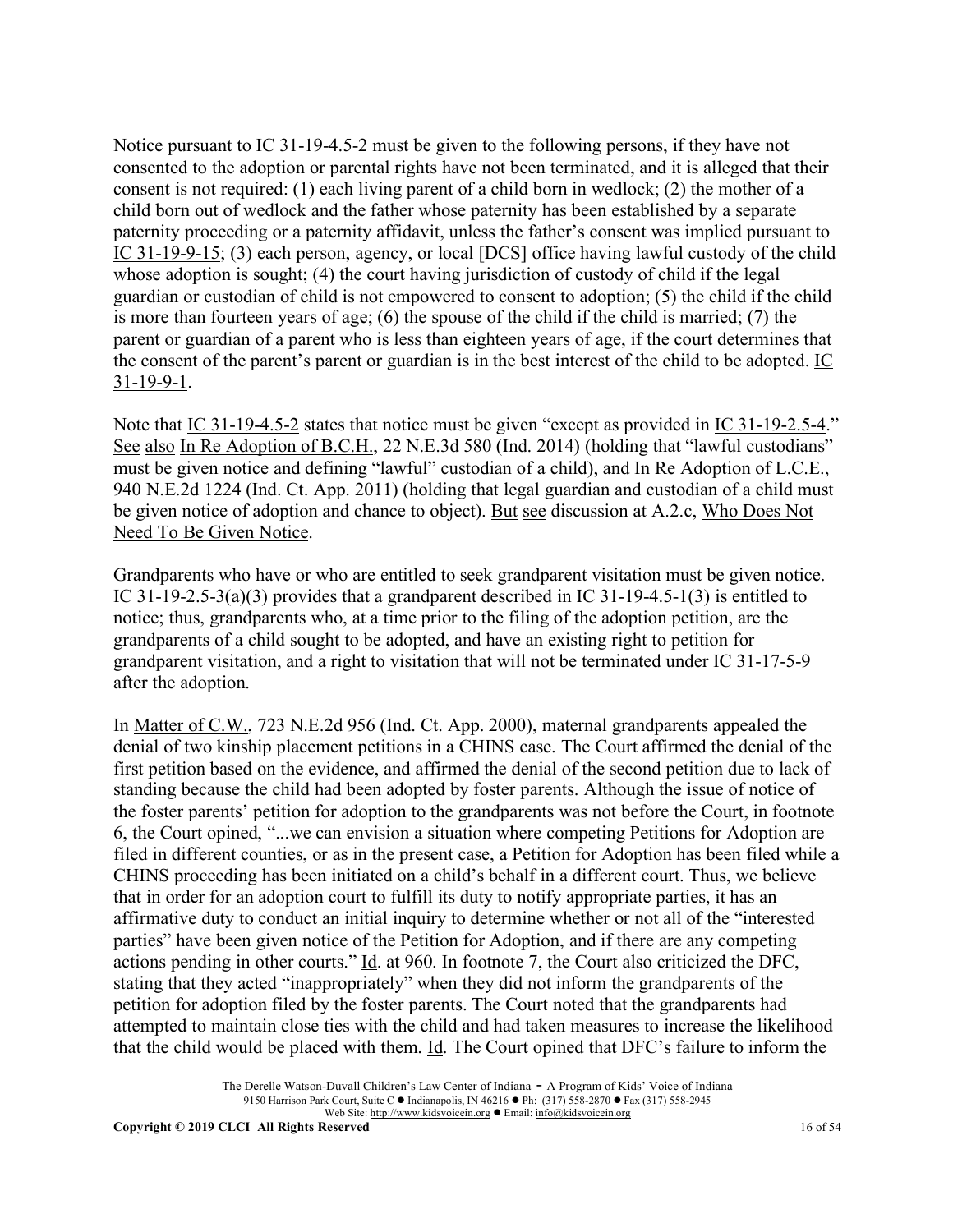Notice pursuant to IC 31-19-4.5-2 must be given to the following persons, if they have not consented to the adoption or parental rights have not been terminated, and it is alleged that their consent is not required: (1) each living parent of a child born in wedlock; (2) the mother of a child born out of wedlock and the father whose paternity has been established by a separate paternity proceeding or a paternity affidavit, unless the father's consent was implied pursuant to IC 31-19-9-15; (3) each person, agency, or local [DCS] office having lawful custody of the child whose adoption is sought; (4) the court having jurisdiction of custody of child if the legal guardian or custodian of child is not empowered to consent to adoption; (5) the child if the child is more than fourteen years of age; (6) the spouse of the child if the child is married; (7) the parent or guardian of a parent who is less than eighteen years of age, if the court determines that the consent of the parent's parent or guardian is in the best interest of the child to be adopted. IC 31-19-9-1.

Note that IC 31-19-4.5-2 states that notice must be given "except as provided in IC 31-19-2.5-4." See also In Re Adoption of B.C.H., 22 N.E.3d 580 (Ind. 2014) (holding that "lawful custodians" must be given notice and defining "lawful" custodian of a child), and In Re Adoption of L.C.E., 940 N.E.2d 1224 (Ind. Ct. App. 2011) (holding that legal guardian and custodian of a child must be given notice of adoption and chance to object). But see discussion at A.2.c, Who Does Not Need To Be Given Notice.

Grandparents who have or who are entitled to seek grandparent visitation must be given notice. IC 31-19-2.5-3(a)(3) provides that a grandparent described in IC 31-19-4.5-1(3) is entitled to notice; thus, grandparents who, at a time prior to the filing of the adoption petition, are the grandparents of a child sought to be adopted, and have an existing right to petition for grandparent visitation, and a right to visitation that will not be terminated under IC 31-17-5-9 after the adoption.

In Matter of C.W., 723 N.E.2d 956 (Ind. Ct. App. 2000), maternal grandparents appealed the denial of two kinship placement petitions in a CHINS case. The Court affirmed the denial of the first petition based on the evidence, and affirmed the denial of the second petition due to lack of standing because the child had been adopted by foster parents. Although the issue of notice of the foster parents' petition for adoption to the grandparents was not before the Court, in footnote 6, the Court opined, "...we can envision a situation where competing Petitions for Adoption are filed in different counties, or as in the present case, a Petition for Adoption has been filed while a CHINS proceeding has been initiated on a child's behalf in a different court. Thus, we believe that in order for an adoption court to fulfill its duty to notify appropriate parties, it has an affirmative duty to conduct an initial inquiry to determine whether or not all of the "interested parties" have been given notice of the Petition for Adoption, and if there are any competing actions pending in other courts." Id. at 960. In footnote 7, the Court also criticized the DFC, stating that they acted "inappropriately" when they did not inform the grandparents of the petition for adoption filed by the foster parents. The Court noted that the grandparents had attempted to maintain close ties with the child and had taken measures to increase the likelihood that the child would be placed with them. Id. The Court opined that DFC's failure to inform the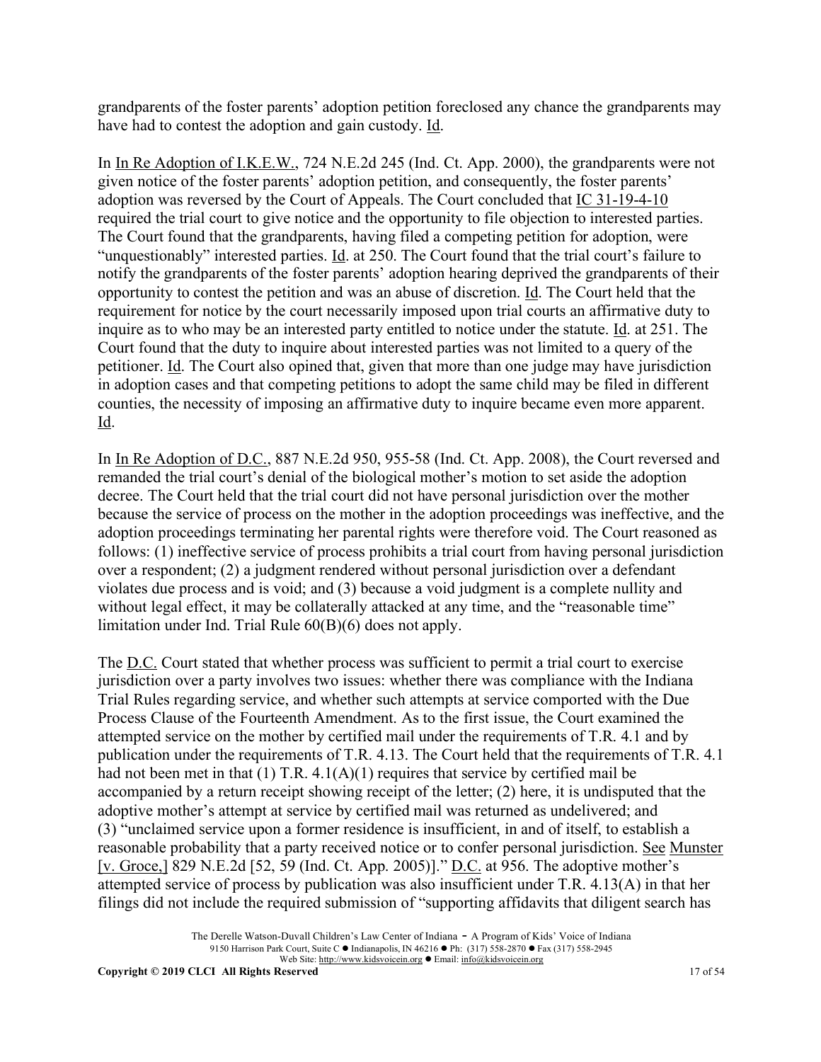grandparents of the foster parents' adoption petition foreclosed any chance the grandparents may have had to contest the adoption and gain custody. Id.

In In Re Adoption of I.K.E.W., 724 N.E.2d 245 (Ind. Ct. App. 2000), the grandparents were not given notice of the foster parents' adoption petition, and consequently, the foster parents' adoption was reversed by the Court of Appeals. The Court concluded that IC 31-19-4-10 required the trial court to give notice and the opportunity to file objection to interested parties. The Court found that the grandparents, having filed a competing petition for adoption, were "unquestionably" interested parties. Id. at 250. The Court found that the trial court's failure to notify the grandparents of the foster parents' adoption hearing deprived the grandparents of their opportunity to contest the petition and was an abuse of discretion. Id. The Court held that the requirement for notice by the court necessarily imposed upon trial courts an affirmative duty to inquire as to who may be an interested party entitled to notice under the statute. Id. at 251. The Court found that the duty to inquire about interested parties was not limited to a query of the petitioner. Id. The Court also opined that, given that more than one judge may have jurisdiction in adoption cases and that competing petitions to adopt the same child may be filed in different counties, the necessity of imposing an affirmative duty to inquire became even more apparent. Id.

In In Re Adoption of D.C., 887 N.E.2d 950, 955-58 (Ind. Ct. App. 2008), the Court reversed and remanded the trial court's denial of the biological mother's motion to set aside the adoption decree. The Court held that the trial court did not have personal jurisdiction over the mother because the service of process on the mother in the adoption proceedings was ineffective, and the adoption proceedings terminating her parental rights were therefore void. The Court reasoned as follows: (1) ineffective service of process prohibits a trial court from having personal jurisdiction over a respondent; (2) a judgment rendered without personal jurisdiction over a defendant violates due process and is void; and (3) because a void judgment is a complete nullity and without legal effect, it may be collaterally attacked at any time, and the "reasonable time" limitation under Ind. Trial Rule 60(B)(6) does not apply.

The D.C. Court stated that whether process was sufficient to permit a trial court to exercise jurisdiction over a party involves two issues: whether there was compliance with the Indiana Trial Rules regarding service, and whether such attempts at service comported with the Due Process Clause of the Fourteenth Amendment. As to the first issue, the Court examined the attempted service on the mother by certified mail under the requirements of T.R. 4.1 and by publication under the requirements of T.R. 4.13. The Court held that the requirements of T.R. 4.1 had not been met in that (1) T.R. 4.1(A)(1) requires that service by certified mail be accompanied by a return receipt showing receipt of the letter; (2) here, it is undisputed that the adoptive mother's attempt at service by certified mail was returned as undelivered; and (3) "unclaimed service upon a former residence is insufficient, in and of itself, to establish a reasonable probability that a party received notice or to confer personal jurisdiction. See Munster [v. Groce,] 829 N.E.2d [52, 59 (Ind. Ct. App. 2005)]." D.C. at 956. The adoptive mother's attempted service of process by publication was also insufficient under T.R. 4.13(A) in that her filings did not include the required submission of "supporting affidavits that diligent search has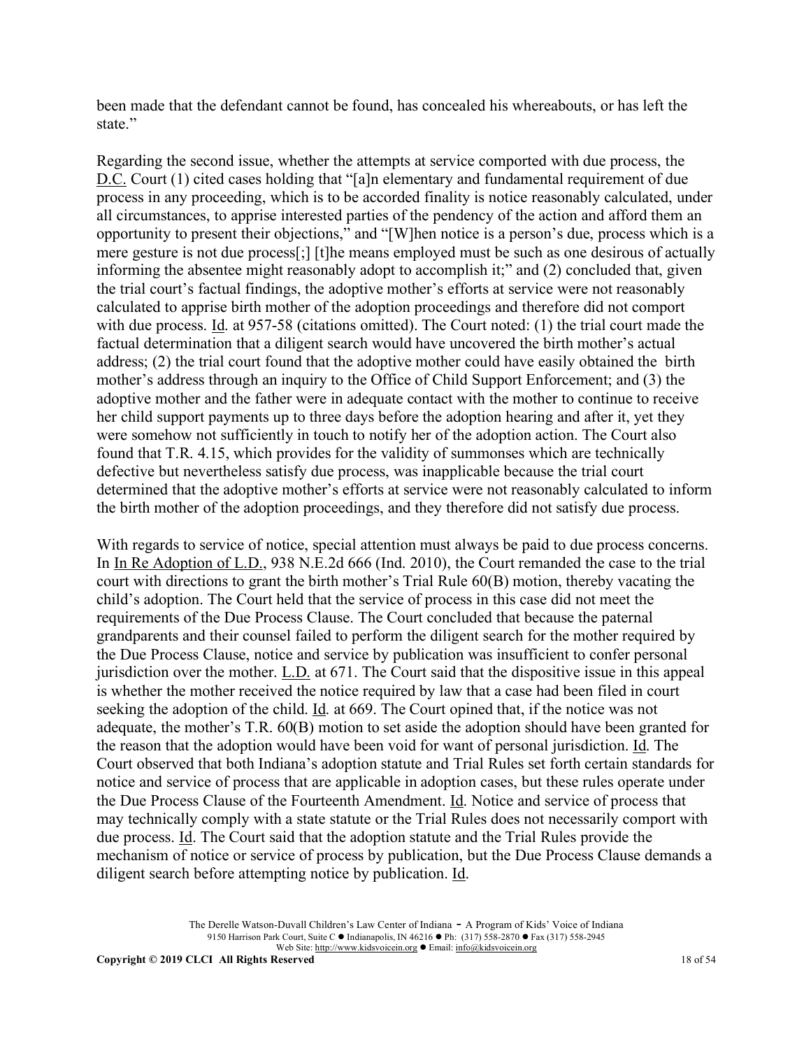been made that the defendant cannot be found, has concealed his whereabouts, or has left the state."

Regarding the second issue, whether the attempts at service comported with due process, the D.C. Court (1) cited cases holding that "[a]n elementary and fundamental requirement of due process in any proceeding, which is to be accorded finality is notice reasonably calculated, under all circumstances, to apprise interested parties of the pendency of the action and afford them an opportunity to present their objections," and "[W]hen notice is a person's due, process which is a mere gesture is not due process[;] [t]he means employed must be such as one desirous of actually informing the absentee might reasonably adopt to accomplish it;" and (2) concluded that, given the trial court's factual findings, the adoptive mother's efforts at service were not reasonably calculated to apprise birth mother of the adoption proceedings and therefore did not comport with due process. Id. at 957-58 (citations omitted). The Court noted: (1) the trial court made the factual determination that a diligent search would have uncovered the birth mother's actual address; (2) the trial court found that the adoptive mother could have easily obtained the birth mother's address through an inquiry to the Office of Child Support Enforcement; and (3) the adoptive mother and the father were in adequate contact with the mother to continue to receive her child support payments up to three days before the adoption hearing and after it, yet they were somehow not sufficiently in touch to notify her of the adoption action. The Court also found that T.R. 4.15, which provides for the validity of summonses which are technically defective but nevertheless satisfy due process, was inapplicable because the trial court determined that the adoptive mother's efforts at service were not reasonably calculated to inform the birth mother of the adoption proceedings, and they therefore did not satisfy due process.

With regards to service of notice, special attention must always be paid to due process concerns. In In Re Adoption of L.D., 938 N.E.2d 666 (Ind. 2010), the Court remanded the case to the trial court with directions to grant the birth mother's Trial Rule 60(B) motion, thereby vacating the child's adoption. The Court held that the service of process in this case did not meet the requirements of the Due Process Clause. The Court concluded that because the paternal grandparents and their counsel failed to perform the diligent search for the mother required by the Due Process Clause, notice and service by publication was insufficient to confer personal jurisdiction over the mother. L.D. at 671. The Court said that the dispositive issue in this appeal is whether the mother received the notice required by law that a case had been filed in court seeking the adoption of the child. Id. at 669. The Court opined that, if the notice was not adequate, the mother's T.R. 60(B) motion to set aside the adoption should have been granted for the reason that the adoption would have been void for want of personal jurisdiction. Id. The Court observed that both Indiana's adoption statute and Trial Rules set forth certain standards for notice and service of process that are applicable in adoption cases, but these rules operate under the Due Process Clause of the Fourteenth Amendment. Id. Notice and service of process that may technically comply with a state statute or the Trial Rules does not necessarily comport with due process. Id. The Court said that the adoption statute and the Trial Rules provide the mechanism of notice or service of process by publication, but the Due Process Clause demands a diligent search before attempting notice by publication. Id.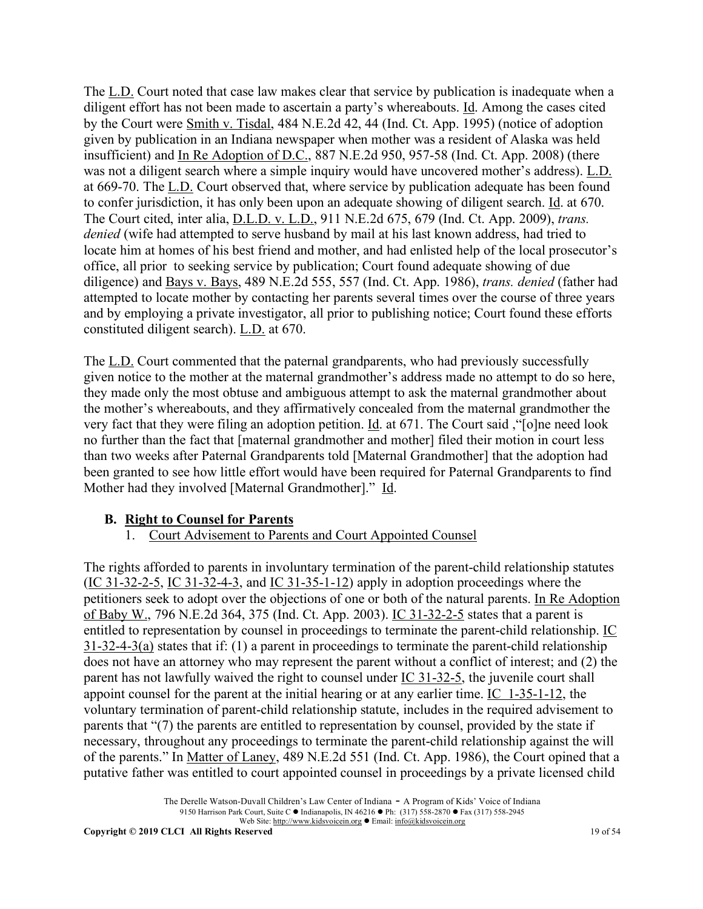The L.D. Court noted that case law makes clear that service by publication is inadequate when a diligent effort has not been made to ascertain a party's whereabouts. Id. Among the cases cited by the Court were Smith v. Tisdal, 484 N.E.2d 42, 44 (Ind. Ct. App. 1995) (notice of adoption given by publication in an Indiana newspaper when mother was a resident of Alaska was held insufficient) and In Re Adoption of D.C., 887 N.E.2d 950, 957-58 (Ind. Ct. App. 2008) (there was not a diligent search where a simple inquiry would have uncovered mother's address). L.D. at 669-70. The L.D. Court observed that, where service by publication adequate has been found to confer jurisdiction, it has only been upon an adequate showing of diligent search. Id. at 670. The Court cited, inter alia, D.L.D. v. L.D., 911 N.E.2d 675, 679 (Ind. Ct. App. 2009), *trans. denied* (wife had attempted to serve husband by mail at his last known address, had tried to locate him at homes of his best friend and mother, and had enlisted help of the local prosecutor's office, all prior to seeking service by publication; Court found adequate showing of due diligence) and Bays v. Bays, 489 N.E.2d 555, 557 (Ind. Ct. App. 1986), *trans. denied* (father had attempted to locate mother by contacting her parents several times over the course of three years and by employing a private investigator, all prior to publishing notice; Court found these efforts constituted diligent search). L.D. at 670.

The L.D. Court commented that the paternal grandparents, who had previously successfully given notice to the mother at the maternal grandmother's address made no attempt to do so here, they made only the most obtuse and ambiguous attempt to ask the maternal grandmother about the mother's whereabouts, and they affirmatively concealed from the maternal grandmother the very fact that they were filing an adoption petition. Id. at 671. The Court said ,"[o]ne need look no further than the fact that [maternal grandmother and mother] filed their motion in court less than two weeks after Paternal Grandparents told [Maternal Grandmother] that the adoption had been granted to see how little effort would have been required for Paternal Grandparents to find Mother had they involved [Maternal Grandmother]." Id.

## B. Right to Counsel for Parents

### 1. Court Advisement to Parents and Court Appointed Counsel

The rights afforded to parents in involuntary termination of the parent-child relationship statutes (IC 31-32-2-5, IC 31-32-4-3, and IC 31-35-1-12) apply in adoption proceedings where the petitioners seek to adopt over the objections of one or both of the natural parents. In Re Adoption of Baby W., 796 N.E.2d 364, 375 (Ind. Ct. App. 2003). IC 31-32-2-5 states that a parent is entitled to representation by counsel in proceedings to terminate the parent-child relationship. IC 31-32-4-3(a) states that if: (1) a parent in proceedings to terminate the parent-child relationship does not have an attorney who may represent the parent without a conflict of interest; and (2) the parent has not lawfully waived the right to counsel under IC 31-32-5, the juvenile court shall appoint counsel for the parent at the initial hearing or at any earlier time. IC 1-35-1-12, the voluntary termination of parent-child relationship statute, includes in the required advisement to parents that "(7) the parents are entitled to representation by counsel, provided by the state if necessary, throughout any proceedings to terminate the parent-child relationship against the will of the parents." In Matter of Laney, 489 N.E.2d 551 (Ind. Ct. App. 1986), the Court opined that a putative father was entitled to court appointed counsel in proceedings by a private licensed child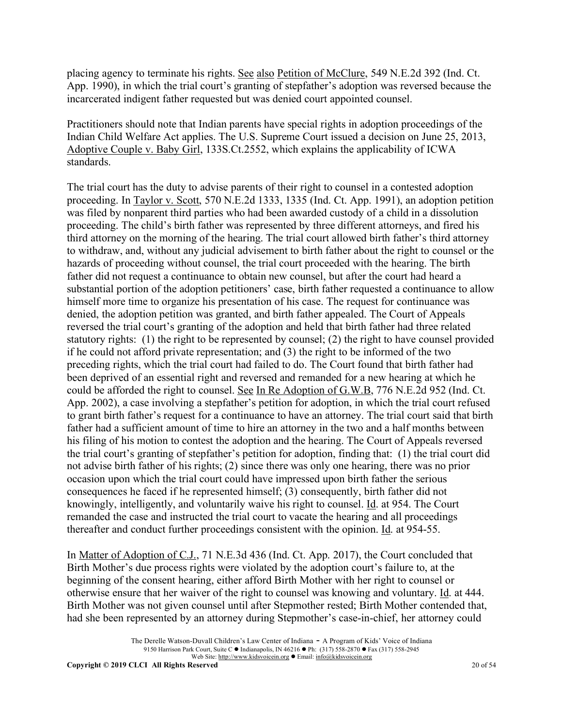placing agency to terminate his rights. See also Petition of McClure, 549 N.E.2d 392 (Ind. Ct. App. 1990), in which the trial court's granting of stepfather's adoption was reversed because the incarcerated indigent father requested but was denied court appointed counsel.

Practitioners should note that Indian parents have special rights in adoption proceedings of the Indian Child Welfare Act applies. The U.S. Supreme Court issued a decision on June 25, 2013, Adoptive Couple v. Baby Girl, 133S.Ct.2552, which explains the applicability of ICWA standards.

The trial court has the duty to advise parents of their right to counsel in a contested adoption proceeding. In Taylor v. Scott, 570 N.E.2d 1333, 1335 (Ind. Ct. App. 1991), an adoption petition was filed by nonparent third parties who had been awarded custody of a child in a dissolution proceeding. The child's birth father was represented by three different attorneys, and fired his third attorney on the morning of the hearing. The trial court allowed birth father's third attorney to withdraw, and, without any judicial advisement to birth father about the right to counsel or the hazards of proceeding without counsel, the trial court proceeded with the hearing. The birth father did not request a continuance to obtain new counsel, but after the court had heard a substantial portion of the adoption petitioners' case, birth father requested a continuance to allow himself more time to organize his presentation of his case. The request for continuance was denied, the adoption petition was granted, and birth father appealed. The Court of Appeals reversed the trial court's granting of the adoption and held that birth father had three related statutory rights: (1) the right to be represented by counsel; (2) the right to have counsel provided if he could not afford private representation; and (3) the right to be informed of the two preceding rights, which the trial court had failed to do. The Court found that birth father had been deprived of an essential right and reversed and remanded for a new hearing at which he could be afforded the right to counsel. See In Re Adoption of G.W.B, 776 N.E.2d 952 (Ind. Ct. App. 2002), a case involving a stepfather's petition for adoption, in which the trial court refused to grant birth father's request for a continuance to have an attorney. The trial court said that birth father had a sufficient amount of time to hire an attorney in the two and a half months between his filing of his motion to contest the adoption and the hearing. The Court of Appeals reversed the trial court's granting of stepfather's petition for adoption, finding that: (1) the trial court did not advise birth father of his rights; (2) since there was only one hearing, there was no prior occasion upon which the trial court could have impressed upon birth father the serious consequences he faced if he represented himself; (3) consequently, birth father did not knowingly, intelligently, and voluntarily waive his right to counsel. Id. at 954. The Court remanded the case and instructed the trial court to vacate the hearing and all proceedings thereafter and conduct further proceedings consistent with the opinion. Id. at 954-55.

In Matter of Adoption of C.J., 71 N.E.3d 436 (Ind. Ct. App. 2017), the Court concluded that Birth Mother's due process rights were violated by the adoption court's failure to, at the beginning of the consent hearing, either afford Birth Mother with her right to counsel or otherwise ensure that her waiver of the right to counsel was knowing and voluntary. Id. at 444. Birth Mother was not given counsel until after Stepmother rested; Birth Mother contended that, had she been represented by an attorney during Stepmother's case-in-chief, her attorney could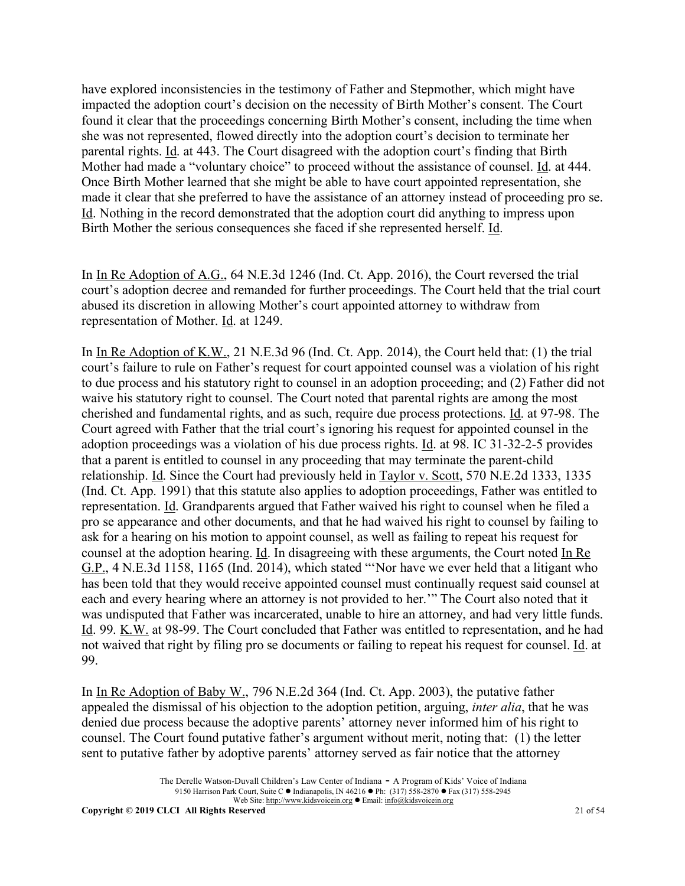have explored inconsistencies in the testimony of Father and Stepmother, which might have impacted the adoption court's decision on the necessity of Birth Mother's consent. The Court found it clear that the proceedings concerning Birth Mother's consent, including the time when she was not represented, flowed directly into the adoption court's decision to terminate her parental rights. Id. at 443. The Court disagreed with the adoption court's finding that Birth Mother had made a "voluntary choice" to proceed without the assistance of counsel. Id. at 444. Once Birth Mother learned that she might be able to have court appointed representation, she made it clear that she preferred to have the assistance of an attorney instead of proceeding pro se. Id. Nothing in the record demonstrated that the adoption court did anything to impress upon Birth Mother the serious consequences she faced if she represented herself. Id.

In In Re Adoption of A.G., 64 N.E.3d 1246 (Ind. Ct. App. 2016), the Court reversed the trial court's adoption decree and remanded for further proceedings. The Court held that the trial court abused its discretion in allowing Mother's court appointed attorney to withdraw from representation of Mother. Id. at 1249.

In In Re Adoption of K.W., 21 N.E.3d 96 (Ind. Ct. App. 2014), the Court held that: (1) the trial court's failure to rule on Father's request for court appointed counsel was a violation of his right to due process and his statutory right to counsel in an adoption proceeding; and (2) Father did not waive his statutory right to counsel. The Court noted that parental rights are among the most cherished and fundamental rights, and as such, require due process protections. Id. at 97-98. The Court agreed with Father that the trial court's ignoring his request for appointed counsel in the adoption proceedings was a violation of his due process rights. Id. at 98. IC 31-32-2-5 provides that a parent is entitled to counsel in any proceeding that may terminate the parent-child relationship. Id. Since the Court had previously held in Taylor v. Scott, 570 N.E.2d 1333, 1335 (Ind. Ct. App. 1991) that this statute also applies to adoption proceedings, Father was entitled to representation. Id. Grandparents argued that Father waived his right to counsel when he filed a pro se appearance and other documents, and that he had waived his right to counsel by failing to ask for a hearing on his motion to appoint counsel, as well as failing to repeat his request for counsel at the adoption hearing. Id. In disagreeing with these arguments, the Court noted In Re G.P., 4 N.E.3d 1158, 1165 (Ind. 2014), which stated "'Nor have we ever held that a litigant who has been told that they would receive appointed counsel must continually request said counsel at each and every hearing where an attorney is not provided to her.'" The Court also noted that it was undisputed that Father was incarcerated, unable to hire an attorney, and had very little funds. Id. 99. K.W. at 98-99. The Court concluded that Father was entitled to representation, and he had not waived that right by filing pro se documents or failing to repeat his request for counsel. Id. at 99.

In In Re Adoption of Baby W., 796 N.E.2d 364 (Ind. Ct. App. 2003), the putative father appealed the dismissal of his objection to the adoption petition, arguing, *inter alia*, that he was denied due process because the adoptive parents' attorney never informed him of his right to counsel. The Court found putative father's argument without merit, noting that: (1) the letter sent to putative father by adoptive parents' attorney served as fair notice that the attorney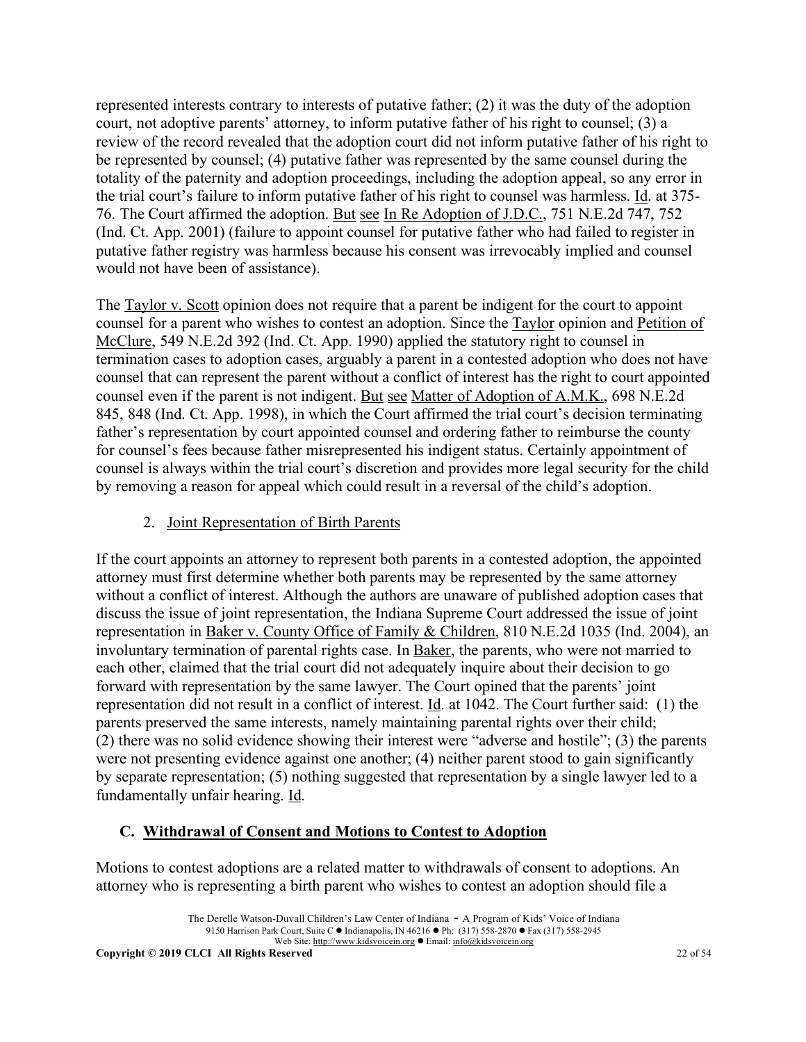represented interests contrary to interests of putative father; (2) it was the duty of the adoption court, not adoptive parents' attorney, to inform putative father of his right to counsel; (3) a review of the record revealed that the adoption court did not inform putative father of his right to be represented by counsel; (4) putative father was represented by the same counsel during the totality of the paternity and adoption proceedings, including the adoption appeal, so any error in the trial court's failure to inform putative father of his right to counsel was harmless. Id. at 375-76. The Court affirmed the adoption. But see In Re Adoption of J.D.C., 751 N.E.2d 747, 752 (Ind. Ct. App. 2001) (failure to appoint counsel for putative father who had failed to register in putative father registry was harmless because his consent was irrevocably implied and counsel would not have been of assistance).

The Taylor v. Scott opinion does not require that a parent be indigent for the court to appoint counsel for a parent who wishes to contest an adoption. Since the Taylor opinion and Petition of McClure, 549 N.E.2d 392 (Ind. Ct. App. 1990) applied the statutory right to counsel in termination cases to adoption cases, arguably a parent in a contested adoption who does not have counsel that can represent the parent without a conflict of interest has the right to court appointed counsel even if the parent is not indigent. But see Matter of Adoption of A.M.K., 698 N.E.2d 845, 848 (Ind. Ct. App. 1998), in which the Court affirmed the trial court's decision terminating father's representation by court appointed counsel and ordering father to reimburse the county for counsel's fees because father misrepresented his indigent status. Certainly appointment of counsel is always within the trial court's discretion and provides more legal security for the child by removing a reason for appeal which could result in a reversal of the child's adoption.

2. Joint Representation of Birth Parents

If the court appoints an attorney to represent both parents in a contested adoption, the appointed attorney must first determine whether both parents may be represented by the same attorney without a conflict of interest. Although the authors are unaware of published adoption cases that discuss the issue of joint representation, the Indiana Supreme Court addressed the issue of joint representation in Baker v. County Office of Family & Children, 810 N.E.2d 1035 (Ind. 2004), an involuntary termination of parental rights case. In Baker, the parents, who were not married to each other, claimed that the trial court did not adequately inquire about their decision to go forward with representation by the same lawyer. The Court opined that the parents' joint representation did not result in a conflict of interest. Id. at 1042. The Court further said: (1) the parents preserved the same interests, namely maintaining parental rights over their child; (2) there was no solid evidence showing their interest were "adverse and hostile"; (3) the parents were not presenting evidence against one another; (4) neither parent stood to gain significantly by separate representation; (5) nothing suggested that representation by a single lawyer led to a fundamentally unfair hearing. Id.

### C. Withdrawal of Consent and Motions to Contest to Adoption

Motions to contest adoptions are a related matter to withdrawals of consent to adoptions. An attorney who is representing a birth parent who wishes to contest an adoption should file a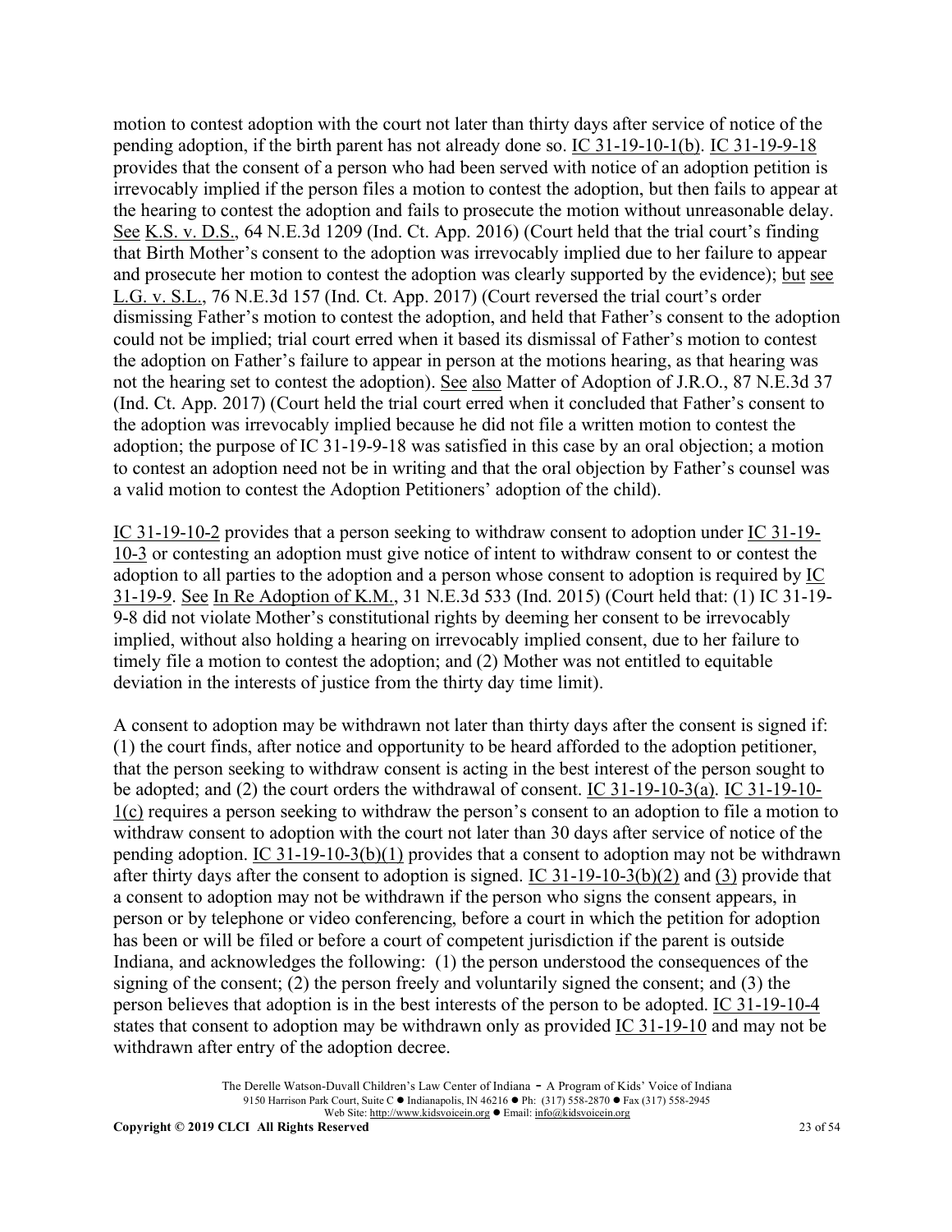motion to contest adoption with the court not later than thirty days after service of notice of the pending adoption, if the birth parent has not already done so. IC 31-19-10-1(b). IC 31-19-9-18 provides that the consent of a person who had been served with notice of an adoption petition is irrevocably implied if the person files a motion to contest the adoption, but then fails to appear at the hearing to contest the adoption and fails to prosecute the motion without unreasonable delay. See K.S. v. D.S., 64 N.E.3d 1209 (Ind. Ct. App. 2016) (Court held that the trial court's finding that Birth Mother's consent to the adoption was irrevocably implied due to her failure to appear and prosecute her motion to contest the adoption was clearly supported by the evidence); but see L.G. v. S.L., 76 N.E.3d 157 (Ind. Ct. App. 2017) (Court reversed the trial court's order dismissing Father's motion to contest the adoption, and held that Father's consent to the adoption could not be implied; trial court erred when it based its dismissal of Father's motion to contest the adoption on Father's failure to appear in person at the motions hearing, as that hearing was not the hearing set to contest the adoption). See also Matter of Adoption of J.R.O., 87 N.E.3d 37 (Ind. Ct. App. 2017) (Court held the trial court erred when it concluded that Father's consent to the adoption was irrevocably implied because he did not file a written motion to contest the adoption; the purpose of IC 31-19-9-18 was satisfied in this case by an oral objection; a motion to contest an adoption need not be in writing and that the oral objection by Father's counsel was a valid motion to contest the Adoption Petitioners' adoption of the child).

IC 31-19-10-2 provides that a person seeking to withdraw consent to adoption under IC 31-19-10-3 or contesting an adoption must give notice of intent to withdraw consent to or contest the adoption to all parties to the adoption and a person whose consent to adoption is required by IC 31-19-9. See In Re Adoption of K.M., 31 N.E.3d 533 (Ind. 2015) (Court held that: (1) IC 31-19-9-8 did not violate Mother's constitutional rights by deeming her consent to be irrevocably implied, without also holding a hearing on irrevocably implied consent, due to her failure to timely file a motion to contest the adoption; and (2) Mother was not entitled to equitable deviation in the interests of justice from the thirty day time limit).

A consent to adoption may be withdrawn not later than thirty days after the consent is signed if: (1) the court finds, after notice and opportunity to be heard afforded to the adoption petitioner, that the person seeking to withdraw consent is acting in the best interest of the person sought to be adopted; and (2) the court orders the withdrawal of consent. IC 31-19-10-3(a). IC 31-19-10-1(c) requires a person seeking to withdraw the person's consent to an adoption to file a motion to withdraw consent to adoption with the court not later than 30 days after service of notice of the pending adoption. IC 31-19-10-3(b)(1) provides that a consent to adoption may not be withdrawn after thirty days after the consent to adoption is signed. IC 31-19-10-3(b)(2) and (3) provide that a consent to adoption may not be withdrawn if the person who signs the consent appears, in person or by telephone or video conferencing, before a court in which the petition for adoption has been or will be filed or before a court of competent jurisdiction if the parent is outside Indiana, and acknowledges the following: (1) the person understood the consequences of the signing of the consent; (2) the person freely and voluntarily signed the consent; and (3) the person believes that adoption is in the best interests of the person to be adopted. IC 31-19-10-4 states that consent to adoption may be withdrawn only as provided IC 31-19-10 and may not be withdrawn after entry of the adoption decree.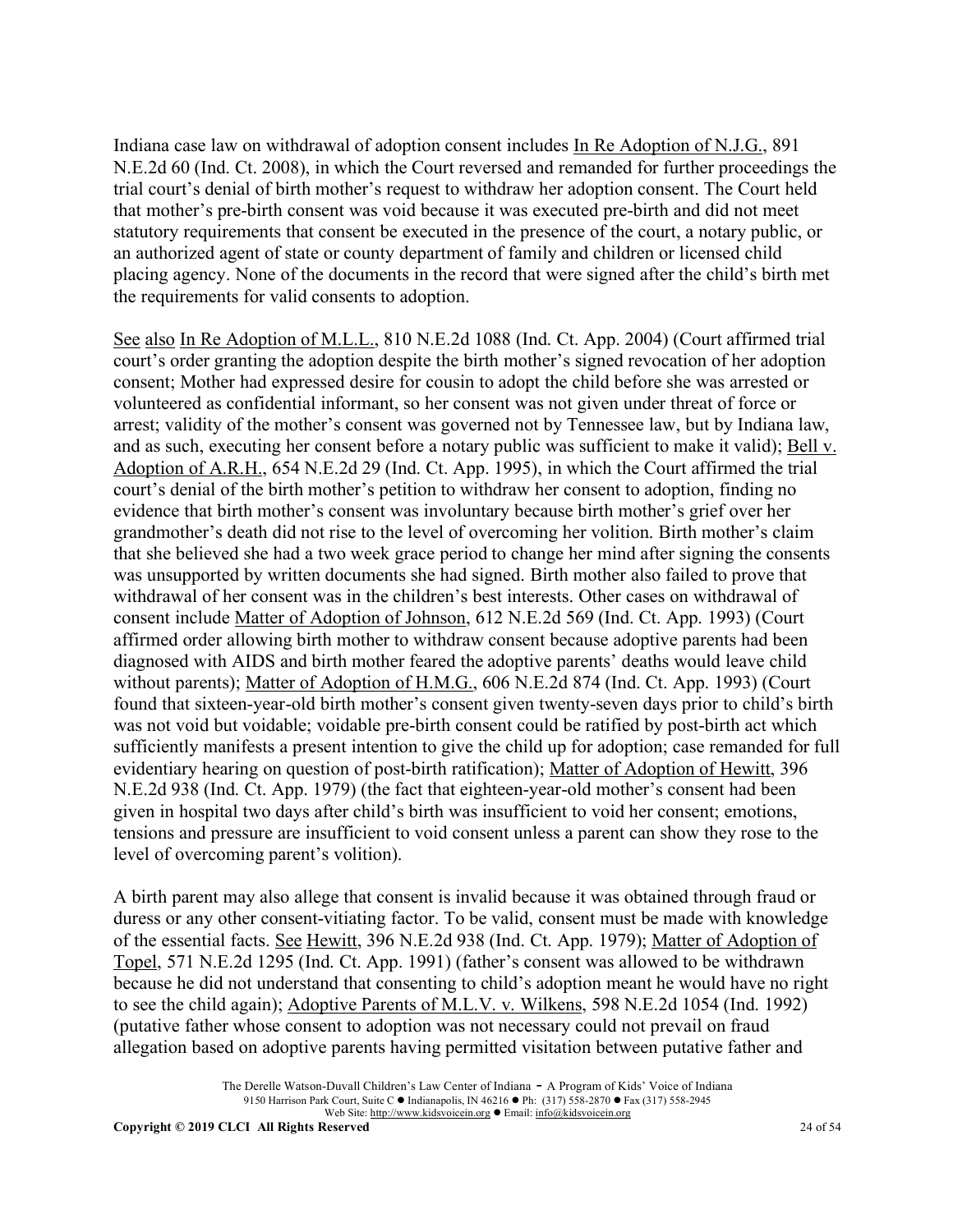Indiana case law on withdrawal of adoption consent includes <u>In Re Adoption of N.J.G.</u>, 891 N.E.2d 60 (Ind. Ct. 2008), in which the Court reversed and remanded for further proceedings the trial court's denial of birth mother's request to withdraw her adoption consent. The Court held that mother's pre-birth consent was void because it was executed pre-birth and did not meet statutory requirements that consent be executed in the presence of the court, a notary public, or an authorized agent of state or county department of family and children or licensed child placing agency. None of the documents in the record that were signed after the child's birth met the requirements for valid consents to adoption.

<u>See also</u> <u>In Re Adoption of M.L.L.</u>, 810 N.E.2d 1088 (Ind. Ct. App. 2004) (Court affirmed trial court's order granting the adoption despite the birth mother's signed revocation of her adoption consent; Mother had expressed desire for cousin to adopt the child before she was arrested or volunteered as confidential informant, so her consent was not given under threat of force or arrest; validity of the mother's consent was governed not by Tennessee law, but by Indiana law, and as such, executing her consent before a notary public was sufficient to make it valid); <u>Bell v. Adoption of A.R.H.</u>, 654 N.E.2d 29 (Ind. Ct. App. 1995), in which the Court affirmed the trial court's denial of the birth mother's petition to withdraw her consent to adoption, finding no evidence that birth mother's consent was involuntary because birth mother's grief over her grandmother's death did not rise to the level of overcoming her volition. Birth mother's claim that she believed she had a two week grace period to change her mind after signing the consents was unsupported by written documents she had signed. Birth mother also failed to prove that withdrawal of her consent was in the children's best interests. Other cases on withdrawal of consent include <u>Matter of Adoption of Johnson</u>, 612 N.E.2d 569 (Ind. Ct. App. 1993) (Court affirmed order allowing birth mother to withdraw consent because adoptive parents had been diagnosed with AIDS and birth mother feared the adoptive parents' deaths would leave child without parents); <u>Matter of Adoption of H.M.G.</u>, 606 N.E.2d 874 (Ind. Ct. App. 1993) (Court found that sixteen-year-old birth mother's consent given twenty-seven days prior to child's birth was not void but voidable; voidable pre-birth consent could be ratified by post-birth act which sufficiently manifests a present intention to give the child up for adoption; case remanded for full evidentiary hearing on question of post-birth ratification); <u>Matter of Adoption of Hewitt</u>, 396 N.E.2d 938 (Ind. Ct. App. 1979) (the fact that eighteen-year-old mother's consent had been given in hospital two days after child's birth was insufficient to void her consent; emotions, tensions and pressure are insufficient to void consent unless a parent can show they rose to the level of overcoming parent's volition).

A birth parent may also allege that consent is invalid because it was obtained through fraud or duress or any other consent-vitiating factor. To be valid, consent must be made with knowledge of the essential facts. <u>See</u> <u>Hewitt</u>, 396 N.E.2d 938 (Ind. Ct. App. 1979); <u>Matter of Adoption of Topel</u>, 571 N.E.2d 1295 (Ind. Ct. App. 1991) (father's consent was allowed to be withdrawn because he did not understand that consenting to child's adoption meant he would have no right to see the child again); <u>Adoptive Parents of M.L.V. v. Wilkens</u>, 598 N.E.2d 1054 (Ind. 1992) (putative father whose consent to adoption was not necessary could not prevail on fraud allegation based on adoptive parents having permitted visitation between putative father and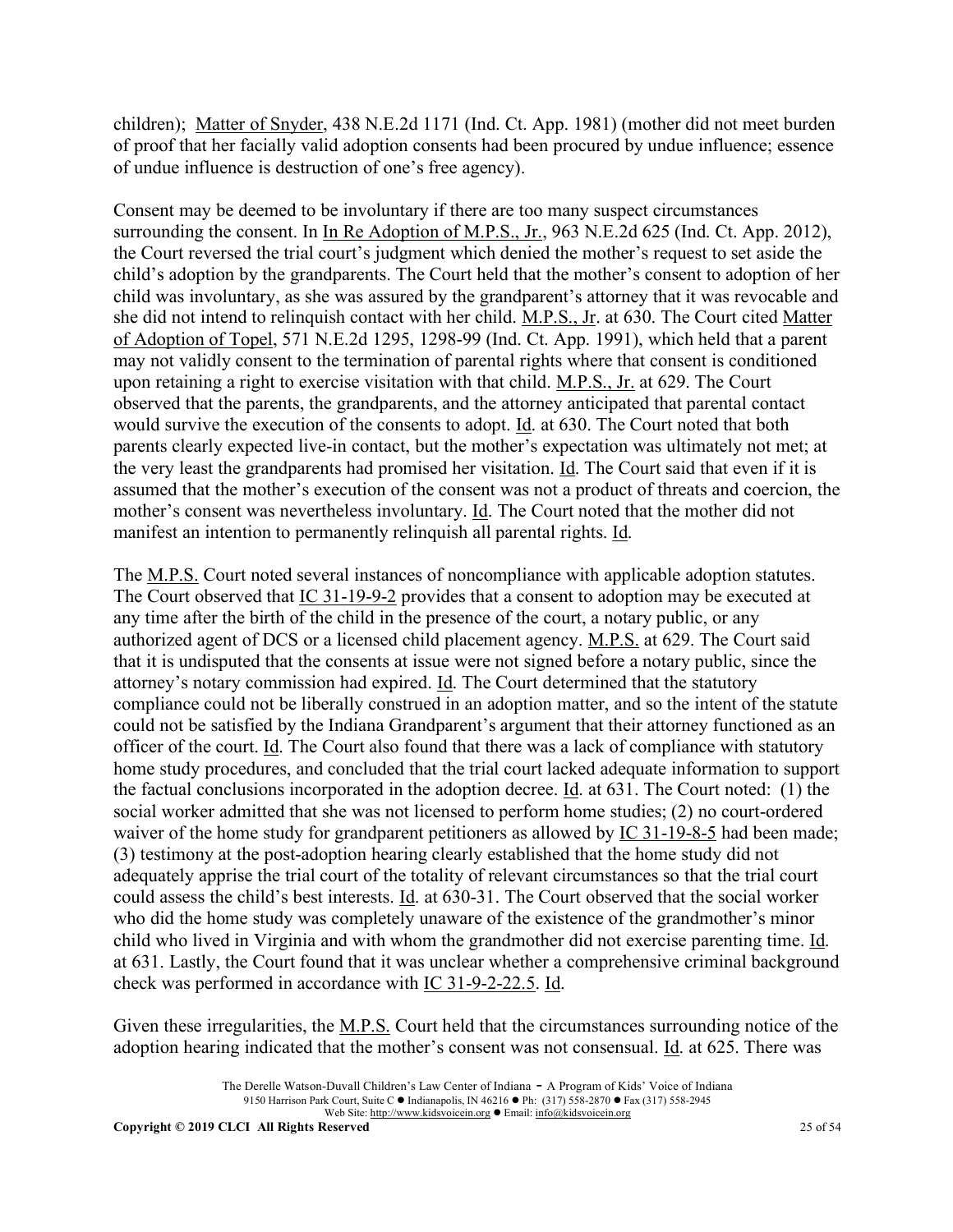children); Matter of Snyder, 438 N.E.2d 1171 (Ind. Ct. App. 1981) (mother did not meet burden of proof that her facially valid adoption consents had been procured by undue influence; essence of undue influence is destruction of one's free agency).

Consent may be deemed to be involuntary if there are too many suspect circumstances surrounding the consent. In In Re Adoption of M.P.S., Jr., 963 N.E.2d 625 (Ind. Ct. App. 2012), the Court reversed the trial court's judgment which denied the mother's request to set aside the child's adoption by the grandparents. The Court held that the mother's consent to adoption of her child was involuntary, as she was assured by the grandparent's attorney that it was revocable and she did not intend to relinquish contact with her child. M.P.S., Jr. at 630. The Court cited Matter of Adoption of Topel, 571 N.E.2d 1295, 1298-99 (Ind. Ct. App. 1991), which held that a parent may not validly consent to the termination of parental rights where that consent is conditioned upon retaining a right to exercise visitation with that child. M.P.S., Jr. at 629. The Court observed that the parents, the grandparents, and the attorney anticipated that parental contact would survive the execution of the consents to adopt. Id. at 630. The Court noted that both parents clearly expected live-in contact, but the mother's expectation was ultimately not met; at the very least the grandparents had promised her visitation. Id. The Court said that even if it is assumed that the mother's execution of the consent was not a product of threats and coercion, the mother's consent was nevertheless involuntary. Id. The Court noted that the mother did not manifest an intention to permanently relinquish all parental rights. Id.

The M.P.S. Court noted several instances of noncompliance with applicable adoption statutes. The Court observed that IC 31-19-9-2 provides that a consent to adoption may be executed at any time after the birth of the child in the presence of the court, a notary public, or any authorized agent of DCS or a licensed child placement agency. M.P.S. at 629. The Court said that it is undisputed that the consents at issue were not signed before a notary public, since the attorney's notary commission had expired. Id. The Court determined that the statutory compliance could not be liberally construed in an adoption matter, and so the intent of the statute could not be satisfied by the Indiana Grandparent's argument that their attorney functioned as an officer of the court. Id. The Court also found that there was a lack of compliance with statutory home study procedures, and concluded that the trial court lacked adequate information to support the factual conclusions incorporated in the adoption decree. Id. at 631. The Court noted: (1) the social worker admitted that she was not licensed to perform home studies; (2) no court-ordered waiver of the home study for grandparent petitioners as allowed by IC 31-19-8-5 had been made; (3) testimony at the post-adoption hearing clearly established that the home study did not adequately apprise the trial court of the totality of relevant circumstances so that the trial court could assess the child's best interests. Id. at 630-31. The Court observed that the social worker who did the home study was completely unaware of the existence of the grandmother's minor child who lived in Virginia and with whom the grandmother did not exercise parenting time. Id. at 631. Lastly, the Court found that it was unclear whether a comprehensive criminal background check was performed in accordance with IC 31-9-2-22.5. Id.

Given these irregularities, the M.P.S. Court held that the circumstances surrounding notice of the adoption hearing indicated that the mother's consent was not consensual. Id. at 625. There was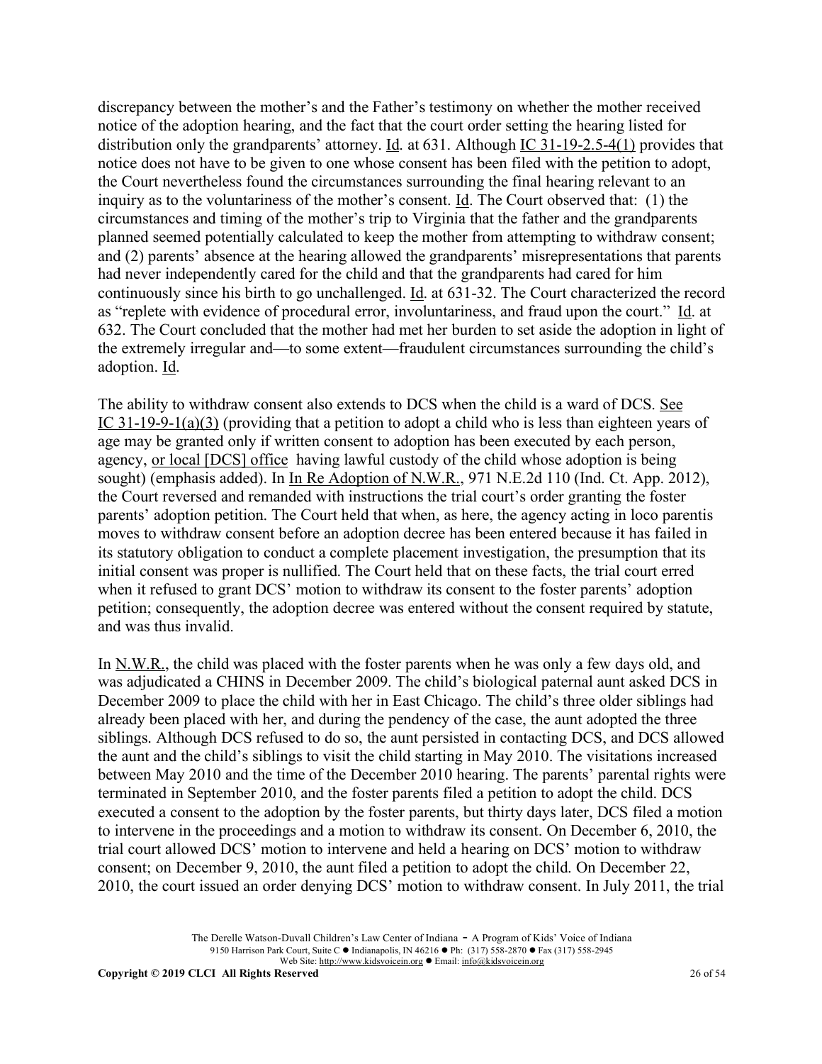discrepancy between the mother's and the Father's testimony on whether the mother received notice of the adoption hearing, and the fact that the court order setting the hearing listed for distribution only the grandparents' attorney. Id. at 631. Although IC 31-19-2.5-4(1) provides that notice does not have to be given to one whose consent has been filed with the petition to adopt, the Court nevertheless found the circumstances surrounding the final hearing relevant to an inquiry as to the voluntariness of the mother's consent. Id. The Court observed that: (1) the circumstances and timing of the mother's trip to Virginia that the father and the grandparents planned seemed potentially calculated to keep the mother from attempting to withdraw consent; and (2) parents' absence at the hearing allowed the grandparents' misrepresentations that parents had never independently cared for the child and that the grandparents had cared for him continuously since his birth to go unchallenged. Id. at 631-32. The Court characterized the record as "replete with evidence of procedural error, involuntariness, and fraud upon the court." Id. at 632. The Court concluded that the mother had met her burden to set aside the adoption in light of the extremely irregular and—to some extent—fraudulent circumstances surrounding the child's adoption. Id.

The ability to withdraw consent also extends to DCS when the child is a ward of DCS. See IC 31-19-9-1(a)(3) (providing that a petition to adopt a child who is less than eighteen years of age may be granted only if written consent to adoption has been executed by each person, agency, or local [DCS] office having lawful custody of the child whose adoption is being sought) (emphasis added). In In Re Adoption of N.W.R., 971 N.E.2d 110 (Ind. Ct. App. 2012), the Court reversed and remanded with instructions the trial court's order granting the foster parents' adoption petition. The Court held that when, as here, the agency acting in loco parentis moves to withdraw consent before an adoption decree has been entered because it has failed in its statutory obligation to conduct a complete placement investigation, the presumption that its initial consent was proper is nullified. The Court held that on these facts, the trial court erred when it refused to grant DCS' motion to withdraw its consent to the foster parents' adoption petition; consequently, the adoption decree was entered without the consent required by statute, and was thus invalid.

In N.W.R., the child was placed with the foster parents when he was only a few days old, and was adjudicated a CHINS in December 2009. The child's biological paternal aunt asked DCS in December 2009 to place the child with her in East Chicago. The child's three older siblings had already been placed with her, and during the pendency of the case, the aunt adopted the three siblings. Although DCS refused to do so, the aunt persisted in contacting DCS, and DCS allowed the aunt and the child's siblings to visit the child starting in May 2010. The visitations increased between May 2010 and the time of the December 2010 hearing. The parents' parental rights were terminated in September 2010, and the foster parents filed a petition to adopt the child. DCS executed a consent to the adoption by the foster parents, but thirty days later, DCS filed a motion to intervene in the proceedings and a motion to withdraw its consent. On December 6, 2010, the trial court allowed DCS' motion to intervene and held a hearing on DCS' motion to withdraw consent; on December 9, 2010, the aunt filed a petition to adopt the child. On December 22, 2010, the court issued an order denying DCS' motion to withdraw consent. In July 2011, the trial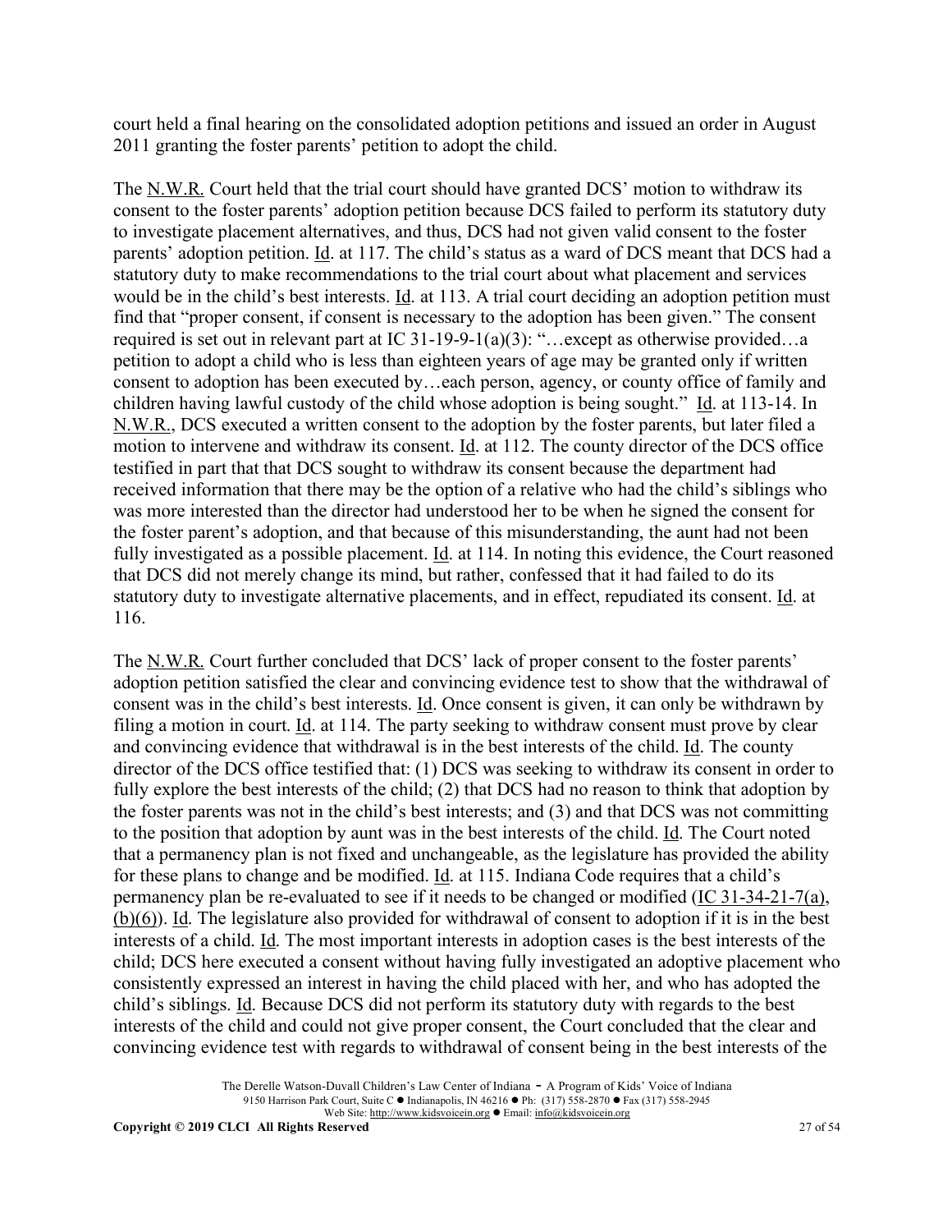court held a final hearing on the consolidated adoption petitions and issued an order in August 2011 granting the foster parents' petition to adopt the child.

The N.W.R. Court held that the trial court should have granted DCS' motion to withdraw its consent to the foster parents' adoption petition because DCS failed to perform its statutory duty to investigate placement alternatives, and thus, DCS had not given valid consent to the foster parents' adoption petition. Id. at 117. The child's status as a ward of DCS meant that DCS had a statutory duty to make recommendations to the trial court about what placement and services would be in the child's best interests. Id. at 113. A trial court deciding an adoption petition must find that "proper consent, if consent is necessary to the adoption has been given." The consent required is set out in relevant part at IC 31-19-9-1(a)(3): "…except as otherwise provided…a petition to adopt a child who is less than eighteen years of age may be granted only if written consent to adoption has been executed by…each person, agency, or county office of family and children having lawful custody of the child whose adoption is being sought." Id. at 113-14. In N.W.R., DCS executed a written consent to the adoption by the foster parents, but later filed a motion to intervene and withdraw its consent. Id. at 112. The county director of the DCS office testified in part that that DCS sought to withdraw its consent because the department had received information that there may be the option of a relative who had the child's siblings who was more interested than the director had understood her to be when he signed the consent for the foster parent's adoption, and that because of this misunderstanding, the aunt had not been fully investigated as a possible placement. Id. at 114. In noting this evidence, the Court reasoned that DCS did not merely change its mind, but rather, confessed that it had failed to do its statutory duty to investigate alternative placements, and in effect, repudiated its consent. Id. at 116.

The N.W.R. Court further concluded that DCS' lack of proper consent to the foster parents' adoption petition satisfied the clear and convincing evidence test to show that the withdrawal of consent was in the child's best interests. Id. Once consent is given, it can only be withdrawn by filing a motion in court. Id. at 114. The party seeking to withdraw consent must prove by clear and convincing evidence that withdrawal is in the best interests of the child. Id. The county director of the DCS office testified that: (1) DCS was seeking to withdraw its consent in order to fully explore the best interests of the child; (2) that DCS had no reason to think that adoption by the foster parents was not in the child's best interests; and (3) and that DCS was not committing to the position that adoption by aunt was in the best interests of the child. Id. The Court noted that a permanency plan is not fixed and unchangeable, as the legislature has provided the ability for these plans to change and be modified. Id. at 115. Indiana Code requires that a child's permanency plan be re-evaluated to see if it needs to be changed or modified (IC 31-34-21-7(a), (b)(6)). Id. The legislature also provided for withdrawal of consent to adoption if it is in the best interests of a child. Id. The most important interests in adoption cases is the best interests of the child; DCS here executed a consent without having fully investigated an adoptive placement who consistently expressed an interest in having the child placed with her, and who has adopted the child's siblings. Id. Because DCS did not perform its statutory duty with regards to the best interests of the child and could not give proper consent, the Court concluded that the clear and convincing evidence test with regards to withdrawal of consent being in the best interests of the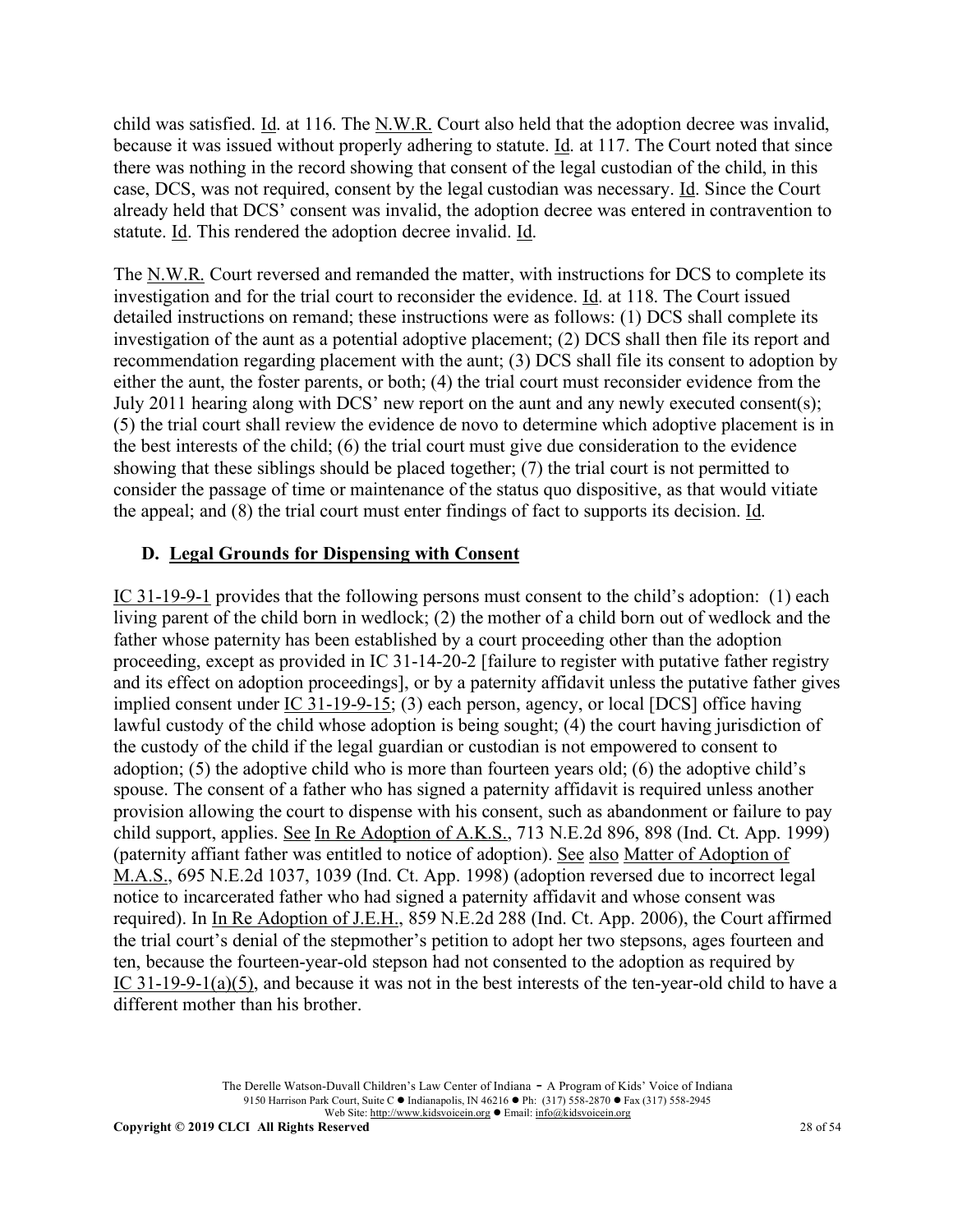child was satisfied. Id. at 116. The N.W.R. Court also held that the adoption decree was invalid, because it was issued without properly adhering to statute. Id. at 117. The Court noted that since there was nothing in the record showing that consent of the legal custodian of the child, in this case, DCS, was not required, consent by the legal custodian was necessary. Id. Since the Court already held that DCS' consent was invalid, the adoption decree was entered in contravention to statute. Id. This rendered the adoption decree invalid. Id.

The N.W.R. Court reversed and remanded the matter, with instructions for DCS to complete its investigation and for the trial court to reconsider the evidence. Id. at 118. The Court issued detailed instructions on remand; these instructions were as follows: (1) DCS shall complete its investigation of the aunt as a potential adoptive placement; (2) DCS shall then file its report and recommendation regarding placement with the aunt; (3) DCS shall file its consent to adoption by either the aunt, the foster parents, or both; (4) the trial court must reconsider evidence from the July 2011 hearing along with DCS' new report on the aunt and any newly executed consent(s); (5) the trial court shall review the evidence de novo to determine which adoptive placement is in the best interests of the child; (6) the trial court must give due consideration to the evidence showing that these siblings should be placed together; (7) the trial court is not permitted to consider the passage of time or maintenance of the status quo dispositive, as that would vitiate the appeal; and (8) the trial court must enter findings of fact to supports its decision. Id.

### D. Legal Grounds for Dispensing with Consent

IC 31-19-9-1 provides that the following persons must consent to the child's adoption: (1) each living parent of the child born in wedlock; (2) the mother of a child born out of wedlock and the father whose paternity has been established by a court proceeding other than the adoption proceeding, except as provided in IC 31-14-20-2 [failure to register with putative father registry and its effect on adoption proceedings], or by a paternity affidavit unless the putative father gives implied consent under IC 31-19-9-15; (3) each person, agency, or local [DCS] office having lawful custody of the child whose adoption is being sought; (4) the court having jurisdiction of the custody of the child if the legal guardian or custodian is not empowered to consent to adoption; (5) the adoptive child who is more than fourteen years old; (6) the adoptive child's spouse. The consent of a father who has signed a paternity affidavit is required unless another provision allowing the court to dispense with his consent, such as abandonment or failure to pay child support, applies. See In Re Adoption of A.K.S., 713 N.E.2d 896, 898 (Ind. Ct. App. 1999) (paternity affiant father was entitled to notice of adoption). See also Matter of Adoption of M.A.S., 695 N.E.2d 1037, 1039 (Ind. Ct. App. 1998) (adoption reversed due to incorrect legal notice to incarcerated father who had signed a paternity affidavit and whose consent was required). In In Re Adoption of J.E.H., 859 N.E.2d 288 (Ind. Ct. App. 2006), the Court affirmed the trial court's denial of the stepmother's petition to adopt her two stepsons, ages fourteen and ten, because the fourteen-year-old stepson had not consented to the adoption as required by IC 31-19-9-1(a)(5), and because it was not in the best interests of the ten-year-old child to have a different mother than his brother.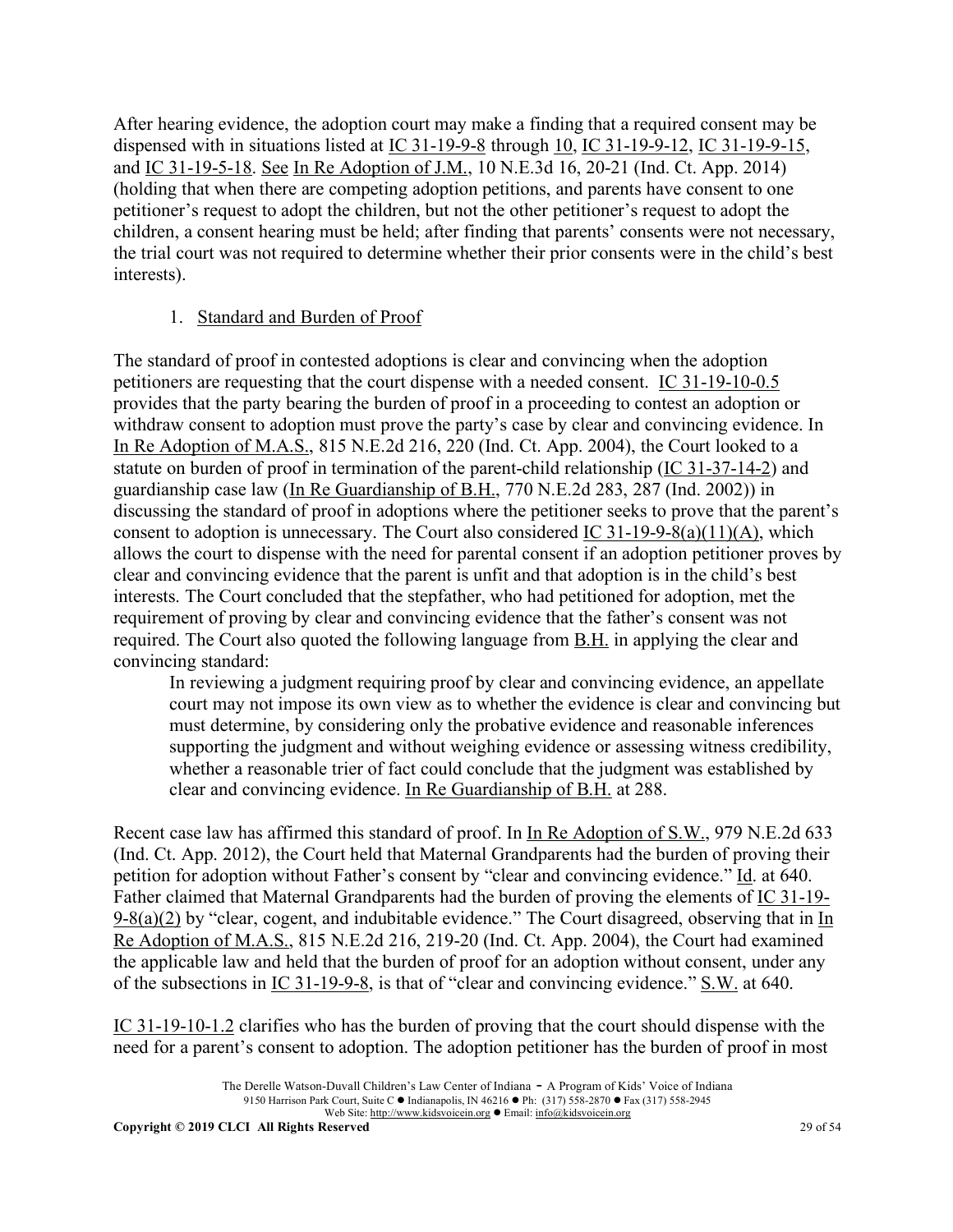After hearing evidence, the adoption court may make a finding that a required consent may be dispensed with in situations listed at IC 31-19-9-8 through 10, IC 31-19-9-12, IC 31-19-9-15, and IC 31-19-5-18. See In Re Adoption of J.M., 10 N.E.3d 16, 20-21 (Ind. Ct. App. 2014) (holding that when there are competing adoption petitions, and parents have consent to one petitioner's request to adopt the children, but not the other petitioner's request to adopt the children, a consent hearing must be held; after finding that parents' consents were not necessary, the trial court was not required to determine whether their prior consents were in the child's best interests).

1. Standard and Burden of Proof

The standard of proof in contested adoptions is clear and convincing when the adoption petitioners are requesting that the court dispense with a needed consent. IC 31-19-10-0.5 provides that the party bearing the burden of proof in a proceeding to contest an adoption or withdraw consent to adoption must prove the party's case by clear and convincing evidence. In In Re Adoption of M.A.S., 815 N.E.2d 216, 220 (Ind. Ct. App. 2004), the Court looked to a statute on burden of proof in termination of the parent-child relationship (IC 31-37-14-2) and guardianship case law (In Re Guardianship of B.H., 770 N.E.2d 283, 287 (Ind. 2002)) in discussing the standard of proof in adoptions where the petitioner seeks to prove that the parent's consent to adoption is unnecessary. The Court also considered IC 31-19-9-8(a)(11)(A), which allows the court to dispense with the need for parental consent if an adoption petitioner proves by clear and convincing evidence that the parent is unfit and that adoption is in the child's best interests. The Court concluded that the stepfather, who had petitioned for adoption, met the requirement of proving by clear and convincing evidence that the father's consent was not required. The Court also quoted the following language from B.H. in applying the clear and convincing standard:

> In reviewing a judgment requiring proof by clear and convincing evidence, an appellate court may not impose its own view as to whether the evidence is clear and convincing but must determine, by considering only the probative evidence and reasonable inferences supporting the judgment and without weighing evidence or assessing witness credibility, whether a reasonable trier of fact could conclude that the judgment was established by clear and convincing evidence. In Re Guardianship of B.H. at 288.

Recent case law has affirmed this standard of proof. In In Re Adoption of S.W., 979 N.E.2d 633 (Ind. Ct. App. 2012), the Court held that Maternal Grandparents had the burden of proving their petition for adoption without Father's consent by "clear and convincing evidence." Id. at 640. Father claimed that Maternal Grandparents had the burden of proving the elements of IC 31-19-9-8(a)(2) by "clear, cogent, and indubitable evidence." The Court disagreed, observing that in In Re Adoption of M.A.S., 815 N.E.2d 216, 219-20 (Ind. Ct. App. 2004), the Court had examined the applicable law and held that the burden of proof for an adoption without consent, under any of the subsections in IC 31-19-9-8, is that of "clear and convincing evidence." S.W. at 640.

IC 31-19-10-1.2 clarifies who has the burden of proving that the court should dispense with the need for a parent's consent to adoption. The adoption petitioner has the burden of proof in most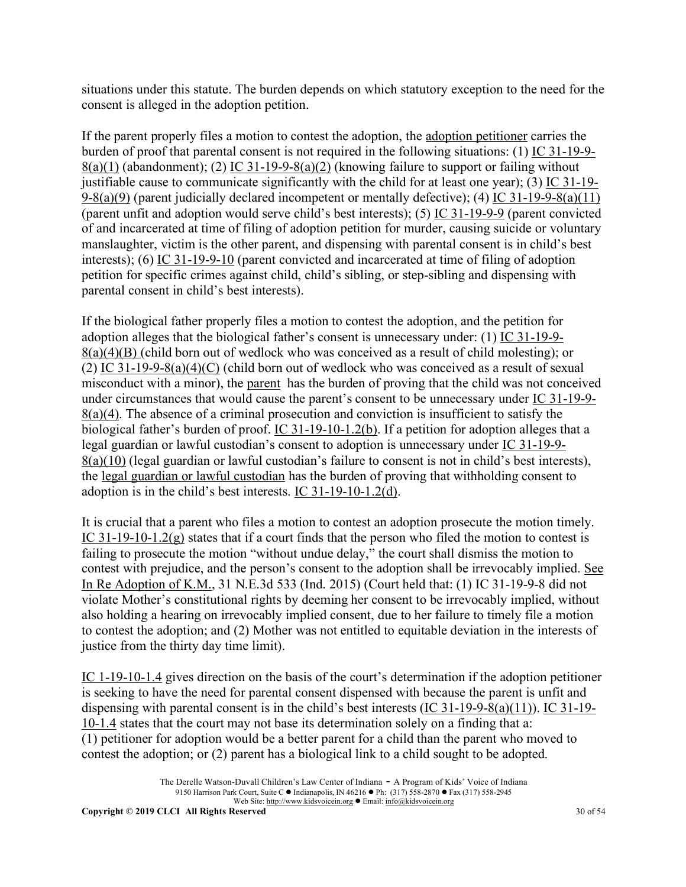situations under this statute. The burden depends on which statutory exception to the need for the consent is alleged in the adoption petition.

If the parent properly files a motion to contest the adoption, the adoption petitioner carries the burden of proof that parental consent is not required in the following situations: (1) IC 31-19-9-8(a)(1) (abandonment); (2) IC 31-19-9-8(a)(2) (knowing failure to support or failing without justifiable cause to communicate significantly with the child for at least one year); (3) IC 31-19-9-8(a)(9) (parent judicially declared incompetent or mentally defective); (4) IC 31-19-9-8(a)(11) (parent unfit and adoption would serve child's best interests); (5) IC 31-19-9-9 (parent convicted of and incarcerated at time of filing of adoption petition for murder, causing suicide or voluntary manslaughter, victim is the other parent, and dispensing with parental consent is in child's best interests); (6) IC 31-19-9-10 (parent convicted and incarcerated at time of filing of adoption petition for specific crimes against child, child's sibling, or step-sibling and dispensing with parental consent in child's best interests).

If the biological father properly files a motion to contest the adoption, and the petition for adoption alleges that the biological father's consent is unnecessary under: (1) IC 31-19-9-8(a)(4)(B) (child born out of wedlock who was conceived as a result of child molesting); or (2) IC 31-19-9-8(a)(4)(C) (child born out of wedlock who was conceived as a result of sexual misconduct with a minor), the parent has the burden of proving that the child was not conceived under circumstances that would cause the parent's consent to be unnecessary under IC 31-19-9-8(a)(4). The absence of a criminal prosecution and conviction is insufficient to satisfy the biological father's burden of proof. IC 31-19-10-1.2(b). If a petition for adoption alleges that a legal guardian or lawful custodian's consent to adoption is unnecessary under IC 31-19-9-8(a)(10) (legal guardian or lawful custodian's failure to consent is not in child's best interests), the legal guardian or lawful custodian has the burden of proving that withholding consent to adoption is in the child's best interests. IC 31-19-10-1.2(d).

It is crucial that a parent who files a motion to contest an adoption prosecute the motion timely. IC 31-19-10-1.2(g) states that if a court finds that the person who filed the motion to contest is failing to prosecute the motion "without undue delay," the court shall dismiss the motion to contest with prejudice, and the person's consent to the adoption shall be irrevocably implied. See In Re Adoption of K.M., 31 N.E.3d 533 (Ind. 2015) (Court held that: (1) IC 31-19-9-8 did not violate Mother's constitutional rights by deeming her consent to be irrevocably implied, without also holding a hearing on irrevocably implied consent, due to her failure to timely file a motion to contest the adoption; and (2) Mother was not entitled to equitable deviation in the interests of justice from the thirty day time limit).

IC 1-19-10-1.4 gives direction on the basis of the court's determination if the adoption petitioner is seeking to have the need for parental consent dispensed with because the parent is unfit and dispensing with parental consent is in the child's best interests (IC 31-19-9-8(a)(11)). IC 31-19-10-1.4 states that the court may not base its determination solely on a finding that a:
(1) petitioner for adoption would be a better parent for a child than the parent who moved to contest the adoption; or (2) parent has a biological link to a child sought to be adopted.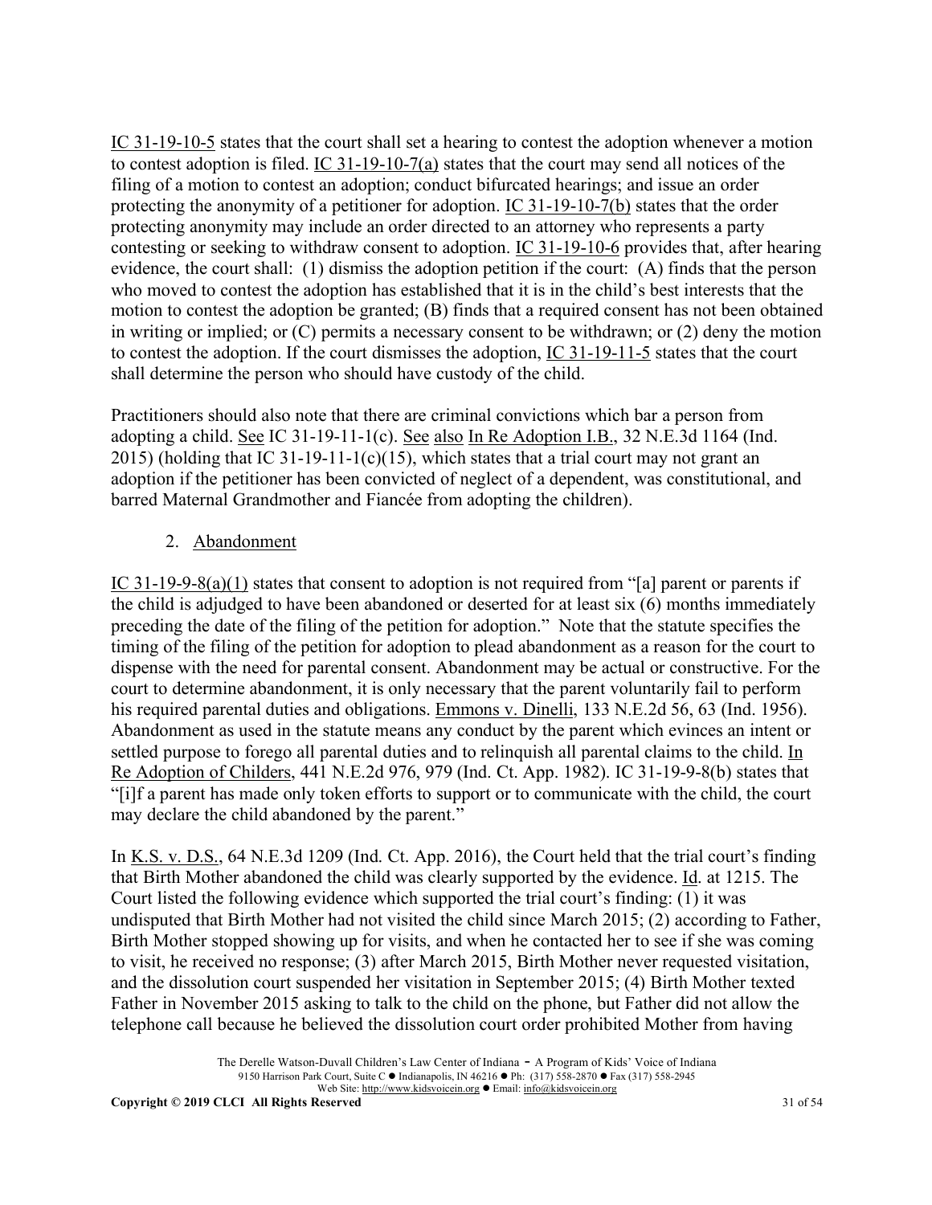IC 31-19-10-5 states that the court shall set a hearing to contest the adoption whenever a motion to contest adoption is filed. IC 31-19-10-7(a) states that the court may send all notices of the filing of a motion to contest an adoption; conduct bifurcated hearings; and issue an order protecting the anonymity of a petitioner for adoption. IC 31-19-10-7(b) states that the order protecting anonymity may include an order directed to an attorney who represents a party contesting or seeking to withdraw consent to adoption. IC 31-19-10-6 provides that, after hearing evidence, the court shall: (1) dismiss the adoption petition if the court: (A) finds that the person who moved to contest the adoption has established that it is in the child's best interests that the motion to contest the adoption be granted; (B) finds that a required consent has not been obtained in writing or implied; or (C) permits a necessary consent to be withdrawn; or (2) deny the motion to contest the adoption. If the court dismisses the adoption, IC 31-19-11-5 states that the court shall determine the person who should have custody of the child.

Practitioners should also note that there are criminal convictions which bar a person from adopting a child. See IC 31-19-11-1(c). See also In Re Adoption I.B., 32 N.E.3d 1164 (Ind. 2015) (holding that IC 31-19-11-1(c)(15), which states that a trial court may not grant an adoption if the petitioner has been convicted of neglect of a dependent, was constitutional, and barred Maternal Grandmother and Fiancée from adopting the children).

2. Abandonment

IC 31-19-9-8(a)(1) states that consent to adoption is not required from "[a] parent or parents if the child is adjudged to have been abandoned or deserted for at least six (6) months immediately preceding the date of the filing of the petition for adoption." Note that the statute specifies the timing of the filing of the petition for adoption to plead abandonment as a reason for the court to dispense with the need for parental consent. Abandonment may be actual or constructive. For the court to determine abandonment, it is only necessary that the parent voluntarily fail to perform his required parental duties and obligations. Emmons v. Dinelli, 133 N.E.2d 56, 63 (Ind. 1956). Abandonment as used in the statute means any conduct by the parent which evinces an intent or settled purpose to forego all parental duties and to relinquish all parental claims to the child. In Re Adoption of Childers, 441 N.E.2d 976, 979 (Ind. Ct. App. 1982). IC 31-19-9-8(b) states that "[i]f a parent has made only token efforts to support or to communicate with the child, the court may declare the child abandoned by the parent."

In K.S. v. D.S., 64 N.E.3d 1209 (Ind. Ct. App. 2016), the Court held that the trial court's finding that Birth Mother abandoned the child was clearly supported by the evidence. Id. at 1215. The Court listed the following evidence which supported the trial court's finding: (1) it was undisputed that Birth Mother had not visited the child since March 2015; (2) according to Father, Birth Mother stopped showing up for visits, and when he contacted her to see if she was coming to visit, he received no response; (3) after March 2015, Birth Mother never requested visitation, and the dissolution court suspended her visitation in September 2015; (4) Birth Mother texted Father in November 2015 asking to talk to the child on the phone, but Father did not allow the telephone call because he believed the dissolution court order prohibited Mother from having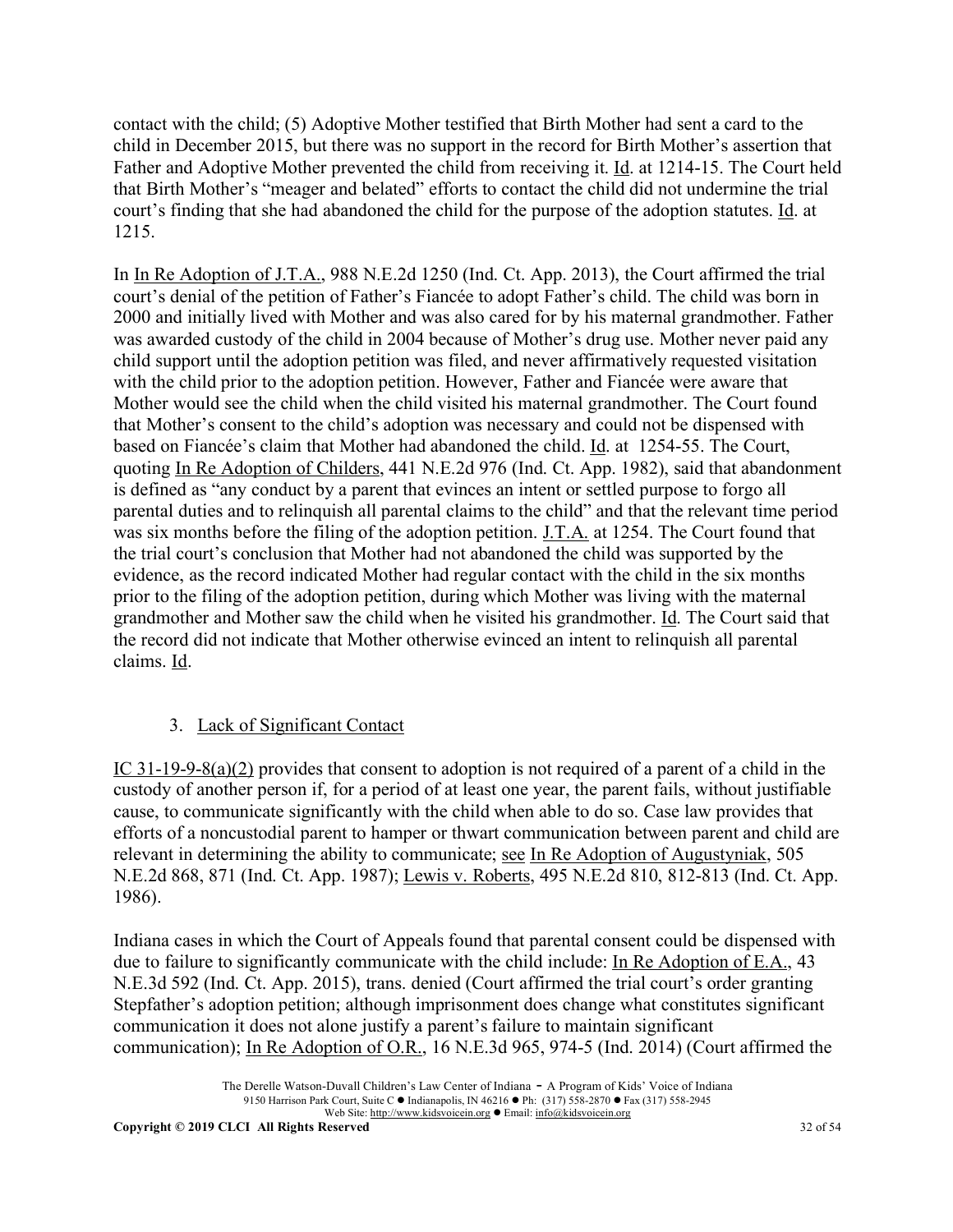contact with the child; (5) Adoptive Mother testified that Birth Mother had sent a card to the child in December 2015, but there was no support in the record for Birth Mother's assertion that Father and Adoptive Mother prevented the child from receiving it. Id. at 1214-15. The Court held that Birth Mother's "meager and belated" efforts to contact the child did not undermine the trial court's finding that she had abandoned the child for the purpose of the adoption statutes. Id. at 1215.

In In Re Adoption of J.T.A., 988 N.E.2d 1250 (Ind. Ct. App. 2013), the Court affirmed the trial court's denial of the petition of Father's Fiancée to adopt Father's child. The child was born in 2000 and initially lived with Mother and was also cared for by his maternal grandmother. Father was awarded custody of the child in 2004 because of Mother's drug use. Mother never paid any child support until the adoption petition was filed, and never affirmatively requested visitation with the child prior to the adoption petition. However, Father and Fiancée were aware that Mother would see the child when the child visited his maternal grandmother. The Court found that Mother's consent to the child's adoption was necessary and could not be dispensed with based on Fiancée's claim that Mother had abandoned the child. Id. at 1254-55. The Court, quoting In Re Adoption of Childers, 441 N.E.2d 976 (Ind. Ct. App. 1982), said that abandonment is defined as "any conduct by a parent that evinces an intent or settled purpose to forgo all parental duties and to relinquish all parental claims to the child" and that the relevant time period was six months before the filing of the adoption petition. J.T.A. at 1254. The Court found that the trial court's conclusion that Mother had not abandoned the child was supported by the evidence, as the record indicated Mother had regular contact with the child in the six months prior to the filing of the adoption petition, during which Mother was living with the maternal grandmother and Mother saw the child when he visited his grandmother. Id. The Court said that the record did not indicate that Mother otherwise evinced an intent to relinquish all parental claims. Id.

### 3. Lack of Significant Contact

IC 31-19-9-8(a)(2) provides that consent to adoption is not required of a parent of a child in the custody of another person if, for a period of at least one year, the parent fails, without justifiable cause, to communicate significantly with the child when able to do so. Case law provides that efforts of a noncustodial parent to hamper or thwart communication between parent and child are relevant in determining the ability to communicate; see In Re Adoption of Augustyniak, 505 N.E.2d 868, 871 (Ind. Ct. App. 1987); Lewis v. Roberts, 495 N.E.2d 810, 812-813 (Ind. Ct. App. 1986).

Indiana cases in which the Court of Appeals found that parental consent could be dispensed with due to failure to significantly communicate with the child include: In Re Adoption of E.A., 43 N.E.3d 592 (Ind. Ct. App. 2015), trans. denied (Court affirmed the trial court's order granting Stepfather's adoption petition; although imprisonment does change what constitutes significant communication it does not alone justify a parent's failure to maintain significant communication); In Re Adoption of O.R., 16 N.E.3d 965, 974-5 (Ind. 2014) (Court affirmed the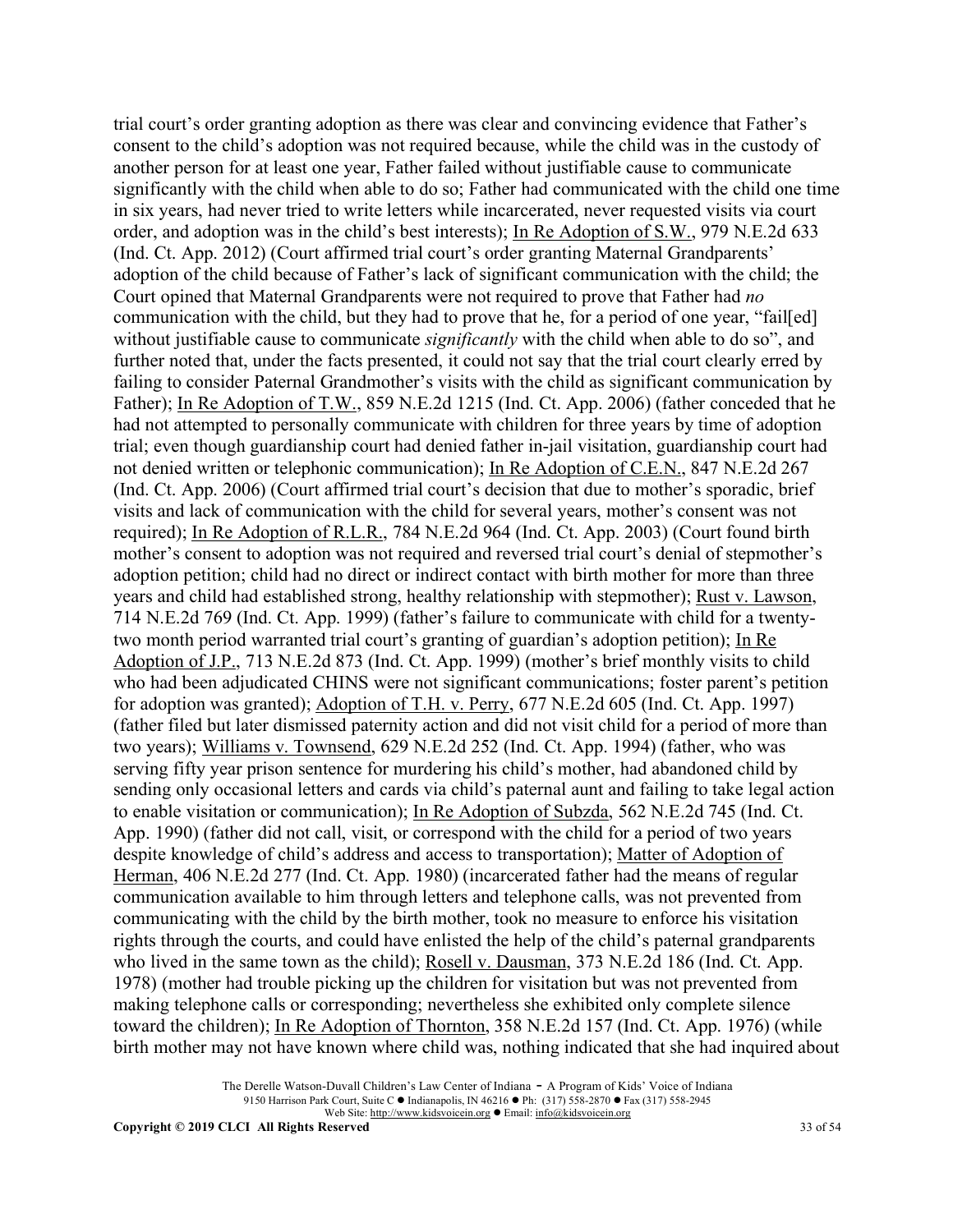trial court's order granting adoption as there was clear and convincing evidence that Father's consent to the child's adoption was not required because, while the child was in the custody of another person for at least one year, Father failed without justifiable cause to communicate significantly with the child when able to do so; Father had communicated with the child one time in six years, had never tried to write letters while incarcerated, never requested visits via court order, and adoption was in the child's best interests); In Re Adoption of S.W., 979 N.E.2d 633 (Ind. Ct. App. 2012) (Court affirmed trial court's order granting Maternal Grandparents' adoption of the child because of Father's lack of significant communication with the child; the Court opined that Maternal Grandparents were not required to prove that Father had *no* communication with the child, but they had to prove that he, for a period of one year, "fail[ed] without justifiable cause to communicate *significantly* with the child when able to do so", and further noted that, under the facts presented, it could not say that the trial court clearly erred by failing to consider Paternal Grandmother's visits with the child as significant communication by Father); In Re Adoption of T.W., 859 N.E.2d 1215 (Ind. Ct. App. 2006) (father conceded that he had not attempted to personally communicate with children for three years by time of adoption trial; even though guardianship court had denied father in-jail visitation, guardianship court had not denied written or telephonic communication); In Re Adoption of C.E.N., 847 N.E.2d 267 (Ind. Ct. App. 2006) (Court affirmed trial court's decision that due to mother's sporadic, brief visits and lack of communication with the child for several years, mother's consent was not required); In Re Adoption of R.L.R., 784 N.E.2d 964 (Ind. Ct. App. 2003) (Court found birth mother's consent to adoption was not required and reversed trial court's denial of stepmother's adoption petition; child had no direct or indirect contact with birth mother for more than three years and child had established strong, healthy relationship with stepmother); Rust v. Lawson, 714 N.E.2d 769 (Ind. Ct. App. 1999) (father's failure to communicate with child for a twenty-two month period warranted trial court's granting of guardian's adoption petition); In Re Adoption of J.P., 713 N.E.2d 873 (Ind. Ct. App. 1999) (mother's brief monthly visits to child who had been adjudicated CHINS were not significant communications; foster parent's petition for adoption was granted); Adoption of T.H. v. Perry, 677 N.E.2d 605 (Ind. Ct. App. 1997) (father filed but later dismissed paternity action and did not visit child for a period of more than two years); Williams v. Townsend, 629 N.E.2d 252 (Ind. Ct. App. 1994) (father, who was serving fifty year prison sentence for murdering his child's mother, had abandoned child by sending only occasional letters and cards via child's paternal aunt and failing to take legal action to enable visitation or communication); In Re Adoption of Subzda, 562 N.E.2d 745 (Ind. Ct. App. 1990) (father did not call, visit, or correspond with the child for a period of two years despite knowledge of child's address and access to transportation); Matter of Adoption of Herman, 406 N.E.2d 277 (Ind. Ct. App. 1980) (incarcerated father had the means of regular communication available to him through letters and telephone calls, was not prevented from communicating with the child by the birth mother, took no measure to enforce his visitation rights through the courts, and could have enlisted the help of the child's paternal grandparents who lived in the same town as the child); Rosell v. Dausman, 373 N.E.2d 186 (Ind. Ct. App. 1978) (mother had trouble picking up the children for visitation but was not prevented from making telephone calls or corresponding; nevertheless she exhibited only complete silence toward the children); In Re Adoption of Thornton, 358 N.E.2d 157 (Ind. Ct. App. 1976) (while birth mother may not have known where child was, nothing indicated that she had inquired about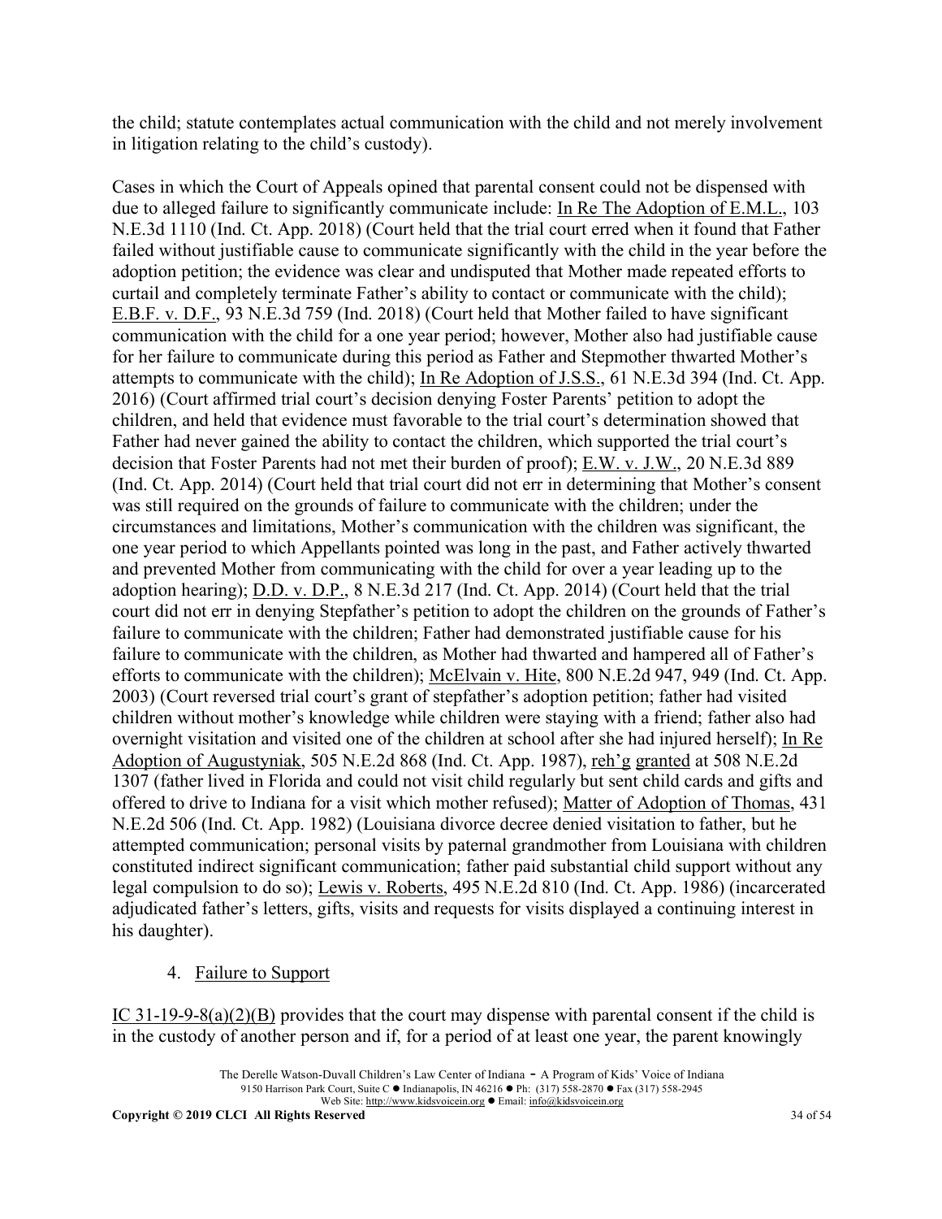the child; statute contemplates actual communication with the child and not merely involvement in litigation relating to the child's custody).

Cases in which the Court of Appeals opined that parental consent could not be dispensed with due to alleged failure to significantly communicate include: In Re The Adoption of E.M.L., 103 N.E.3d 1110 (Ind. Ct. App. 2018) (Court held that the trial court erred when it found that Father failed without justifiable cause to communicate significantly with the child in the year before the adoption petition; the evidence was clear and undisputed that Mother made repeated efforts to curtail and completely terminate Father's ability to contact or communicate with the child); E.B.F. v. D.F., 93 N.E.3d 759 (Ind. 2018) (Court held that Mother failed to have significant communication with the child for a one year period; however, Mother also had justifiable cause for her failure to communicate during this period as Father and Stepmother thwarted Mother's attempts to communicate with the child); In Re Adoption of J.S.S., 61 N.E.3d 394 (Ind. Ct. App. 2016) (Court affirmed trial court's decision denying Foster Parents' petition to adopt the children, and held that evidence must favorable to the trial court's determination showed that Father had never gained the ability to contact the children, which supported the trial court's decision that Foster Parents had not met their burden of proof); E.W. v. J.W., 20 N.E.3d 889 (Ind. Ct. App. 2014) (Court held that trial court did not err in determining that Mother's consent was still required on the grounds of failure to communicate with the children; under the circumstances and limitations, Mother's communication with the children was significant, the one year period to which Appellants pointed was long in the past, and Father actively thwarted and prevented Mother from communicating with the child for over a year leading up to the adoption hearing); D.D. v. D.P., 8 N.E.3d 217 (Ind. Ct. App. 2014) (Court held that the trial court did not err in denying Stepfather's petition to adopt the children on the grounds of Father's failure to communicate with the children; Father had demonstrated justifiable cause for his failure to communicate with the children, as Mother had thwarted and hampered all of Father's efforts to communicate with the children); McElvain v. Hite, 800 N.E.2d 947, 949 (Ind. Ct. App. 2003) (Court reversed trial court's grant of stepfather's adoption petition; father had visited children without mother's knowledge while children were staying with a friend; father also had overnight visitation and visited one of the children at school after she had injured herself); In Re Adoption of Augustyniak, 505 N.E.2d 868 (Ind. Ct. App. 1987), reh'g granted at 508 N.E.2d 1307 (father lived in Florida and could not visit child regularly but sent child cards and gifts and offered to drive to Indiana for a visit which mother refused); Matter of Adoption of Thomas, 431 N.E.2d 506 (Ind. Ct. App. 1982) (Louisiana divorce decree denied visitation to father, but he attempted communication; personal visits by paternal grandmother from Louisiana with children constituted indirect significant communication; father paid substantial child support without any legal compulsion to do so); Lewis v. Roberts, 495 N.E.2d 810 (Ind. Ct. App. 1986) (incarcerated adjudicated father's letters, gifts, visits and requests for visits displayed a continuing interest in his daughter).

4. Failure to Support

IC 31-19-9-8(a)(2)(B) provides that the court may dispense with parental consent if the child is in the custody of another person and if, for a period of at least one year, the parent knowingly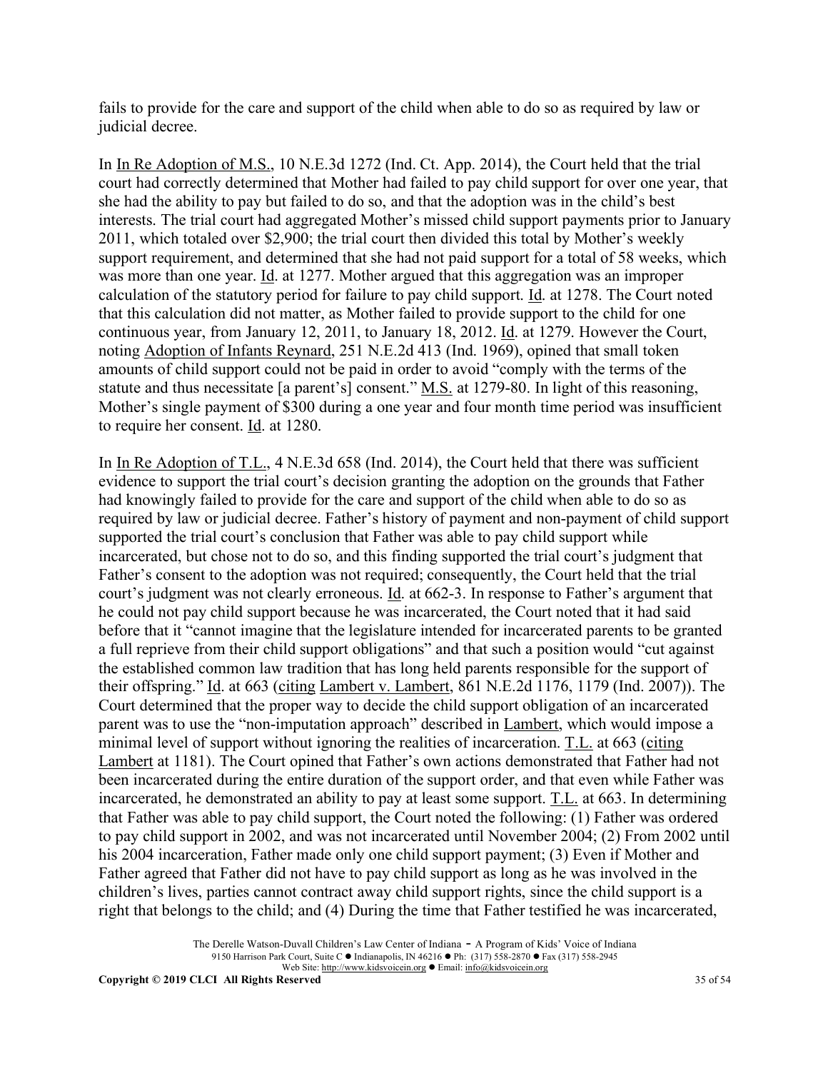fails to provide for the care and support of the child when able to do so as required by law or judicial decree.

In In Re Adoption of M.S., 10 N.E.3d 1272 (Ind. Ct. App. 2014), the Court held that the trial court had correctly determined that Mother had failed to pay child support for over one year, that she had the ability to pay but failed to do so, and that the adoption was in the child's best interests. The trial court had aggregated Mother's missed child support payments prior to January 2011, which totaled over $2,900; the trial court then divided this total by Mother's weekly support requirement, and determined that she had not paid support for a total of 58 weeks, which was more than one year. Id. at 1277. Mother argued that this aggregation was an improper calculation of the statutory period for failure to pay child support. Id. at 1278. The Court noted that this calculation did not matter, as Mother failed to provide support to the child for one continuous year, from January 12, 2011, to January 18, 2012. Id. at 1279. However the Court, noting Adoption of Infants Reynard, 251 N.E.2d 413 (Ind. 1969), opined that small token amounts of child support could not be paid in order to avoid "comply with the terms of the statute and thus necessitate [a parent's] consent." M.S. at 1279-80. In light of this reasoning, Mother's single payment of $300 during a one year and four month time period was insufficient to require her consent. Id. at 1280.

In In Re Adoption of T.L., 4 N.E.3d 658 (Ind. 2014), the Court held that there was sufficient evidence to support the trial court's decision granting the adoption on the grounds that Father had knowingly failed to provide for the care and support of the child when able to do so as required by law or judicial decree. Father's history of payment and non-payment of child support supported the trial court's conclusion that Father was able to pay child support while incarcerated, but chose not to do so, and this finding supported the trial court's judgment that Father's consent to the adoption was not required; consequently, the Court held that the trial court's judgment was not clearly erroneous. Id. at 662-3. In response to Father's argument that he could not pay child support because he was incarcerated, the Court noted that it had said before that it "cannot imagine that the legislature intended for incarcerated parents to be granted a full reprieve from their child support obligations" and that such a position would "cut against the established common law tradition that has long held parents responsible for the support of their offspring." Id. at 663 (citing Lambert v. Lambert, 861 N.E.2d 1176, 1179 (Ind. 2007)). The Court determined that the proper way to decide the child support obligation of an incarcerated parent was to use the "non-imputation approach" described in Lambert, which would impose a minimal level of support without ignoring the realities of incarceration. T.L. at 663 (citing Lambert at 1181). The Court opined that Father's own actions demonstrated that Father had not been incarcerated during the entire duration of the support order, and that even while Father was incarcerated, he demonstrated an ability to pay at least some support. T.L. at 663. In determining that Father was able to pay child support, the Court noted the following: (1) Father was ordered to pay child support in 2002, and was not incarcerated until November 2004; (2) From 2002 until his 2004 incarceration, Father made only one child support payment; (3) Even if Mother and Father agreed that Father did not have to pay child support as long as he was involved in the children's lives, parties cannot contract away child support rights, since the child support is a right that belongs to the child; and (4) During the time that Father testified he was incarcerated,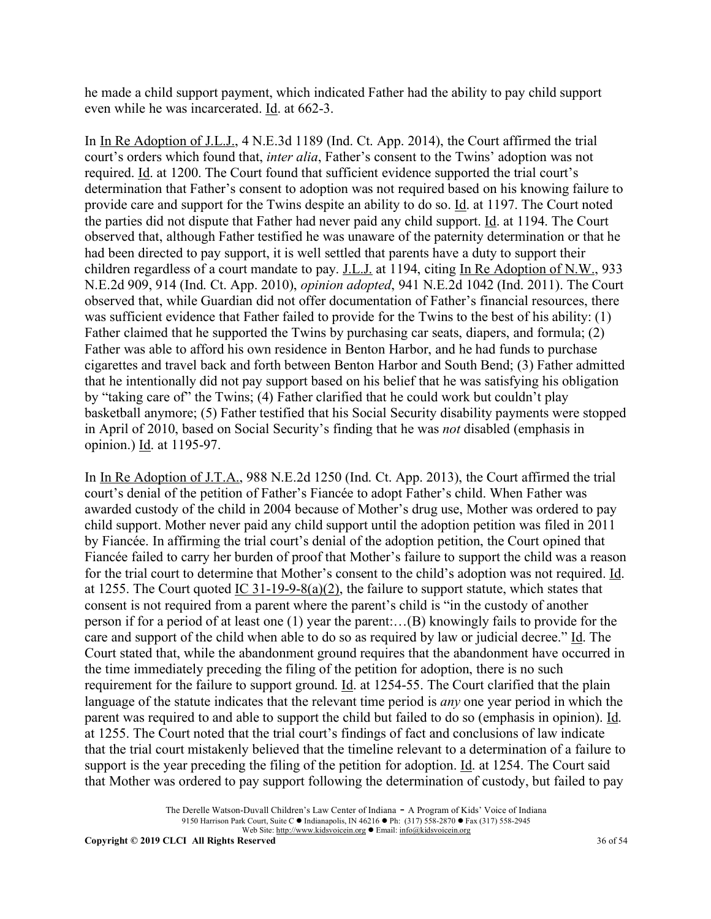he made a child support payment, which indicated Father had the ability to pay child support even while he was incarcerated. Id. at 662-3.

In In Re Adoption of J.L.J., 4 N.E.3d 1189 (Ind. Ct. App. 2014), the Court affirmed the trial court's orders which found that, *inter alia*, Father's consent to the Twins' adoption was not required. Id. at 1200. The Court found that sufficient evidence supported the trial court's determination that Father's consent to adoption was not required based on his knowing failure to provide care and support for the Twins despite an ability to do so. Id. at 1197. The Court noted the parties did not dispute that Father had never paid any child support. Id. at 1194. The Court observed that, although Father testified he was unaware of the paternity determination or that he had been directed to pay support, it is well settled that parents have a duty to support their children regardless of a court mandate to pay. J.L.J. at 1194, citing In Re Adoption of N.W., 933 N.E.2d 909, 914 (Ind. Ct. App. 2010), *opinion adopted*, 941 N.E.2d 1042 (Ind. 2011). The Court observed that, while Guardian did not offer documentation of Father's financial resources, there was sufficient evidence that Father failed to provide for the Twins to the best of his ability: (1) Father claimed that he supported the Twins by purchasing car seats, diapers, and formula; (2) Father was able to afford his own residence in Benton Harbor, and he had funds to purchase cigarettes and travel back and forth between Benton Harbor and South Bend; (3) Father admitted that he intentionally did not pay support based on his belief that he was satisfying his obligation by "taking care of" the Twins; (4) Father clarified that he could work but couldn't play basketball anymore; (5) Father testified that his Social Security disability payments were stopped in April of 2010, based on Social Security's finding that he was *not* disabled (emphasis in opinion.) Id. at 1195-97.

In In Re Adoption of J.T.A., 988 N.E.2d 1250 (Ind. Ct. App. 2013), the Court affirmed the trial court's denial of the petition of Father's Fiancée to adopt Father's child. When Father was awarded custody of the child in 2004 because of Mother's drug use, Mother was ordered to pay child support. Mother never paid any child support until the adoption petition was filed in 2011 by Fiancée. In affirming the trial court's denial of the adoption petition, the Court opined that Fiancée failed to carry her burden of proof that Mother's failure to support the child was a reason for the trial court to determine that Mother's consent to the child's adoption was not required. Id. at 1255. The Court quoted IC 31-19-9-8(a)(2), the failure to support statute, which states that consent is not required from a parent where the parent's child is "in the custody of another person if for a period of at least one (1) year the parent:…(B) knowingly fails to provide for the care and support of the child when able to do so as required by law or judicial decree." Id. The Court stated that, while the abandonment ground requires that the abandonment have occurred in the time immediately preceding the filing of the petition for adoption, there is no such requirement for the failure to support ground. Id. at 1254-55. The Court clarified that the plain language of the statute indicates that the relevant time period is *any* one year period in which the parent was required to and able to support the child but failed to do so (emphasis in opinion). Id. at 1255. The Court noted that the trial court's findings of fact and conclusions of law indicate that the trial court mistakenly believed that the timeline relevant to a determination of a failure to support is the year preceding the filing of the petition for adoption. Id. at 1254. The Court said that Mother was ordered to pay support following the determination of custody, but failed to pay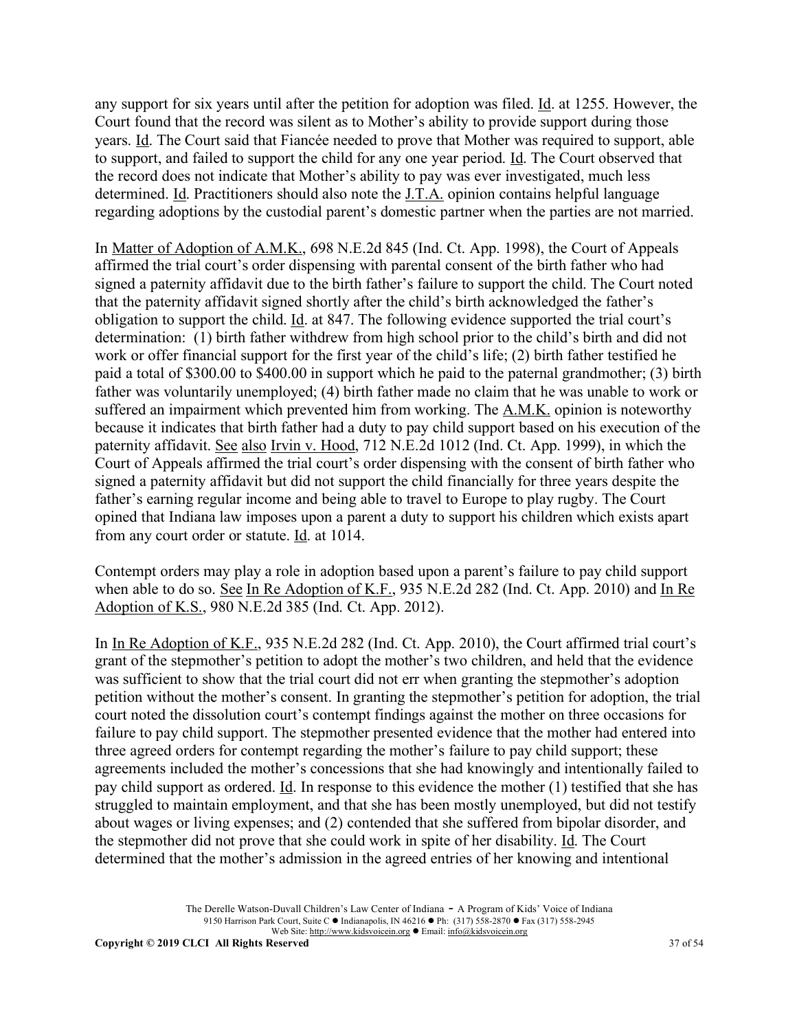any support for six years until after the petition for adoption was filed. Id. at 1255. However, the Court found that the record was silent as to Mother's ability to provide support during those years. Id. The Court said that Fiancée needed to prove that Mother was required to support, able to support, and failed to support the child for any one year period. Id. The Court observed that the record does not indicate that Mother's ability to pay was ever investigated, much less determined. Id. Practitioners should also note the J.T.A. opinion contains helpful language regarding adoptions by the custodial parent's domestic partner when the parties are not married.

In Matter of Adoption of A.M.K., 698 N.E.2d 845 (Ind. Ct. App. 1998), the Court of Appeals affirmed the trial court's order dispensing with parental consent of the birth father who had signed a paternity affidavit due to the birth father's failure to support the child. The Court noted that the paternity affidavit signed shortly after the child's birth acknowledged the father's obligation to support the child. Id. at 847. The following evidence supported the trial court's determination: (1) birth father withdrew from high school prior to the child's birth and did not work or offer financial support for the first year of the child's life; (2) birth father testified he paid a total of $300.00 to $400.00 in support which he paid to the paternal grandmother; (3) birth father was voluntarily unemployed; (4) birth father made no claim that he was unable to work or suffered an impairment which prevented him from working. The A.M.K. opinion is noteworthy because it indicates that birth father had a duty to pay child support based on his execution of the paternity affidavit. See also Irvin v. Hood, 712 N.E.2d 1012 (Ind. Ct. App. 1999), in which the Court of Appeals affirmed the trial court's order dispensing with the consent of birth father who signed a paternity affidavit but did not support the child financially for three years despite the father's earning regular income and being able to travel to Europe to play rugby. The Court opined that Indiana law imposes upon a parent a duty to support his children which exists apart from any court order or statute. Id. at 1014.

Contempt orders may play a role in adoption based upon a parent's failure to pay child support when able to do so. See In Re Adoption of K.F., 935 N.E.2d 282 (Ind. Ct. App. 2010) and In Re Adoption of K.S., 980 N.E.2d 385 (Ind. Ct. App. 2012).

In In Re Adoption of K.F., 935 N.E.2d 282 (Ind. Ct. App. 2010), the Court affirmed trial court's grant of the stepmother's petition to adopt the mother's two children, and held that the evidence was sufficient to show that the trial court did not err when granting the stepmother's adoption petition without the mother's consent. In granting the stepmother's petition for adoption, the trial court noted the dissolution court's contempt findings against the mother on three occasions for failure to pay child support. The stepmother presented evidence that the mother had entered into three agreed orders for contempt regarding the mother's failure to pay child support; these agreements included the mother's concessions that she had knowingly and intentionally failed to pay child support as ordered. Id. In response to this evidence the mother (1) testified that she has struggled to maintain employment, and that she has been mostly unemployed, but did not testify about wages or living expenses; and (2) contended that she suffered from bipolar disorder, and the stepmother did not prove that she could work in spite of her disability. Id. The Court determined that the mother's admission in the agreed entries of her knowing and intentional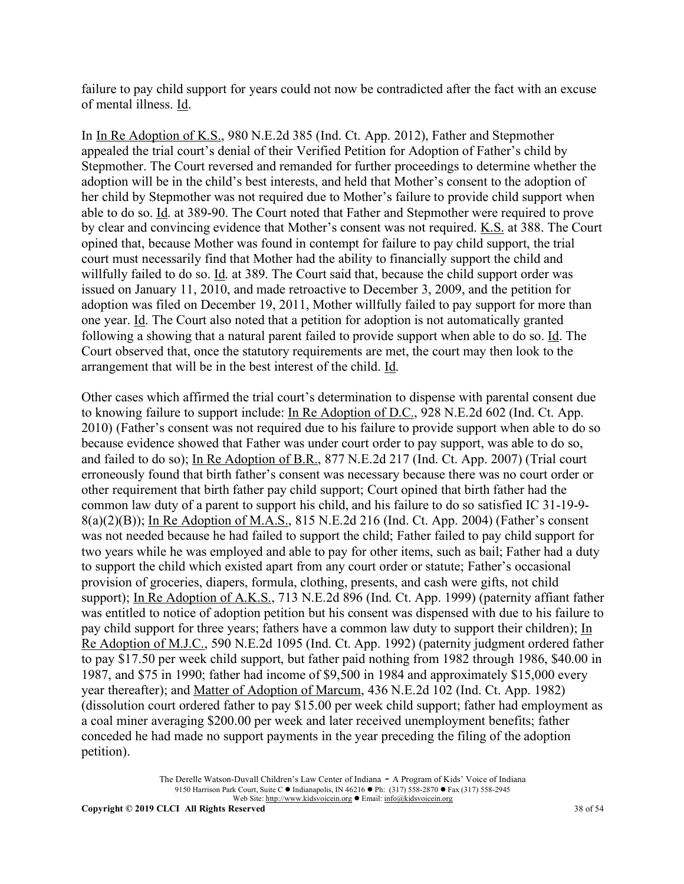failure to pay child support for years could not now be contradicted after the fact with an excuse of mental illness. Id.

In In Re Adoption of K.S., 980 N.E.2d 385 (Ind. Ct. App. 2012), Father and Stepmother appealed the trial court's denial of their Verified Petition for Adoption of Father's child by Stepmother. The Court reversed and remanded for further proceedings to determine whether the adoption will be in the child's best interests, and held that Mother's consent to the adoption of her child by Stepmother was not required due to Mother's failure to provide child support when able to do so. Id. at 389-90. The Court noted that Father and Stepmother were required to prove by clear and convincing evidence that Mother's consent was not required. K.S. at 388. The Court opined that, because Mother was found in contempt for failure to pay child support, the trial court must necessarily find that Mother had the ability to financially support the child and willfully failed to do so. Id. at 389. The Court said that, because the child support order was issued on January 11, 2010, and made retroactive to December 3, 2009, and the petition for adoption was filed on December 19, 2011, Mother willfully failed to pay support for more than one year. Id. The Court also noted that a petition for adoption is not automatically granted following a showing that a natural parent failed to provide support when able to do so. Id. The Court observed that, once the statutory requirements are met, the court may then look to the arrangement that will be in the best interest of the child. Id.

Other cases which affirmed the trial court's determination to dispense with parental consent due to knowing failure to support include: In Re Adoption of D.C., 928 N.E.2d 602 (Ind. Ct. App. 2010) (Father's consent was not required due to his failure to provide support when able to do so because evidence showed that Father was under court order to pay support, was able to do so, and failed to do so); In Re Adoption of B.R., 877 N.E.2d 217 (Ind. Ct. App. 2007) (Trial court erroneously found that birth father's consent was necessary because there was no court order or other requirement that birth father pay child support; Court opined that birth father had the common law duty of a parent to support his child, and his failure to do so satisfied IC 31-19-9-8(a)(2)(B)); In Re Adoption of M.A.S., 815 N.E.2d 216 (Ind. Ct. App. 2004) (Father's consent was not needed because he had failed to support the child; Father failed to pay child support for two years while he was employed and able to pay for other items, such as bail; Father had a duty to support the child which existed apart from any court order or statute; Father's occasional provision of groceries, diapers, formula, clothing, presents, and cash were gifts, not child support); In Re Adoption of A.K.S., 713 N.E.2d 896 (Ind. Ct. App. 1999) (paternity affiant father was entitled to notice of adoption petition but his consent was dispensed with due to his failure to pay child support for three years; fathers have a common law duty to support their children); In Re Adoption of M.J.C., 590 N.E.2d 1095 (Ind. Ct. App. 1992) (paternity judgment ordered father to pay $17.50 per week child support, but father paid nothing from 1982 through 1986, $40.00 in 1987, and $75 in 1990; father had income of $9,500 in 1984 and approximately $15,000 every year thereafter); and Matter of Adoption of Marcum, 436 N.E.2d 102 (Ind. Ct. App. 1982) (dissolution court ordered father to pay $15.00 per week child support; father had employment as a coal miner averaging $200.00 per week and later received unemployment benefits; father conceded he had made no support payments in the year preceding the filing of the adoption petition).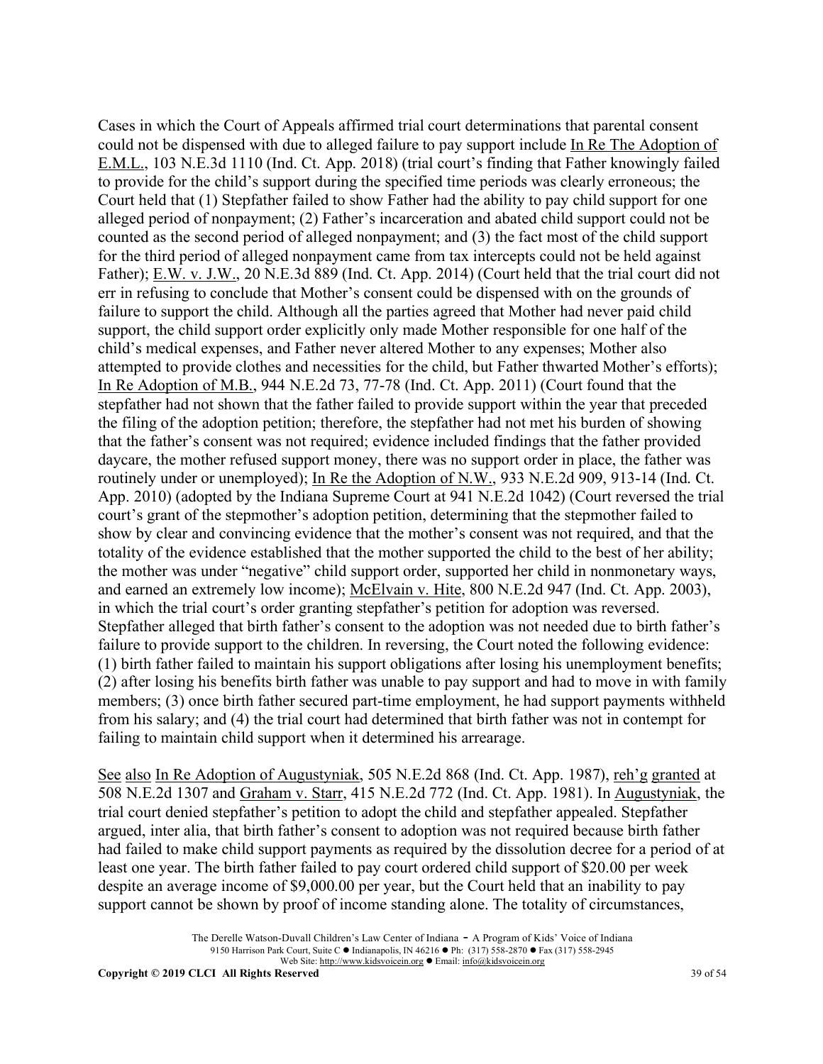Cases in which the Court of Appeals affirmed trial court determinations that parental consent could not be dispensed with due to alleged failure to pay support include In Re The Adoption of E.M.L., 103 N.E.3d 1110 (Ind. Ct. App. 2018) (trial court's finding that Father knowingly failed to provide for the child's support during the specified time periods was clearly erroneous; the Court held that (1) Stepfather failed to show Father had the ability to pay child support for one alleged period of nonpayment; (2) Father's incarceration and abated child support could not be counted as the second period of alleged nonpayment; and (3) the fact most of the child support for the third period of alleged nonpayment came from tax intercepts could not be held against Father); E.W. v. J.W., 20 N.E.3d 889 (Ind. Ct. App. 2014) (Court held that the trial court did not err in refusing to conclude that Mother's consent could be dispensed with on the grounds of failure to support the child. Although all the parties agreed that Mother had never paid child support, the child support order explicitly only made Mother responsible for one half of the child's medical expenses, and Father never altered Mother to any expenses; Mother also attempted to provide clothes and necessities for the child, but Father thwarted Mother's efforts); In Re Adoption of M.B., 944 N.E.2d 73, 77-78 (Ind. Ct. App. 2011) (Court found that the stepfather had not shown that the father failed to provide support within the year that preceded the filing of the adoption petition; therefore, the stepfather had not met his burden of showing that the father's consent was not required; evidence included findings that the father provided daycare, the mother refused support money, there was no support order in place, the father was routinely under or unemployed); In Re the Adoption of N.W., 933 N.E.2d 909, 913-14 (Ind. Ct. App. 2010) (adopted by the Indiana Supreme Court at 941 N.E.2d 1042) (Court reversed the trial court's grant of the stepmother's adoption petition, determining that the stepmother failed to show by clear and convincing evidence that the mother's consent was not required, and that the totality of the evidence established that the mother supported the child to the best of her ability; the mother was under "negative" child support order, supported her child in nonmonetary ways, and earned an extremely low income); McElvain v. Hite, 800 N.E.2d 947 (Ind. Ct. App. 2003), in which the trial court's order granting stepfather's petition for adoption was reversed. Stepfather alleged that birth father's consent to the adoption was not needed due to birth father's failure to provide support to the children. In reversing, the Court noted the following evidence: (1) birth father failed to maintain his support obligations after losing his unemployment benefits; (2) after losing his benefits birth father was unable to pay support and had to move in with family members; (3) once birth father secured part-time employment, he had support payments withheld from his salary; and (4) the trial court had determined that birth father was not in contempt for failing to maintain child support when it determined his arrearage.

See also In Re Adoption of Augustyniak, 505 N.E.2d 868 (Ind. Ct. App. 1987), reh'g granted at 508 N.E.2d 1307 and Graham v. Starr, 415 N.E.2d 772 (Ind. Ct. App. 1981). In Augustyniak, the trial court denied stepfather's petition to adopt the child and stepfather appealed. Stepfather argued, inter alia, that birth father's consent to adoption was not required because birth father had failed to make child support payments as required by the dissolution decree for a period of at least one year. The birth father failed to pay court ordered child support of $20.00 per week despite an average income of $9,000.00 per year, but the Court held that an inability to pay support cannot be shown by proof of income standing alone. The totality of circumstances,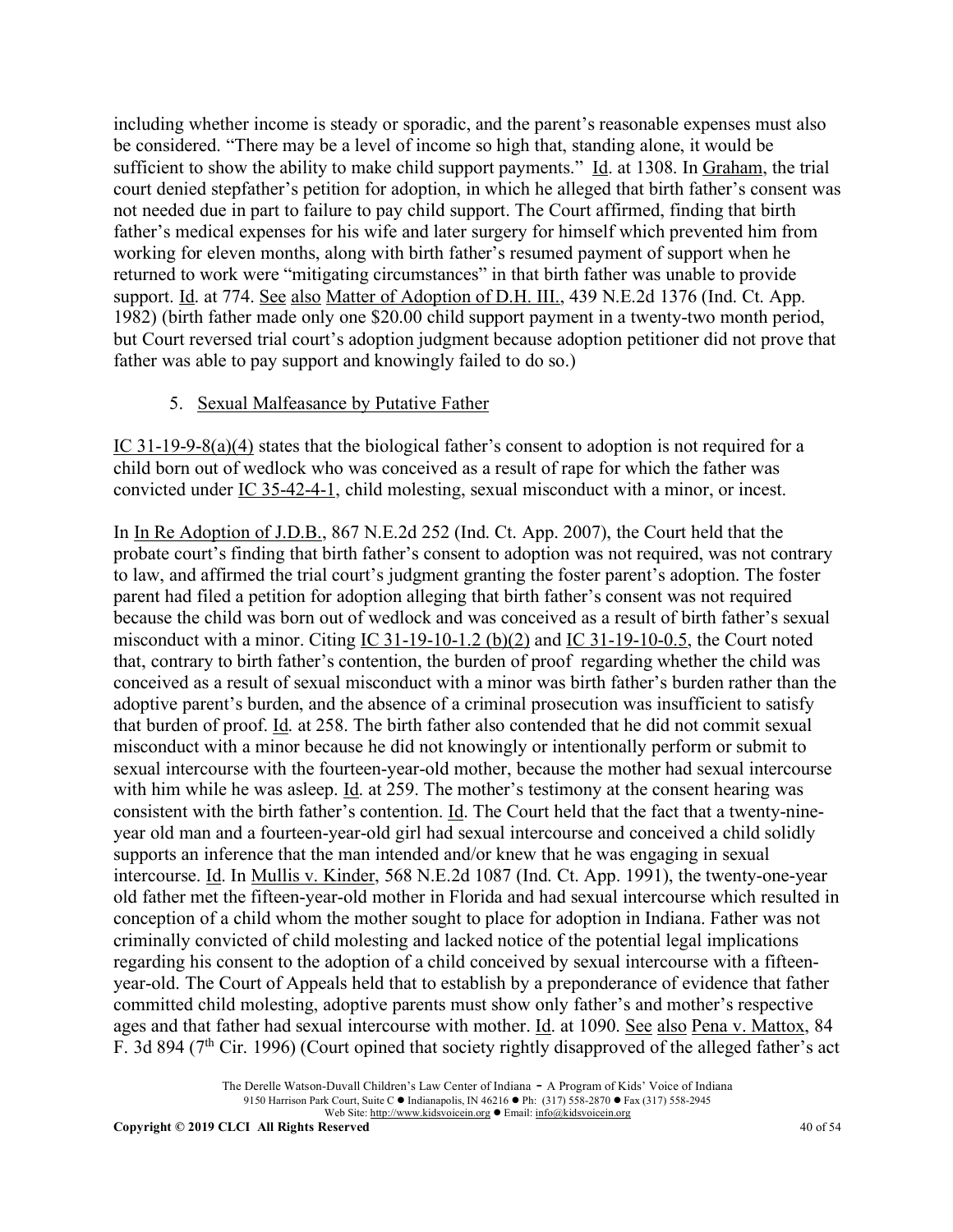including whether income is steady or sporadic, and the parent's reasonable expenses must also be considered. "There may be a level of income so high that, standing alone, it would be sufficient to show the ability to make child support payments." Id. at 1308. In Graham, the trial court denied stepfather's petition for adoption, in which he alleged that birth father's consent was not needed due in part to failure to pay child support. The Court affirmed, finding that birth father's medical expenses for his wife and later surgery for himself which prevented him from working for eleven months, along with birth father's resumed payment of support when he returned to work were "mitigating circumstances" in that birth father was unable to provide support. Id. at 774. See also Matter of Adoption of D.H. III., 439 N.E.2d 1376 (Ind. Ct. App. 1982) (birth father made only one $20.00 child support payment in a twenty-two month period, but Court reversed trial court's adoption judgment because adoption petitioner did not prove that father was able to pay support and knowingly failed to do so.)

5. Sexual Malfeasance by Putative Father

IC 31-19-9-8(a)(4) states that the biological father's consent to adoption is not required for a child born out of wedlock who was conceived as a result of rape for which the father was convicted under IC 35-42-4-1, child molesting, sexual misconduct with a minor, or incest.

In In Re Adoption of J.D.B., 867 N.E.2d 252 (Ind. Ct. App. 2007), the Court held that the probate court's finding that birth father's consent to adoption was not required, was not contrary to law, and affirmed the trial court's judgment granting the foster parent's adoption. The foster parent had filed a petition for adoption alleging that birth father's consent was not required because the child was born out of wedlock and was conceived as a result of birth father's sexual misconduct with a minor. Citing IC 31-19-10-1.2 (b)(2) and IC 31-19-10-0.5, the Court noted that, contrary to birth father's contention, the burden of proof regarding whether the child was conceived as a result of sexual misconduct with a minor was birth father's burden rather than the adoptive parent's burden, and the absence of a criminal prosecution was insufficient to satisfy that burden of proof. Id. at 258. The birth father also contended that he did not commit sexual misconduct with a minor because he did not knowingly or intentionally perform or submit to sexual intercourse with the fourteen-year-old mother, because the mother had sexual intercourse with him while he was asleep. Id. at 259. The mother's testimony at the consent hearing was consistent with the birth father's contention. Id. The Court held that the fact that a twenty-nine-year old man and a fourteen-year-old girl had sexual intercourse and conceived a child solidly supports an inference that the man intended and/or knew that he was engaging in sexual intercourse. Id. In Mullis v. Kinder, 568 N.E.2d 1087 (Ind. Ct. App. 1991), the twenty-one-year old father met the fifteen-year-old mother in Florida and had sexual intercourse which resulted in conception of a child whom the mother sought to place for adoption in Indiana. Father was not criminally convicted of child molesting and lacked notice of the potential legal implications regarding his consent to the adoption of a child conceived by sexual intercourse with a fifteen-year-old. The Court of Appeals held that to establish by a preponderance of evidence that father committed child molesting, adoptive parents must show only father's and mother's respective ages and that father had sexual intercourse with mother. Id. at 1090. See also Pena v. Mattox, 84 F. 3d 894 (7th Cir. 1996) (Court opined that society rightly disapproved of the alleged father's act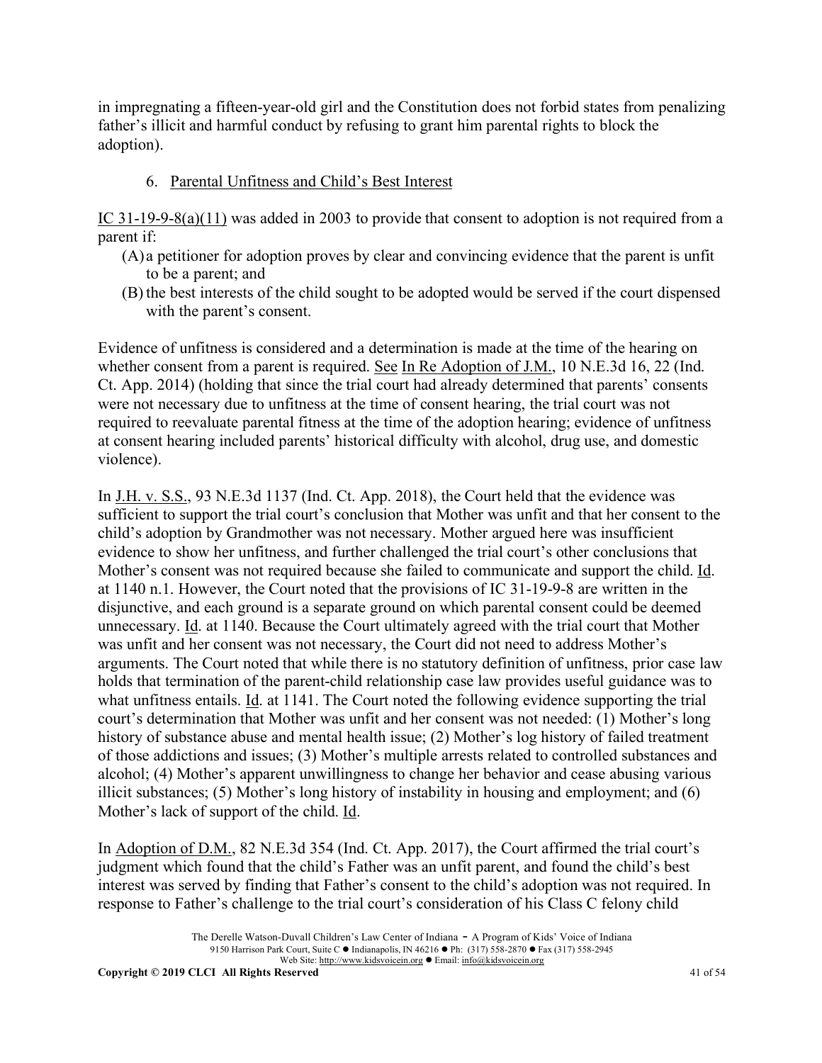in impregnating a fifteen-year-old girl and the Constitution does not forbid states from penalizing father's illicit and harmful conduct by refusing to grant him parental rights to block the adoption).

6. Parental Unfitness and Child's Best Interest

IC 31-19-9-8(a)(11) was added in 2003 to provide that consent to adoption is not required from a parent if:

(A) a petitioner for adoption proves by clear and convincing evidence that the parent is unfit to be a parent; and
(B) the best interests of the child sought to be adopted would be served if the court dispensed with the parent's consent.

Evidence of unfitness is considered and a determination is made at the time of the hearing on whether consent from a parent is required. See In Re Adoption of J.M., 10 N.E.3d 16, 22 (Ind. Ct. App. 2014) (holding that since the trial court had already determined that parents' consents were not necessary due to unfitness at the time of consent hearing, the trial court was not required to reevaluate parental fitness at the time of the adoption hearing; evidence of unfitness at consent hearing included parents' historical difficulty with alcohol, drug use, and domestic violence).

In J.H. v. S.S., 93 N.E.3d 1137 (Ind. Ct. App. 2018), the Court held that the evidence was sufficient to support the trial court's conclusion that Mother was unfit and that her consent to the child's adoption by Grandmother was not necessary. Mother argued here was insufficient evidence to show her unfitness, and further challenged the trial court's other conclusions that Mother's consent was not required because she failed to communicate and support the child. Id. at 1140 n.1. However, the Court noted that the provisions of IC 31-19-9-8 are written in the disjunctive, and each ground is a separate ground on which parental consent could be deemed unnecessary. Id. at 1140. Because the Court ultimately agreed with the trial court that Mother was unfit and her consent was not necessary, the Court did not need to address Mother's arguments. The Court noted that while there is no statutory definition of unfitness, prior case law holds that termination of the parent-child relationship case law provides useful guidance was to what unfitness entails. Id. at 1141. The Court noted the following evidence supporting the trial court's determination that Mother was unfit and her consent was not needed: (1) Mother's long history of substance abuse and mental health issue; (2) Mother's log history of failed treatment of those addictions and issues; (3) Mother's multiple arrests related to controlled substances and alcohol; (4) Mother's apparent unwillingness to change her behavior and cease abusing various illicit substances; (5) Mother's long history of instability in housing and employment; and (6) Mother's lack of support of the child. Id.

In Adoption of D.M., 82 N.E.3d 354 (Ind. Ct. App. 2017), the Court affirmed the trial court's judgment which found that the child's Father was an unfit parent, and found the child's best interest was served by finding that Father's consent to the child's adoption was not required. In response to Father's challenge to the trial court's consideration of his Class C felony child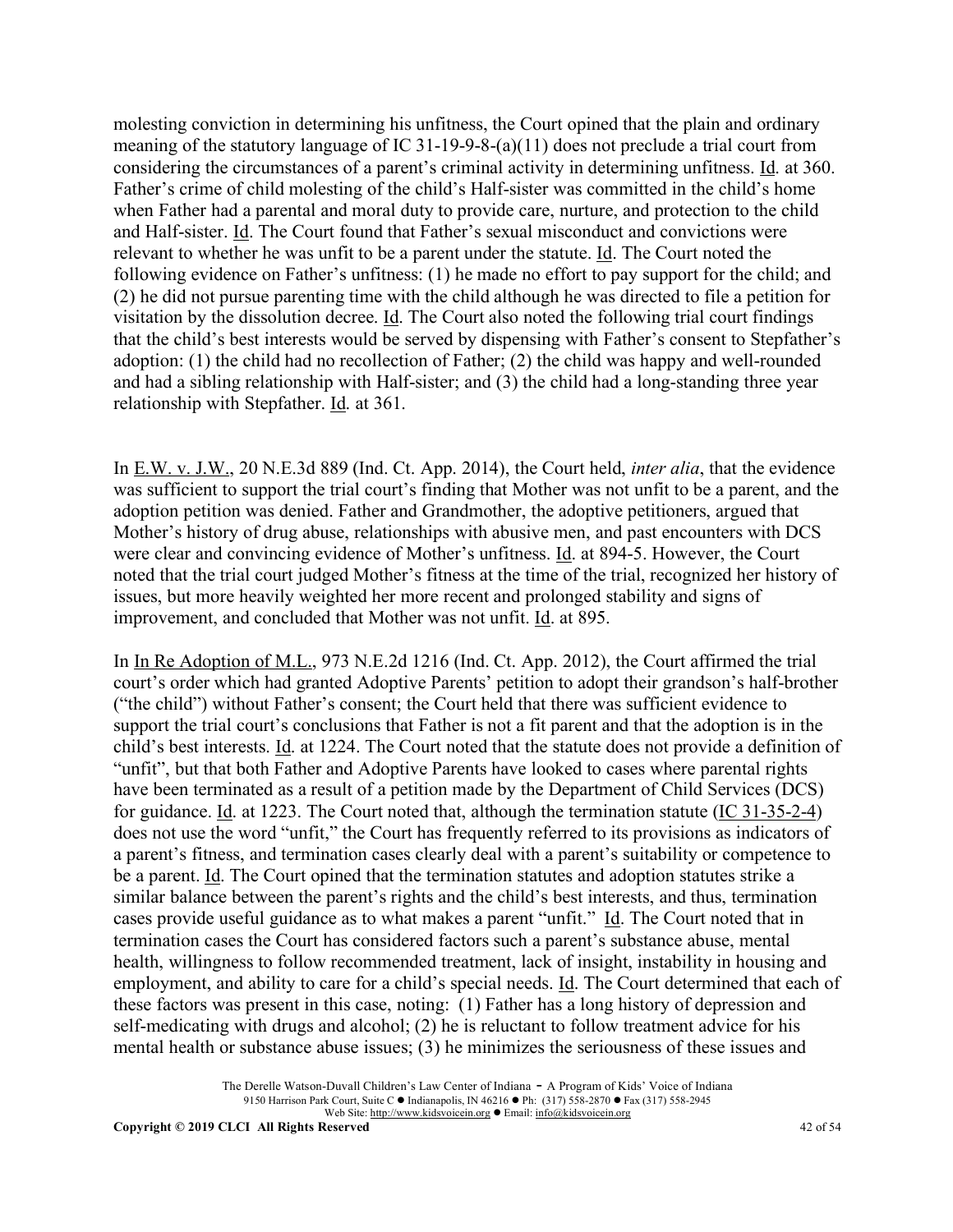molesting conviction in determining his unfitness, the Court opined that the plain and ordinary meaning of the statutory language of IC 31-19-9-8-(a)(11) does not preclude a trial court from considering the circumstances of a parent's criminal activity in determining unfitness. Id. at 360. Father's crime of child molesting of the child's Half-sister was committed in the child's home when Father had a parental and moral duty to provide care, nurture, and protection to the child and Half-sister. Id. The Court found that Father's sexual misconduct and convictions were relevant to whether he was unfit to be a parent under the statute. Id. The Court noted the following evidence on Father's unfitness: (1) he made no effort to pay support for the child; and (2) he did not pursue parenting time with the child although he was directed to file a petition for visitation by the dissolution decree. Id. The Court also noted the following trial court findings that the child's best interests would be served by dispensing with Father's consent to Stepfather's adoption: (1) the child had no recollection of Father; (2) the child was happy and well-rounded and had a sibling relationship with Half-sister; and (3) the child had a long-standing three year relationship with Stepfather. Id. at 361.

In E.W. v. J.W., 20 N.E.3d 889 (Ind. Ct. App. 2014), the Court held, *inter alia*, that the evidence was sufficient to support the trial court's finding that Mother was not unfit to be a parent, and the adoption petition was denied. Father and Grandmother, the adoptive petitioners, argued that Mother's history of drug abuse, relationships with abusive men, and past encounters with DCS were clear and convincing evidence of Mother's unfitness. Id. at 894-5. However, the Court noted that the trial court judged Mother's fitness at the time of the trial, recognized her history of issues, but more heavily weighted her more recent and prolonged stability and signs of improvement, and concluded that Mother was not unfit. Id. at 895.

In In Re Adoption of M.L., 973 N.E.2d 1216 (Ind. Ct. App. 2012), the Court affirmed the trial court's order which had granted Adoptive Parents' petition to adopt their grandson's half-brother ("the child") without Father's consent; the Court held that there was sufficient evidence to support the trial court's conclusions that Father is not a fit parent and that the adoption is in the child's best interests. Id. at 1224. The Court noted that the statute does not provide a definition of "unfit", but that both Father and Adoptive Parents have looked to cases where parental rights have been terminated as a result of a petition made by the Department of Child Services (DCS) for guidance. Id. at 1223. The Court noted that, although the termination statute (IC 31-35-2-4) does not use the word "unfit," the Court has frequently referred to its provisions as indicators of a parent's fitness, and termination cases clearly deal with a parent's suitability or competence to be a parent. Id. The Court opined that the termination statutes and adoption statutes strike a similar balance between the parent's rights and the child's best interests, and thus, termination cases provide useful guidance as to what makes a parent "unfit." Id. The Court noted that in termination cases the Court has considered factors such a parent's substance abuse, mental health, willingness to follow recommended treatment, lack of insight, instability in housing and employment, and ability to care for a child's special needs. Id. The Court determined that each of these factors was present in this case, noting: (1) Father has a long history of depression and self-medicating with drugs and alcohol; (2) he is reluctant to follow treatment advice for his mental health or substance abuse issues; (3) he minimizes the seriousness of these issues and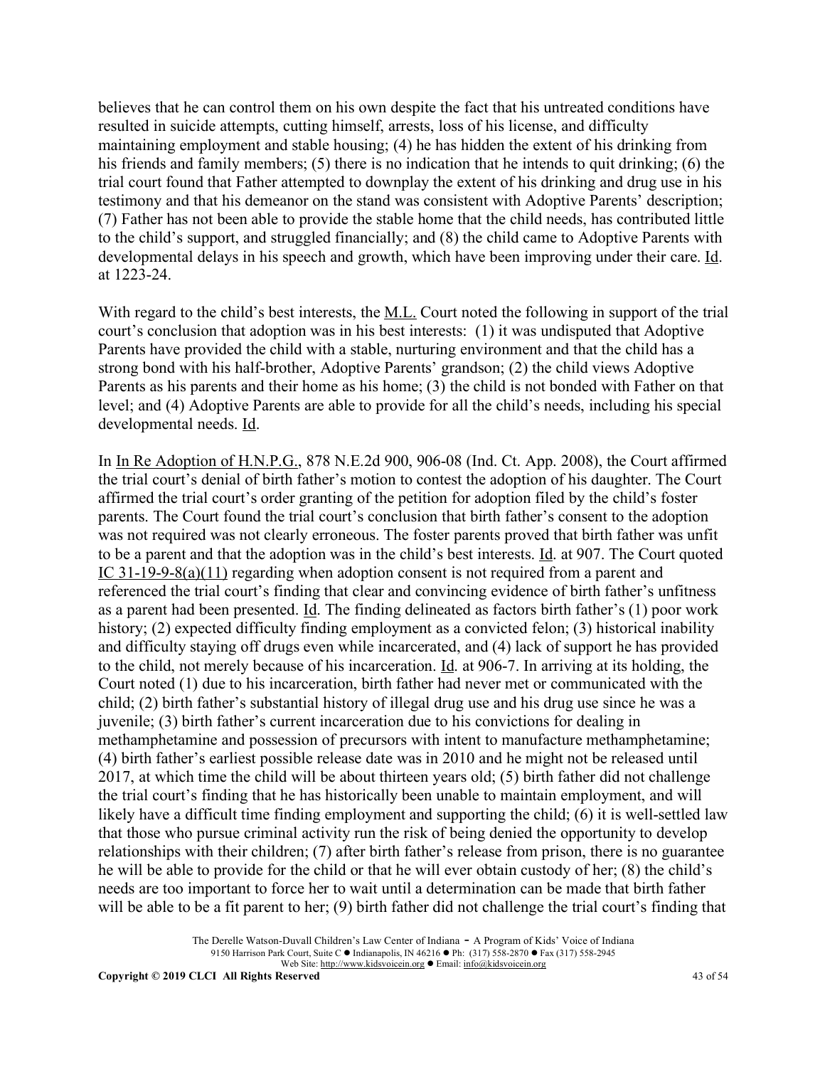believes that he can control them on his own despite the fact that his untreated conditions have resulted in suicide attempts, cutting himself, arrests, loss of his license, and difficulty maintaining employment and stable housing; (4) he has hidden the extent of his drinking from his friends and family members; (5) there is no indication that he intends to quit drinking; (6) the trial court found that Father attempted to downplay the extent of his drinking and drug use in his testimony and that his demeanor on the stand was consistent with Adoptive Parents' description; (7) Father has not been able to provide the stable home that the child needs, has contributed little to the child's support, and struggled financially; and (8) the child came to Adoptive Parents with developmental delays in his speech and growth, which have been improving under their care. Id. at 1223-24.

With regard to the child's best interests, the M.L. Court noted the following in support of the trial court's conclusion that adoption was in his best interests: (1) it was undisputed that Adoptive Parents have provided the child with a stable, nurturing environment and that the child has a strong bond with his half-brother, Adoptive Parents' grandson; (2) the child views Adoptive Parents as his parents and their home as his home; (3) the child is not bonded with Father on that level; and (4) Adoptive Parents are able to provide for all the child's needs, including his special developmental needs. Id.

In In Re Adoption of H.N.P.G., 878 N.E.2d 900, 906-08 (Ind. Ct. App. 2008), the Court affirmed the trial court's denial of birth father's motion to contest the adoption of his daughter. The Court affirmed the trial court's order granting of the petition for adoption filed by the child's foster parents. The Court found the trial court's conclusion that birth father's consent to the adoption was not required was not clearly erroneous. The foster parents proved that birth father was unfit to be a parent and that the adoption was in the child's best interests. Id. at 907. The Court quoted IC 31-19-9-8(a)(11) regarding when adoption consent is not required from a parent and referenced the trial court's finding that clear and convincing evidence of birth father's unfitness as a parent had been presented. Id. The finding delineated as factors birth father's (1) poor work history; (2) expected difficulty finding employment as a convicted felon; (3) historical inability and difficulty staying off drugs even while incarcerated, and (4) lack of support he has provided to the child, not merely because of his incarceration. Id. at 906-7. In arriving at its holding, the Court noted (1) due to his incarceration, birth father had never met or communicated with the child; (2) birth father's substantial history of illegal drug use and his drug use since he was a juvenile; (3) birth father's current incarceration due to his convictions for dealing in methamphetamine and possession of precursors with intent to manufacture methamphetamine; (4) birth father's earliest possible release date was in 2010 and he might not be released until 2017, at which time the child will be about thirteen years old; (5) birth father did not challenge the trial court's finding that he has historically been unable to maintain employment, and will likely have a difficult time finding employment and supporting the child; (6) it is well-settled law that those who pursue criminal activity run the risk of being denied the opportunity to develop relationships with their children; (7) after birth father's release from prison, there is no guarantee he will be able to provide for the child or that he will ever obtain custody of her; (8) the child's needs are too important to force her to wait until a determination can be made that birth father will be able to be a fit parent to her; (9) birth father did not challenge the trial court's finding that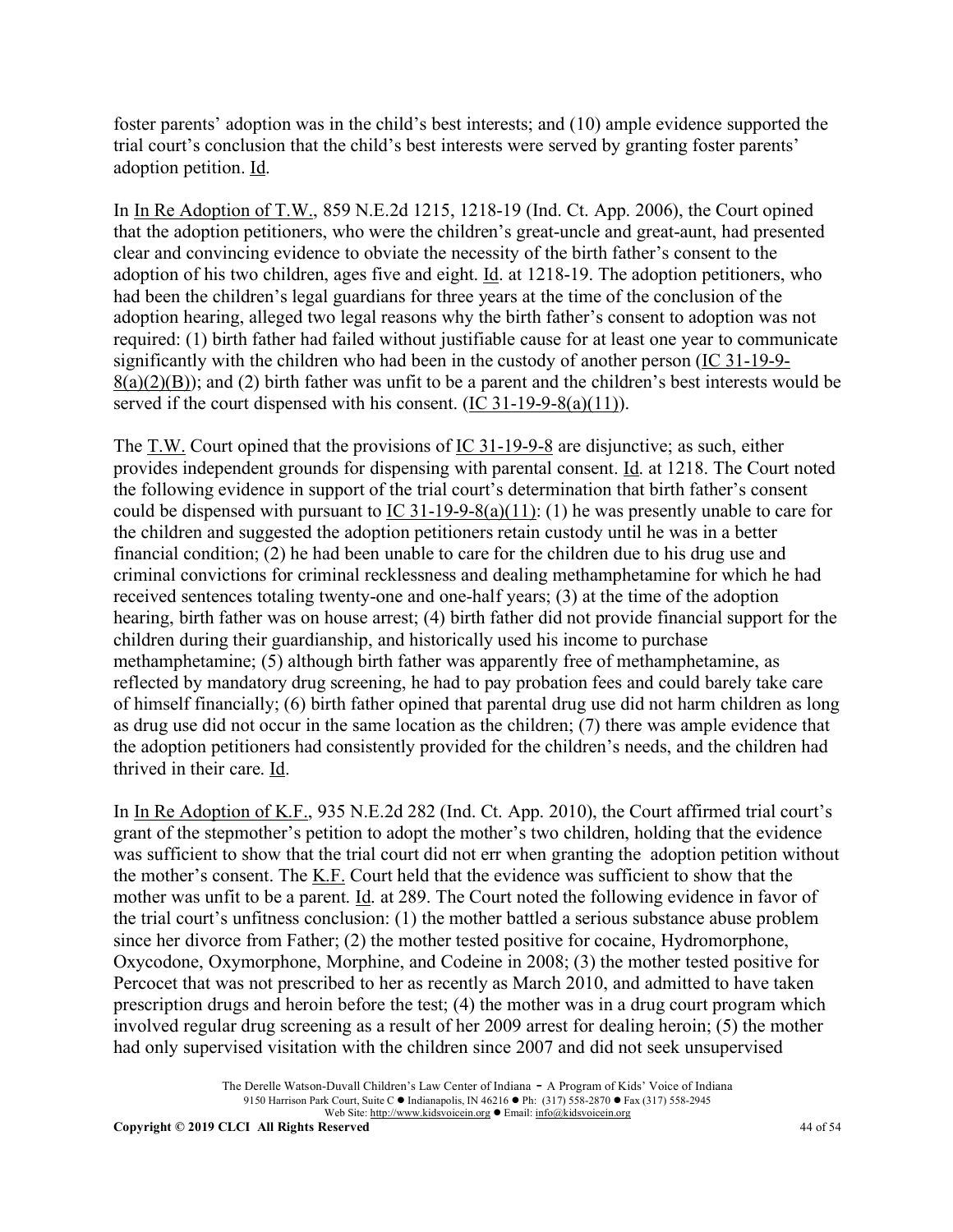foster parents' adoption was in the child's best interests; and (10) ample evidence supported the trial court's conclusion that the child's best interests were served by granting foster parents' adoption petition. Id.

In In Re Adoption of T.W., 859 N.E.2d 1215, 1218-19 (Ind. Ct. App. 2006), the Court opined that the adoption petitioners, who were the children's great-uncle and great-aunt, had presented clear and convincing evidence to obviate the necessity of the birth father's consent to the adoption of his two children, ages five and eight. Id. at 1218-19. The adoption petitioners, who had been the children's legal guardians for three years at the time of the conclusion of the adoption hearing, alleged two legal reasons why the birth father's consent to adoption was not required: (1) birth father had failed without justifiable cause for at least one year to communicate significantly with the children who had been in the custody of another person (IC 31-19-9-8(a)(2)(B)); and (2) birth father was unfit to be a parent and the children's best interests would be served if the court dispensed with his consent. (IC 31-19-9-8(a)(11)).

The T.W. Court opined that the provisions of IC 31-19-9-8 are disjunctive; as such, either provides independent grounds for dispensing with parental consent. Id. at 1218. The Court noted the following evidence in support of the trial court's determination that birth father's consent could be dispensed with pursuant to IC 31-19-9-8(a)(11): (1) he was presently unable to care for the children and suggested the adoption petitioners retain custody until he was in a better financial condition; (2) he had been unable to care for the children due to his drug use and criminal convictions for criminal recklessness and dealing methamphetamine for which he had received sentences totaling twenty-one and one-half years; (3) at the time of the adoption hearing, birth father was on house arrest; (4) birth father did not provide financial support for the children during their guardianship, and historically used his income to purchase methamphetamine; (5) although birth father was apparently free of methamphetamine, as reflected by mandatory drug screening, he had to pay probation fees and could barely take care of himself financially; (6) birth father opined that parental drug use did not harm children as long as drug use did not occur in the same location as the children; (7) there was ample evidence that the adoption petitioners had consistently provided for the children's needs, and the children had thrived in their care. Id.

In In Re Adoption of K.F., 935 N.E.2d 282 (Ind. Ct. App. 2010), the Court affirmed trial court's grant of the stepmother's petition to adopt the mother's two children, holding that the evidence was sufficient to show that the trial court did not err when granting the adoption petition without the mother's consent. The K.F. Court held that the evidence was sufficient to show that the mother was unfit to be a parent. Id. at 289. The Court noted the following evidence in favor of the trial court's unfitness conclusion: (1) the mother battled a serious substance abuse problem since her divorce from Father; (2) the mother tested positive for cocaine, Hydromorphone, Oxycodone, Oxymorphone, Morphine, and Codeine in 2008; (3) the mother tested positive for Percocet that was not prescribed to her as recently as March 2010, and admitted to have taken prescription drugs and heroin before the test; (4) the mother was in a drug court program which involved regular drug screening as a result of her 2009 arrest for dealing heroin; (5) the mother had only supervised visitation with the children since 2007 and did not seek unsupervised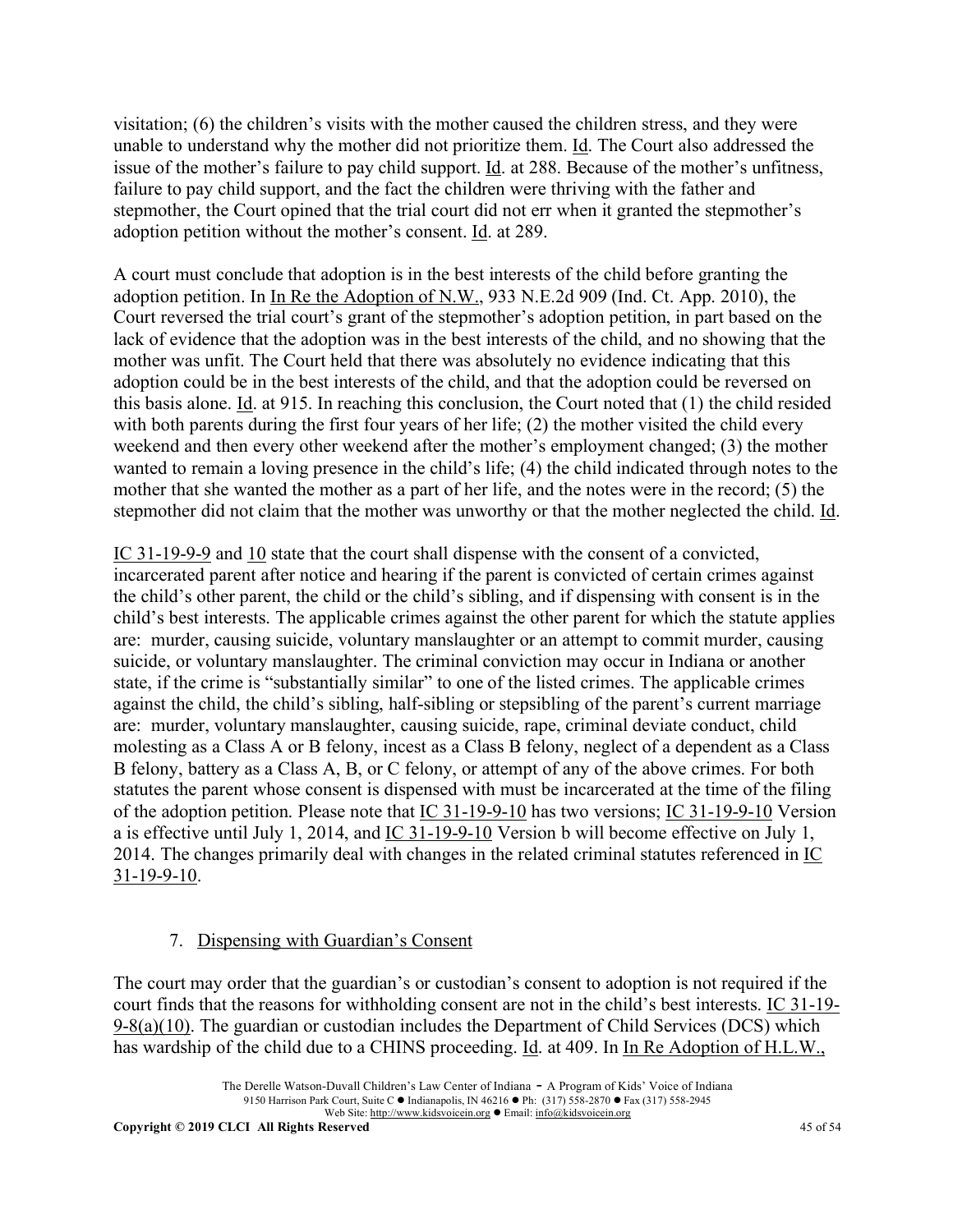visitation; (6) the children's visits with the mother caused the children stress, and they were unable to understand why the mother did not prioritize them. Id. The Court also addressed the issue of the mother's failure to pay child support. Id. at 288. Because of the mother's unfitness, failure to pay child support, and the fact the children were thriving with the father and stepmother, the Court opined that the trial court did not err when it granted the stepmother's adoption petition without the mother's consent. Id. at 289.

A court must conclude that adoption is in the best interests of the child before granting the adoption petition. In In Re the Adoption of N.W., 933 N.E.2d 909 (Ind. Ct. App. 2010), the Court reversed the trial court's grant of the stepmother's adoption petition, in part based on the lack of evidence that the adoption was in the best interests of the child, and no showing that the mother was unfit. The Court held that there was absolutely no evidence indicating that this adoption could be in the best interests of the child, and that the adoption could be reversed on this basis alone. Id. at 915. In reaching this conclusion, the Court noted that (1) the child resided with both parents during the first four years of her life; (2) the mother visited the child every weekend and then every other weekend after the mother's employment changed; (3) the mother wanted to remain a loving presence in the child's life; (4) the child indicated through notes to the mother that she wanted the mother as a part of her life, and the notes were in the record; (5) the stepmother did not claim that the mother was unworthy or that the mother neglected the child. Id.

IC 31-19-9-9 and 10 state that the court shall dispense with the consent of a convicted, incarcerated parent after notice and hearing if the parent is convicted of certain crimes against the child's other parent, the child or the child's sibling, and if dispensing with consent is in the child's best interests. The applicable crimes against the other parent for which the statute applies are: murder, causing suicide, voluntary manslaughter or an attempt to commit murder, causing suicide, or voluntary manslaughter. The criminal conviction may occur in Indiana or another state, if the crime is "substantially similar" to one of the listed crimes. The applicable crimes against the child, the child's sibling, half-sibling or stepsibling of the parent's current marriage are: murder, voluntary manslaughter, causing suicide, rape, criminal deviate conduct, child molesting as a Class A or B felony, incest as a Class B felony, neglect of a dependent as a Class B felony, battery as a Class A, B, or C felony, or attempt of any of the above crimes. For both statutes the parent whose consent is dispensed with must be incarcerated at the time of the filing of the adoption petition. Please note that IC 31-19-9-10 has two versions; IC 31-19-9-10 Version a is effective until July 1, 2014, and IC 31-19-9-10 Version b will become effective on July 1, 2014. The changes primarily deal with changes in the related criminal statutes referenced in IC 31-19-9-10.

### 7. Dispensing with Guardian's Consent

The court may order that the guardian's or custodian's consent to adoption is not required if the court finds that the reasons for withholding consent are not in the child's best interests. IC 31-19-9-8(a)(10). The guardian or custodian includes the Department of Child Services (DCS) which has wardship of the child due to a CHINS proceeding. Id. at 409. In In Re Adoption of H.L.W.,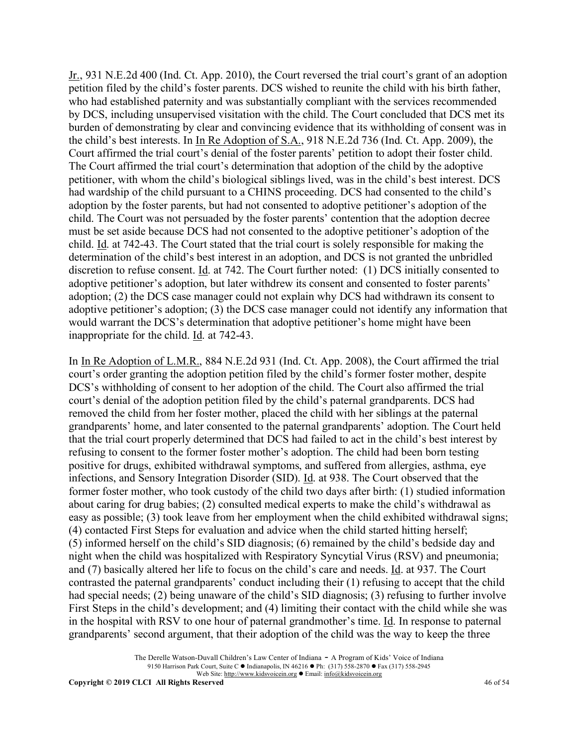Jr., 931 N.E.2d 400 (Ind. Ct. App. 2010), the Court reversed the trial court's grant of an adoption petition filed by the child's foster parents. DCS wished to reunite the child with his birth father, who had established paternity and was substantially compliant with the services recommended by DCS, including unsupervised visitation with the child. The Court concluded that DCS met its burden of demonstrating by clear and convincing evidence that its withholding of consent was in the child's best interests. In In Re Adoption of S.A., 918 N.E.2d 736 (Ind. Ct. App. 2009), the Court affirmed the trial court's denial of the foster parents' petition to adopt their foster child. The Court affirmed the trial court's determination that adoption of the child by the adoptive petitioner, with whom the child's biological siblings lived, was in the child's best interest. DCS had wardship of the child pursuant to a CHINS proceeding. DCS had consented to the child's adoption by the foster parents, but had not consented to adoptive petitioner's adoption of the child. The Court was not persuaded by the foster parents' contention that the adoption decree must be set aside because DCS had not consented to the adoptive petitioner's adoption of the child. Id. at 742-43. The Court stated that the trial court is solely responsible for making the determination of the child's best interest in an adoption, and DCS is not granted the unbridled discretion to refuse consent. Id. at 742. The Court further noted: (1) DCS initially consented to adoptive petitioner's adoption, but later withdrew its consent and consented to foster parents' adoption; (2) the DCS case manager could not explain why DCS had withdrawn its consent to adoptive petitioner's adoption; (3) the DCS case manager could not identify any information that would warrant the DCS's determination that adoptive petitioner's home might have been inappropriate for the child. Id. at 742-43.

In In Re Adoption of L.M.R., 884 N.E.2d 931 (Ind. Ct. App. 2008), the Court affirmed the trial court's order granting the adoption petition filed by the child's former foster mother, despite DCS's withholding of consent to her adoption of the child. The Court also affirmed the trial court's denial of the adoption petition filed by the child's paternal grandparents. DCS had removed the child from her foster mother, placed the child with her siblings at the paternal grandparents' home, and later consented to the paternal grandparents' adoption. The Court held that the trial court properly determined that DCS had failed to act in the child's best interest by refusing to consent to the former foster mother's adoption. The child had been born testing positive for drugs, exhibited withdrawal symptoms, and suffered from allergies, asthma, eye infections, and Sensory Integration Disorder (SID). Id. at 938. The Court observed that the former foster mother, who took custody of the child two days after birth: (1) studied information about caring for drug babies; (2) consulted medical experts to make the child's withdrawal as easy as possible; (3) took leave from her employment when the child exhibited withdrawal signs; (4) contacted First Steps for evaluation and advice when the child started hitting herself; (5) informed herself on the child's SID diagnosis; (6) remained by the child's bedside day and night when the child was hospitalized with Respiratory Syncytial Virus (RSV) and pneumonia; and (7) basically altered her life to focus on the child's care and needs. Id. at 937. The Court contrasted the paternal grandparents' conduct including their (1) refusing to accept that the child had special needs; (2) being unaware of the child's SID diagnosis; (3) refusing to further involve First Steps in the child's development; and (4) limiting their contact with the child while she was in the hospital with RSV to one hour of paternal grandmother's time. Id. In response to paternal grandparents' second argument, that their adoption of the child was the way to keep the three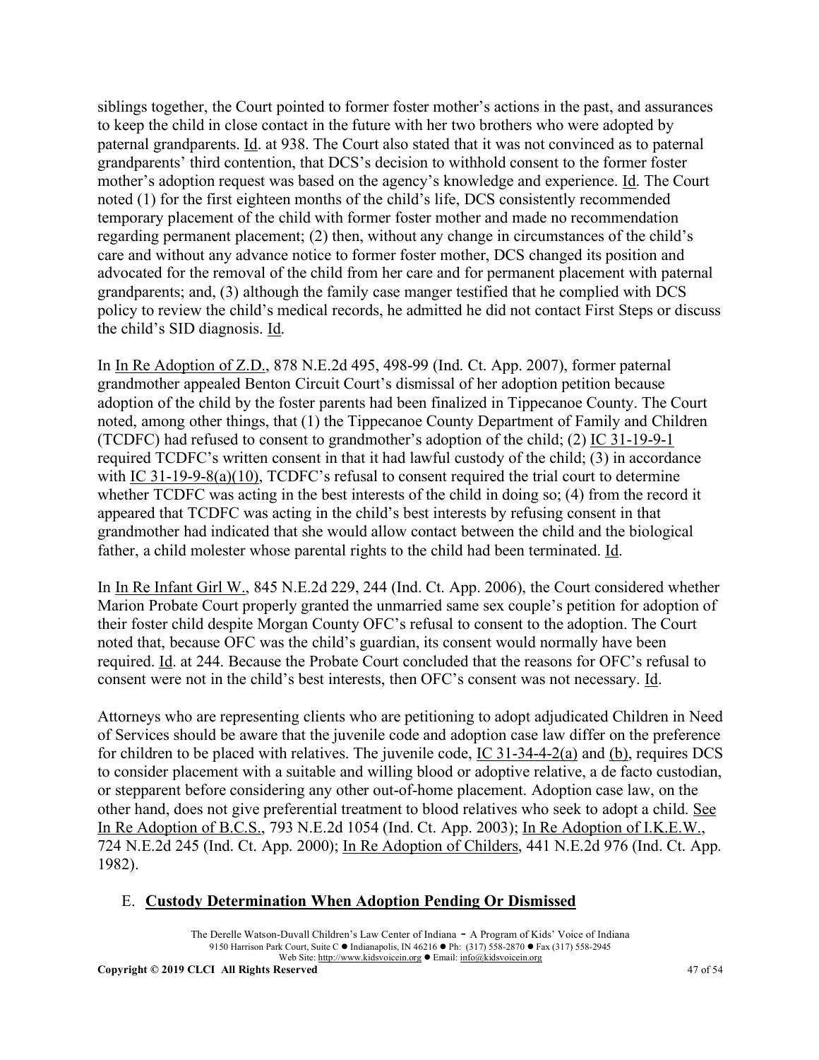siblings together, the Court pointed to former foster mother's actions in the past, and assurances to keep the child in close contact in the future with her two brothers who were adopted by paternal grandparents. Id. at 938. The Court also stated that it was not convinced as to paternal grandparents' third contention, that DCS's decision to withhold consent to the former foster mother's adoption request was based on the agency's knowledge and experience. Id. The Court noted (1) for the first eighteen months of the child's life, DCS consistently recommended temporary placement of the child with former foster mother and made no recommendation regarding permanent placement; (2) then, without any change in circumstances of the child's care and without any advance notice to former foster mother, DCS changed its position and advocated for the removal of the child from her care and for permanent placement with paternal grandparents; and, (3) although the family case manger testified that he complied with DCS policy to review the child's medical records, he admitted he did not contact First Steps or discuss the child's SID diagnosis. Id.

In In Re Adoption of Z.D., 878 N.E.2d 495, 498-99 (Ind. Ct. App. 2007), former paternal grandmother appealed Benton Circuit Court's dismissal of her adoption petition because adoption of the child by the foster parents had been finalized in Tippecanoe County. The Court noted, among other things, that (1) the Tippecanoe County Department of Family and Children (TCDFC) had refused to consent to grandmother's adoption of the child; (2) IC 31-19-9-1 required TCDFC's written consent in that it had lawful custody of the child; (3) in accordance with IC 31-19-9-8(a)(10), TCDFC's refusal to consent required the trial court to determine whether TCDFC was acting in the best interests of the child in doing so; (4) from the record it appeared that TCDFC was acting in the child's best interests by refusing consent in that grandmother had indicated that she would allow contact between the child and the biological father, a child molester whose parental rights to the child had been terminated. Id.

In In Re Infant Girl W., 845 N.E.2d 229, 244 (Ind. Ct. App. 2006), the Court considered whether Marion Probate Court properly granted the unmarried same sex couple's petition for adoption of their foster child despite Morgan County OFC's refusal to consent to the adoption. The Court noted that, because OFC was the child's guardian, its consent would normally have been required. Id. at 244. Because the Probate Court concluded that the reasons for OFC's refusal to consent were not in the child's best interests, then OFC's consent was not necessary. Id.

Attorneys who are representing clients who are petitioning to adopt adjudicated Children in Need of Services should be aware that the juvenile code and adoption case law differ on the preference for children to be placed with relatives. The juvenile code, IC 31-34-4-2(a) and (b), requires DCS to consider placement with a suitable and willing blood or adoptive relative, a de facto custodian, or stepparent before considering any other out-of-home placement. Adoption case law, on the other hand, does not give preferential treatment to blood relatives who seek to adopt a child. See In Re Adoption of B.C.S., 793 N.E.2d 1054 (Ind. Ct. App. 2003); In Re Adoption of I.K.E.W., 724 N.E.2d 245 (Ind. Ct. App. 2000); In Re Adoption of Childers, 441 N.E.2d 976 (Ind. Ct. App. 1982).

## E. **Custody Determination When Adoption Pending Or Dismissed**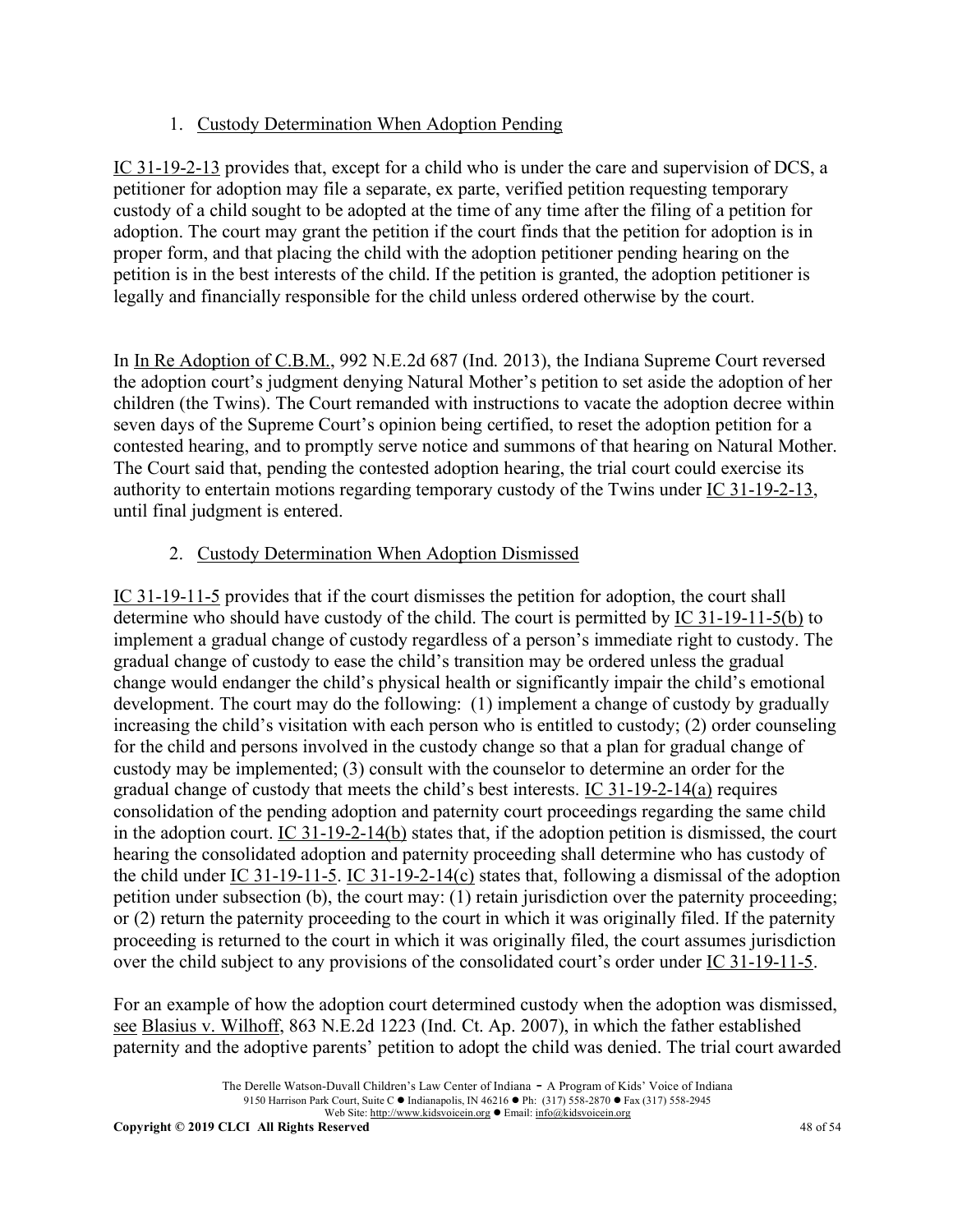### 1. Custody Determination When Adoption Pending

IC 31-19-2-13 provides that, except for a child who is under the care and supervision of DCS, a petitioner for adoption may file a separate, ex parte, verified petition requesting temporary custody of a child sought to be adopted at the time of any time after the filing of a petition for adoption. The court may grant the petition if the court finds that the petition for adoption is in proper form, and that placing the child with the adoption petitioner pending hearing on the petition is in the best interests of the child. If the petition is granted, the adoption petitioner is legally and financially responsible for the child unless ordered otherwise by the court.

In In Re Adoption of C.B.M., 992 N.E.2d 687 (Ind. 2013), the Indiana Supreme Court reversed the adoption court's judgment denying Natural Mother's petition to set aside the adoption of her children (the Twins). The Court remanded with instructions to vacate the adoption decree within seven days of the Supreme Court's opinion being certified, to reset the adoption petition for a contested hearing, and to promptly serve notice and summons of that hearing on Natural Mother. The Court said that, pending the contested adoption hearing, the trial court could exercise its authority to entertain motions regarding temporary custody of the Twins under IC 31-19-2-13, until final judgment is entered.

### 2. Custody Determination When Adoption Dismissed

IC 31-19-11-5 provides that if the court dismisses the petition for adoption, the court shall determine who should have custody of the child. The court is permitted by IC 31-19-11-5(b) to implement a gradual change of custody regardless of a person's immediate right to custody. The gradual change of custody to ease the child's transition may be ordered unless the gradual change would endanger the child's physical health or significantly impair the child's emotional development. The court may do the following: (1) implement a change of custody by gradually increasing the child's visitation with each person who is entitled to custody; (2) order counseling for the child and persons involved in the custody change so that a plan for gradual change of custody may be implemented; (3) consult with the counselor to determine an order for the gradual change of custody that meets the child's best interests. IC 31-19-2-14(a) requires consolidation of the pending adoption and paternity court proceedings regarding the same child in the adoption court. IC 31-19-2-14(b) states that, if the adoption petition is dismissed, the court hearing the consolidated adoption and paternity proceeding shall determine who has custody of the child under IC 31-19-11-5. IC 31-19-2-14(c) states that, following a dismissal of the adoption petition under subsection (b), the court may: (1) retain jurisdiction over the paternity proceeding; or (2) return the paternity proceeding to the court in which it was originally filed. If the paternity proceeding is returned to the court in which it was originally filed, the court assumes jurisdiction over the child subject to any provisions of the consolidated court's order under IC 31-19-11-5.

For an example of how the adoption court determined custody when the adoption was dismissed, see Blasius v. Wilhoff, 863 N.E.2d 1223 (Ind. Ct. Ap. 2007), in which the father established paternity and the adoptive parents' petition to adopt the child was denied. The trial court awarded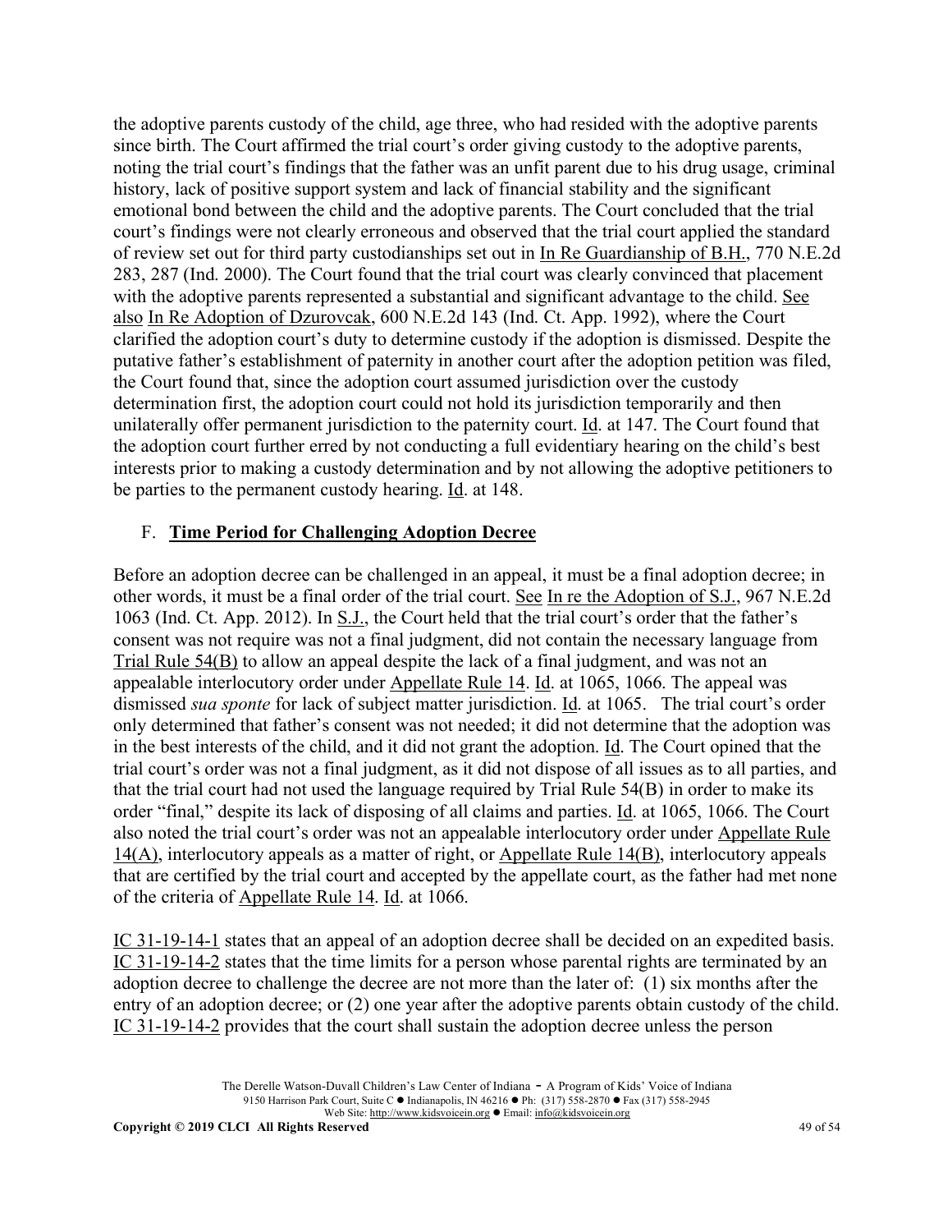the adoptive parents custody of the child, age three, who had resided with the adoptive parents since birth. The Court affirmed the trial court's order giving custody to the adoptive parents, noting the trial court's findings that the father was an unfit parent due to his drug usage, criminal history, lack of positive support system and lack of financial stability and the significant emotional bond between the child and the adoptive parents. The Court concluded that the trial court's findings were not clearly erroneous and observed that the trial court applied the standard of review set out for third party custodianships set out in In Re Guardianship of B.H., 770 N.E.2d 283, 287 (Ind. 2000). The Court found that the trial court was clearly convinced that placement with the adoptive parents represented a substantial and significant advantage to the child. See also In Re Adoption of Dzurovcak, 600 N.E.2d 143 (Ind. Ct. App. 1992), where the Court clarified the adoption court's duty to determine custody if the adoption is dismissed. Despite the putative father's establishment of paternity in another court after the adoption petition was filed, the Court found that, since the adoption court assumed jurisdiction over the custody determination first, the adoption court could not hold its jurisdiction temporarily and then unilaterally offer permanent jurisdiction to the paternity court. Id. at 147. The Court found that the adoption court further erred by not conducting a full evidentiary hearing on the child's best interests prior to making a custody determination and by not allowing the adoptive petitioners to be parties to the permanent custody hearing. Id. at 148.

### F. **Time Period for Challenging Adoption Decree**

Before an adoption decree can be challenged in an appeal, it must be a final adoption decree; in other words, it must be a final order of the trial court. See In re the Adoption of S.J., 967 N.E.2d 1063 (Ind. Ct. App. 2012). In S.J., the Court held that the trial court's order that the father's consent was not require was not a final judgment, did not contain the necessary language from Trial Rule 54(B) to allow an appeal despite the lack of a final judgment, and was not an appealable interlocutory order under Appellate Rule 14. Id. at 1065, 1066. The appeal was dismissed *sua sponte* for lack of subject matter jurisdiction. Id. at 1065. The trial court's order only determined that father's consent was not needed; it did not determine that the adoption was in the best interests of the child, and it did not grant the adoption. Id. The Court opined that the trial court's order was not a final judgment, as it did not dispose of all issues as to all parties, and that the trial court had not used the language required by Trial Rule 54(B) in order to make its order "final," despite its lack of disposing of all claims and parties. Id. at 1065, 1066. The Court also noted the trial court's order was not an appealable interlocutory order under Appellate Rule 14(A), interlocutory appeals as a matter of right, or Appellate Rule 14(B), interlocutory appeals that are certified by the trial court and accepted by the appellate court, as the father had met none of the criteria of Appellate Rule 14. Id. at 1066.

IC 31-19-14-1 states that an appeal of an adoption decree shall be decided on an expedited basis. IC 31-19-14-2 states that the time limits for a person whose parental rights are terminated by an adoption decree to challenge the decree are not more than the later of: (1) six months after the entry of an adoption decree; or (2) one year after the adoptive parents obtain custody of the child. IC 31-19-14-2 provides that the court shall sustain the adoption decree unless the person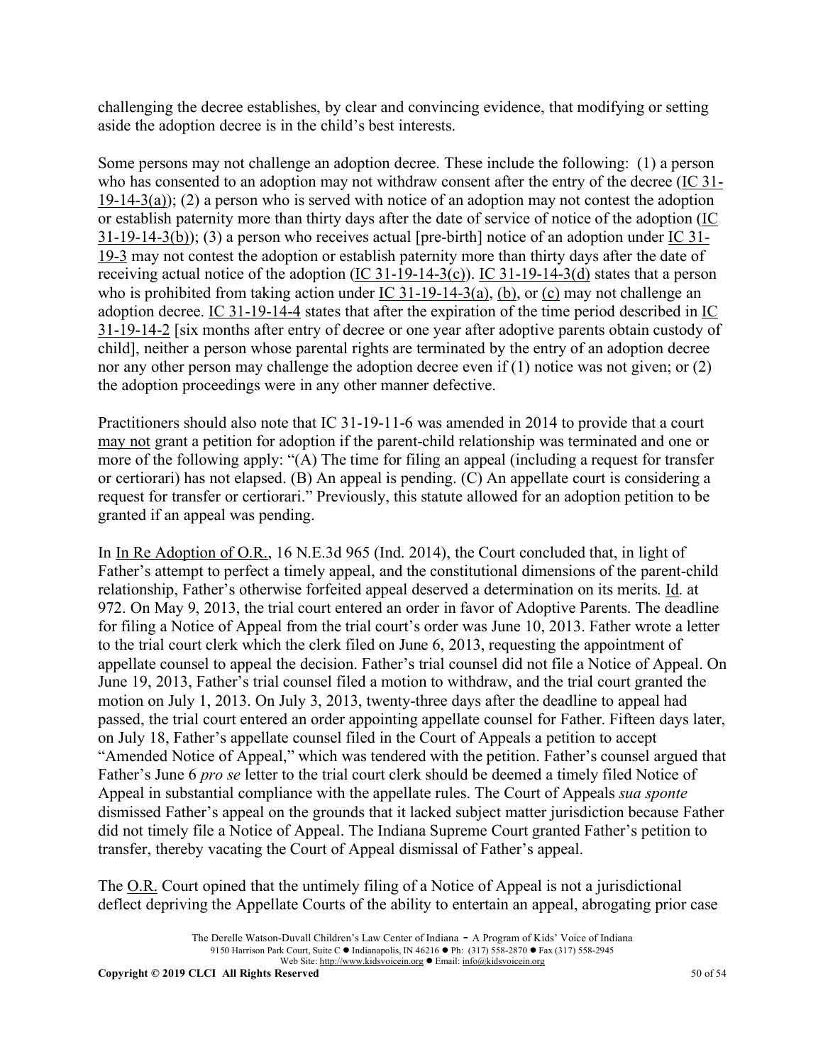challenging the decree establishes, by clear and convincing evidence, that modifying or setting aside the adoption decree is in the child's best interests.

Some persons may not challenge an adoption decree. These include the following: (1) a person who has consented to an adoption may not withdraw consent after the entry of the decree (IC 31-19-14-3(a)); (2) a person who is served with notice of an adoption may not contest the adoption or establish paternity more than thirty days after the date of service of notice of the adoption (IC 31-19-14-3(b)); (3) a person who receives actual [pre-birth] notice of an adoption under IC 31-19-3 may not contest the adoption or establish paternity more than thirty days after the date of receiving actual notice of the adoption (IC 31-19-14-3(c)). IC 31-19-14-3(d) states that a person who is prohibited from taking action under IC 31-19-14-3(a), (b), or (c) may not challenge an adoption decree. IC 31-19-14-4 states that after the expiration of the time period described in IC 31-19-14-2 [six months after entry of decree or one year after adoptive parents obtain custody of child], neither a person whose parental rights are terminated by the entry of an adoption decree nor any other person may challenge the adoption decree even if (1) notice was not given; or (2) the adoption proceedings were in any other manner defective.

Practitioners should also note that IC 31-19-11-6 was amended in 2014 to provide that a court may not grant a petition for adoption if the parent-child relationship was terminated and one or more of the following apply: "(A) The time for filing an appeal (including a request for transfer or certiorari) has not elapsed. (B) An appeal is pending. (C) An appellate court is considering a request for transfer or certiorari." Previously, this statute allowed for an adoption petition to be granted if an appeal was pending.

In In Re Adoption of O.R., 16 N.E.3d 965 (Ind. 2014), the Court concluded that, in light of Father's attempt to perfect a timely appeal, and the constitutional dimensions of the parent-child relationship, Father's otherwise forfeited appeal deserved a determination on its merits. Id. at 972. On May 9, 2013, the trial court entered an order in favor of Adoptive Parents. The deadline for filing a Notice of Appeal from the trial court's order was June 10, 2013. Father wrote a letter to the trial court clerk which the clerk filed on June 6, 2013, requesting the appointment of appellate counsel to appeal the decision. Father's trial counsel did not file a Notice of Appeal. On June 19, 2013, Father's trial counsel filed a motion to withdraw, and the trial court granted the motion on July 1, 2013. On July 3, 2013, twenty-three days after the deadline to appeal had passed, the trial court entered an order appointing appellate counsel for Father. Fifteen days later, on July 18, Father's appellate counsel filed in the Court of Appeals a petition to accept "Amended Notice of Appeal," which was tendered with the petition. Father's counsel argued that Father's June 6 *pro se* letter to the trial court clerk should be deemed a timely filed Notice of Appeal in substantial compliance with the appellate rules. The Court of Appeals *sua sponte* dismissed Father's appeal on the grounds that it lacked subject matter jurisdiction because Father did not timely file a Notice of Appeal. The Indiana Supreme Court granted Father's petition to transfer, thereby vacating the Court of Appeal dismissal of Father's appeal.

The O.R. Court opined that the untimely filing of a Notice of Appeal is not a jurisdictional deflect depriving the Appellate Courts of the ability to entertain an appeal, abrogating prior case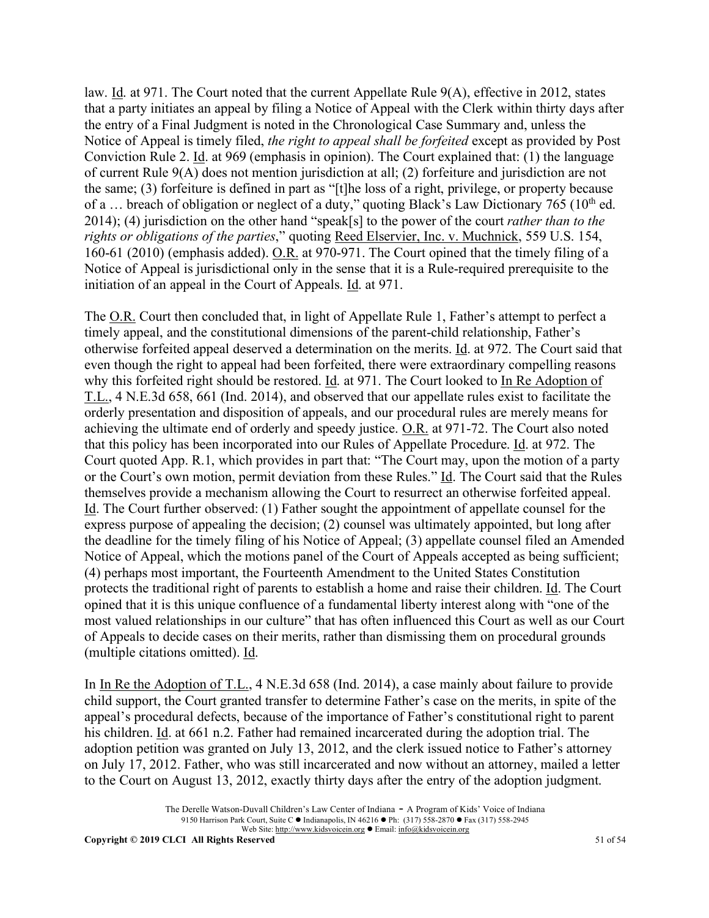law. Id. at 971. The Court noted that the current Appellate Rule 9(A), effective in 2012, states that a party initiates an appeal by filing a Notice of Appeal with the Clerk within thirty days after the entry of a Final Judgment is noted in the Chronological Case Summary and, unless the Notice of Appeal is timely filed, *the right to appeal shall be forfeited* except as provided by Post Conviction Rule 2. Id. at 969 (emphasis in opinion). The Court explained that: (1) the language of current Rule 9(A) does not mention jurisdiction at all; (2) forfeiture and jurisdiction are not the same; (3) forfeiture is defined in part as "[t]he loss of a right, privilege, or property because of a … breach of obligation or neglect of a duty," quoting Black's Law Dictionary 765 (10th ed. 2014); (4) jurisdiction on the other hand "speak[s] to the power of the court *rather than to the rights or obligations of the parties*," quoting Reed Elservier, Inc. v. Muchnick, 559 U.S. 154, 160-61 (2010) (emphasis added). O.R. at 970-971. The Court opined that the timely filing of a Notice of Appeal is jurisdictional only in the sense that it is a Rule-required prerequisite to the initiation of an appeal in the Court of Appeals. Id. at 971.

The O.R. Court then concluded that, in light of Appellate Rule 1, Father's attempt to perfect a timely appeal, and the constitutional dimensions of the parent-child relationship, Father's otherwise forfeited appeal deserved a determination on the merits. Id. at 972. The Court said that even though the right to appeal had been forfeited, there were extraordinary compelling reasons why this forfeited right should be restored. Id. at 971. The Court looked to In Re Adoption of T.L., 4 N.E.3d 658, 661 (Ind. 2014), and observed that our appellate rules exist to facilitate the orderly presentation and disposition of appeals, and our procedural rules are merely means for achieving the ultimate end of orderly and speedy justice. O.R. at 971-72. The Court also noted that this policy has been incorporated into our Rules of Appellate Procedure. Id. at 972. The Court quoted App. R.1, which provides in part that: "The Court may, upon the motion of a party or the Court's own motion, permit deviation from these Rules." Id. The Court said that the Rules themselves provide a mechanism allowing the Court to resurrect an otherwise forfeited appeal. Id. The Court further observed: (1) Father sought the appointment of appellate counsel for the express purpose of appealing the decision; (2) counsel was ultimately appointed, but long after the deadline for the timely filing of his Notice of Appeal; (3) appellate counsel filed an Amended Notice of Appeal, which the motions panel of the Court of Appeals accepted as being sufficient; (4) perhaps most important, the Fourteenth Amendment to the United States Constitution protects the traditional right of parents to establish a home and raise their children. Id. The Court opined that it is this unique confluence of a fundamental liberty interest along with "one of the most valued relationships in our culture" that has often influenced this Court as well as our Court of Appeals to decide cases on their merits, rather than dismissing them on procedural grounds (multiple citations omitted). Id.

In In Re the Adoption of T.L., 4 N.E.3d 658 (Ind. 2014), a case mainly about failure to provide child support, the Court granted transfer to determine Father's case on the merits, in spite of the appeal's procedural defects, because of the importance of Father's constitutional right to parent his children. Id. at 661 n.2. Father had remained incarcerated during the adoption trial. The adoption petition was granted on July 13, 2012, and the clerk issued notice to Father's attorney on July 17, 2012. Father, who was still incarcerated and now without an attorney, mailed a letter to the Court on August 13, 2012, exactly thirty days after the entry of the adoption judgment.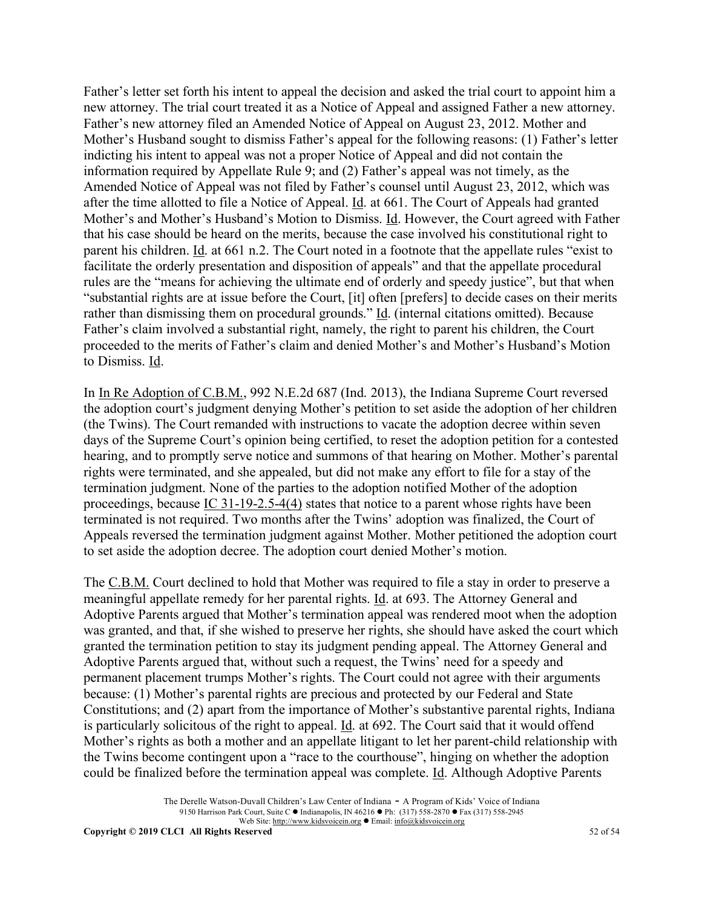Father's letter set forth his intent to appeal the decision and asked the trial court to appoint him a new attorney. The trial court treated it as a Notice of Appeal and assigned Father a new attorney. Father's new attorney filed an Amended Notice of Appeal on August 23, 2012. Mother and Mother's Husband sought to dismiss Father's appeal for the following reasons: (1) Father's letter indicting his intent to appeal was not a proper Notice of Appeal and did not contain the information required by Appellate Rule 9; and (2) Father's appeal was not timely, as the Amended Notice of Appeal was not filed by Father's counsel until August 23, 2012, which was after the time allotted to file a Notice of Appeal. Id. at 661. The Court of Appeals had granted Mother's and Mother's Husband's Motion to Dismiss. Id. However, the Court agreed with Father that his case should be heard on the merits, because the case involved his constitutional right to parent his children. Id. at 661 n.2. The Court noted in a footnote that the appellate rules "exist to facilitate the orderly presentation and disposition of appeals" and that the appellate procedural rules are the "means for achieving the ultimate end of orderly and speedy justice", but that when "substantial rights are at issue before the Court, [it] often [prefers] to decide cases on their merits rather than dismissing them on procedural grounds." Id. (internal citations omitted). Because Father's claim involved a substantial right, namely, the right to parent his children, the Court proceeded to the merits of Father's claim and denied Mother's and Mother's Husband's Motion to Dismiss. Id.

In In Re Adoption of C.B.M., 992 N.E.2d 687 (Ind. 2013), the Indiana Supreme Court reversed the adoption court's judgment denying Mother's petition to set aside the adoption of her children (the Twins). The Court remanded with instructions to vacate the adoption decree within seven days of the Supreme Court's opinion being certified, to reset the adoption petition for a contested hearing, and to promptly serve notice and summons of that hearing on Mother. Mother's parental rights were terminated, and she appealed, but did not make any effort to file for a stay of the termination judgment. None of the parties to the adoption notified Mother of the adoption proceedings, because IC 31-19-2.5-4(4) states that notice to a parent whose rights have been terminated is not required. Two months after the Twins' adoption was finalized, the Court of Appeals reversed the termination judgment against Mother. Mother petitioned the adoption court to set aside the adoption decree. The adoption court denied Mother's motion.

The C.B.M. Court declined to hold that Mother was required to file a stay in order to preserve a meaningful appellate remedy for her parental rights. Id. at 693. The Attorney General and Adoptive Parents argued that Mother's termination appeal was rendered moot when the adoption was granted, and that, if she wished to preserve her rights, she should have asked the court which granted the termination petition to stay its judgment pending appeal. The Attorney General and Adoptive Parents argued that, without such a request, the Twins' need for a speedy and permanent placement trumps Mother's rights. The Court could not agree with their arguments because: (1) Mother's parental rights are precious and protected by our Federal and State Constitutions; and (2) apart from the importance of Mother's substantive parental rights, Indiana is particularly solicitous of the right to appeal. Id. at 692. The Court said that it would offend Mother's rights as both a mother and an appellate litigant to let her parent-child relationship with the Twins become contingent upon a "race to the courthouse", hinging on whether the adoption could be finalized before the termination appeal was complete. Id. Although Adoptive Parents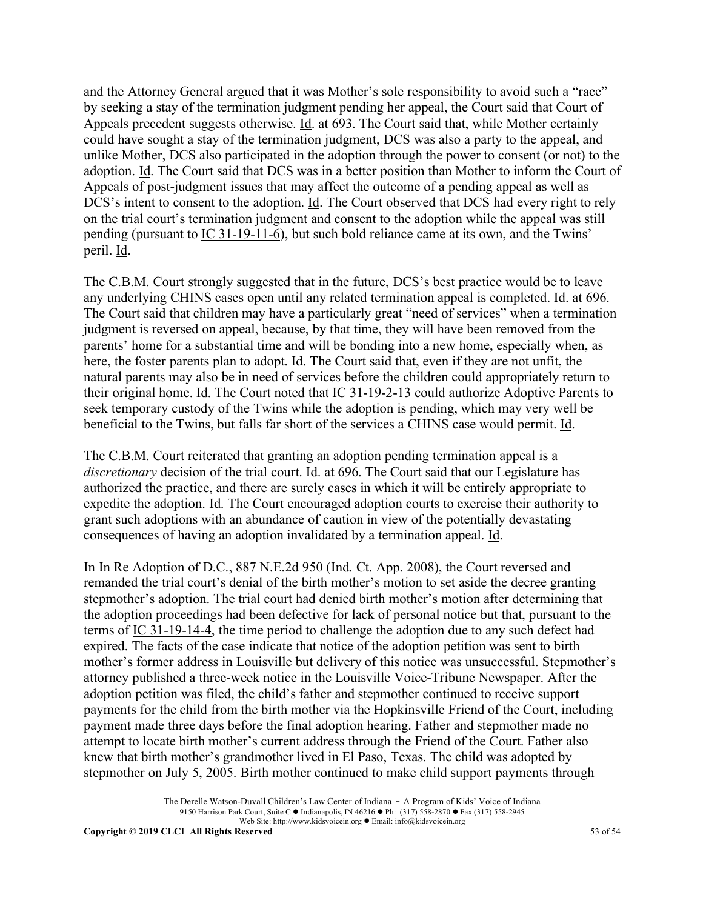and the Attorney General argued that it was Mother's sole responsibility to avoid such a "race" by seeking a stay of the termination judgment pending her appeal, the Court said that Court of Appeals precedent suggests otherwise. Id. at 693. The Court said that, while Mother certainly could have sought a stay of the termination judgment, DCS was also a party to the appeal, and unlike Mother, DCS also participated in the adoption through the power to consent (or not) to the adoption. Id. The Court said that DCS was in a better position than Mother to inform the Court of Appeals of post-judgment issues that may affect the outcome of a pending appeal as well as DCS's intent to consent to the adoption. Id. The Court observed that DCS had every right to rely on the trial court's termination judgment and consent to the adoption while the appeal was still pending (pursuant to IC 31-19-11-6), but such bold reliance came at its own, and the Twins' peril. Id.

The C.B.M. Court strongly suggested that in the future, DCS's best practice would be to leave any underlying CHINS cases open until any related termination appeal is completed. Id. at 696. The Court said that children may have a particularly great "need of services" when a termination judgment is reversed on appeal, because, by that time, they will have been removed from the parents' home for a substantial time and will be bonding into a new home, especially when, as here, the foster parents plan to adopt. Id. The Court said that, even if they are not unfit, the natural parents may also be in need of services before the children could appropriately return to their original home. Id. The Court noted that IC 31-19-2-13 could authorize Adoptive Parents to seek temporary custody of the Twins while the adoption is pending, which may very well be beneficial to the Twins, but falls far short of the services a CHINS case would permit. Id.

The C.B.M. Court reiterated that granting an adoption pending termination appeal is a *discretionary* decision of the trial court. Id. at 696. The Court said that our Legislature has authorized the practice, and there are surely cases in which it will be entirely appropriate to expedite the adoption. Id. The Court encouraged adoption courts to exercise their authority to grant such adoptions with an abundance of caution in view of the potentially devastating consequences of having an adoption invalidated by a termination appeal. Id.

In In Re Adoption of D.C., 887 N.E.2d 950 (Ind. Ct. App. 2008), the Court reversed and remanded the trial court's denial of the birth mother's motion to set aside the decree granting stepmother's adoption. The trial court had denied birth mother's motion after determining that the adoption proceedings had been defective for lack of personal notice but that, pursuant to the terms of IC 31-19-14-4, the time period to challenge the adoption due to any such defect had expired. The facts of the case indicate that notice of the adoption petition was sent to birth mother's former address in Louisville but delivery of this notice was unsuccessful. Stepmother's attorney published a three-week notice in the Louisville Voice-Tribune Newspaper. After the adoption petition was filed, the child's father and stepmother continued to receive support payments for the child from the birth mother via the Hopkinsville Friend of the Court, including payment made three days before the final adoption hearing. Father and stepmother made no attempt to locate birth mother's current address through the Friend of the Court. Father also knew that birth mother's grandmother lived in El Paso, Texas. The child was adopted by stepmother on July 5, 2005. Birth mother continued to make child support payments through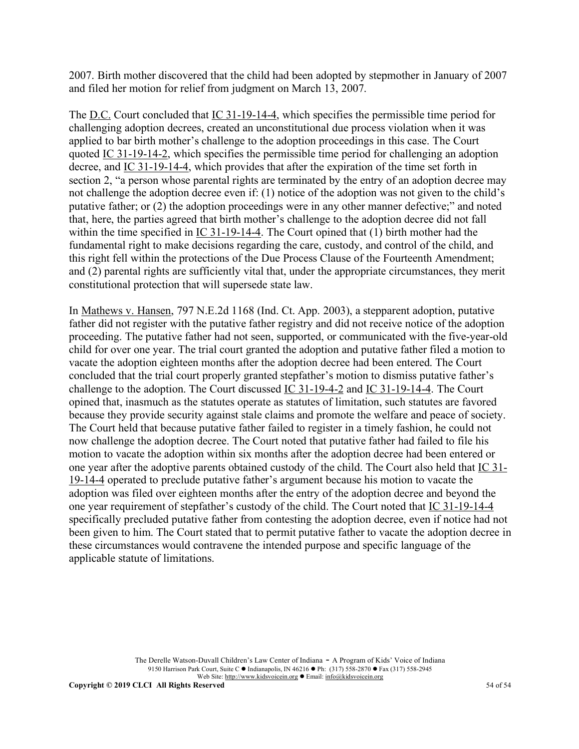2007. Birth mother discovered that the child had been adopted by stepmother in January of 2007 and filed her motion for relief from judgment on March 13, 2007.

The D.C. Court concluded that IC 31-19-14-4, which specifies the permissible time period for challenging adoption decrees, created an unconstitutional due process violation when it was applied to bar birth mother's challenge to the adoption proceedings in this case. The Court quoted IC 31-19-14-2, which specifies the permissible time period for challenging an adoption decree, and IC 31-19-14-4, which provides that after the expiration of the time set forth in section 2, "a person whose parental rights are terminated by the entry of an adoption decree may not challenge the adoption decree even if: (1) notice of the adoption was not given to the child's putative father; or (2) the adoption proceedings were in any other manner defective;" and noted that, here, the parties agreed that birth mother's challenge to the adoption decree did not fall within the time specified in IC 31-19-14-4. The Court opined that (1) birth mother had the fundamental right to make decisions regarding the care, custody, and control of the child, and this right fell within the protections of the Due Process Clause of the Fourteenth Amendment; and (2) parental rights are sufficiently vital that, under the appropriate circumstances, they merit constitutional protection that will supersede state law.

In Mathews v. Hansen, 797 N.E.2d 1168 (Ind. Ct. App. 2003), a stepparent adoption, putative father did not register with the putative father registry and did not receive notice of the adoption proceeding. The putative father had not seen, supported, or communicated with the five-year-old child for over one year. The trial court granted the adoption and putative father filed a motion to vacate the adoption eighteen months after the adoption decree had been entered. The Court concluded that the trial court properly granted stepfather's motion to dismiss putative father's challenge to the adoption. The Court discussed IC 31-19-4-2 and IC 31-19-14-4. The Court opined that, inasmuch as the statutes operate as statutes of limitation, such statutes are favored because they provide security against stale claims and promote the welfare and peace of society. The Court held that because putative father failed to register in a timely fashion, he could not now challenge the adoption decree. The Court noted that putative father had failed to file his motion to vacate the adoption within six months after the adoption decree had been entered or one year after the adoptive parents obtained custody of the child. The Court also held that IC 31-19-14-4 operated to preclude putative father's argument because his motion to vacate the adoption was filed over eighteen months after the entry of the adoption decree and beyond the one year requirement of stepfather's custody of the child. The Court noted that IC 31-19-14-4 specifically precluded putative father from contesting the adoption decree, even if notice had not been given to him. The Court stated that to permit putative father to vacate the adoption decree in these circumstances would contravene the intended purpose and specific language of the applicable statute of limitations.